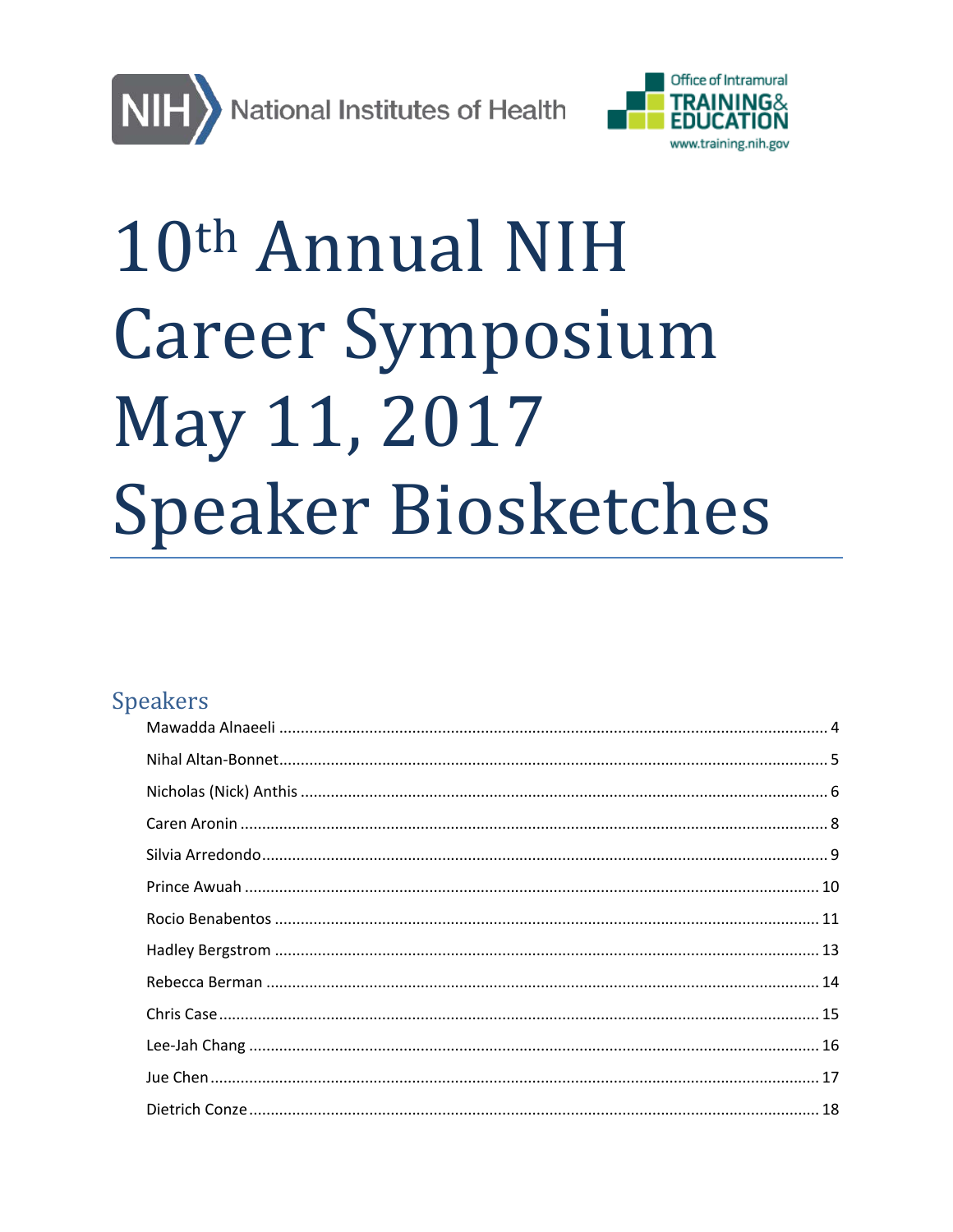National Institutes of Health

Office of Intramural TRAINING & EDUCATION
www.training.nih.gov

# 10th Annual NIH Career Symposium May 11, 2017 Speaker Biosketches

## Speakers

Mawadda Alnaeeli ... 4

Nihal Altan-Bonnet ... 5

Nicholas (Nick) Anthis ... 6

Caren Aronin ... 8

Silvia Arredondo ... 9

Prince Awuah ... 10

Rocio Benabentos ... 11

Hadley Bergstrom ... 13

Rebecca Berman ... 14

Chris Case ... 15

Lee-Jah Chang ... 16

Jue Chen ... 17

Dietrich Conze ... 18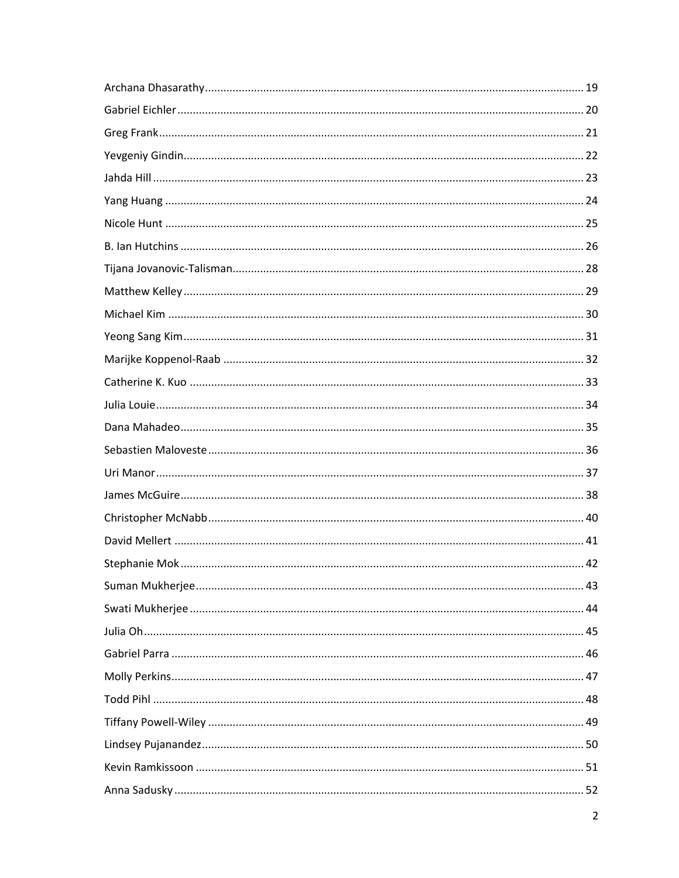Archana Dhasarathy........................................................................................................................ 19

Gabriel Eichler................................................................................................................................. 20

Greg Frank....................................................................................................................................... 21

Yevgeniy Gindin............................................................................................................................... 22

Jahda Hill ......................................................................................................................................... 23

Yang Huang ..................................................................................................................................... 24

Nicole Hunt ..................................................................................................................................... 25

B. Ian Hutchins ................................................................................................................................ 26

Tijana Jovanovic-Talisman............................................................................................................... 28

Matthew Kelley ............................................................................................................................... 29

Michael Kim .................................................................................................................................... 30

Yeong Sang Kim............................................................................................................................... 31

Marijke Koppenol-Raab .................................................................................................................. 32

Catherine K. Kuo ............................................................................................................................. 33

Julia Louie........................................................................................................................................ 34

Dana Mahadeo................................................................................................................................ 35

Sebastien Maloveste....................................................................................................................... 36

Uri Manor........................................................................................................................................ 37

James McGuire................................................................................................................................ 38

Christopher McNabb....................................................................................................................... 40

David Mellert .................................................................................................................................. 41

Stephanie Mok................................................................................................................................ 42

Suman Mukherjee........................................................................................................................... 43

Swati Mukherjee ............................................................................................................................. 44

Julia Oh............................................................................................................................................ 45

Gabriel Parra ................................................................................................................................... 46

Molly Perkins................................................................................................................................... 47

Todd Pihl ......................................................................................................................................... 48

Tiffany Powell-Wiley ....................................................................................................................... 49

Lindsey Pujanandez......................................................................................................................... 50

Kevin Ramkissoon ........................................................................................................................... 51

Anna Sadusky .................................................................................................................................. 52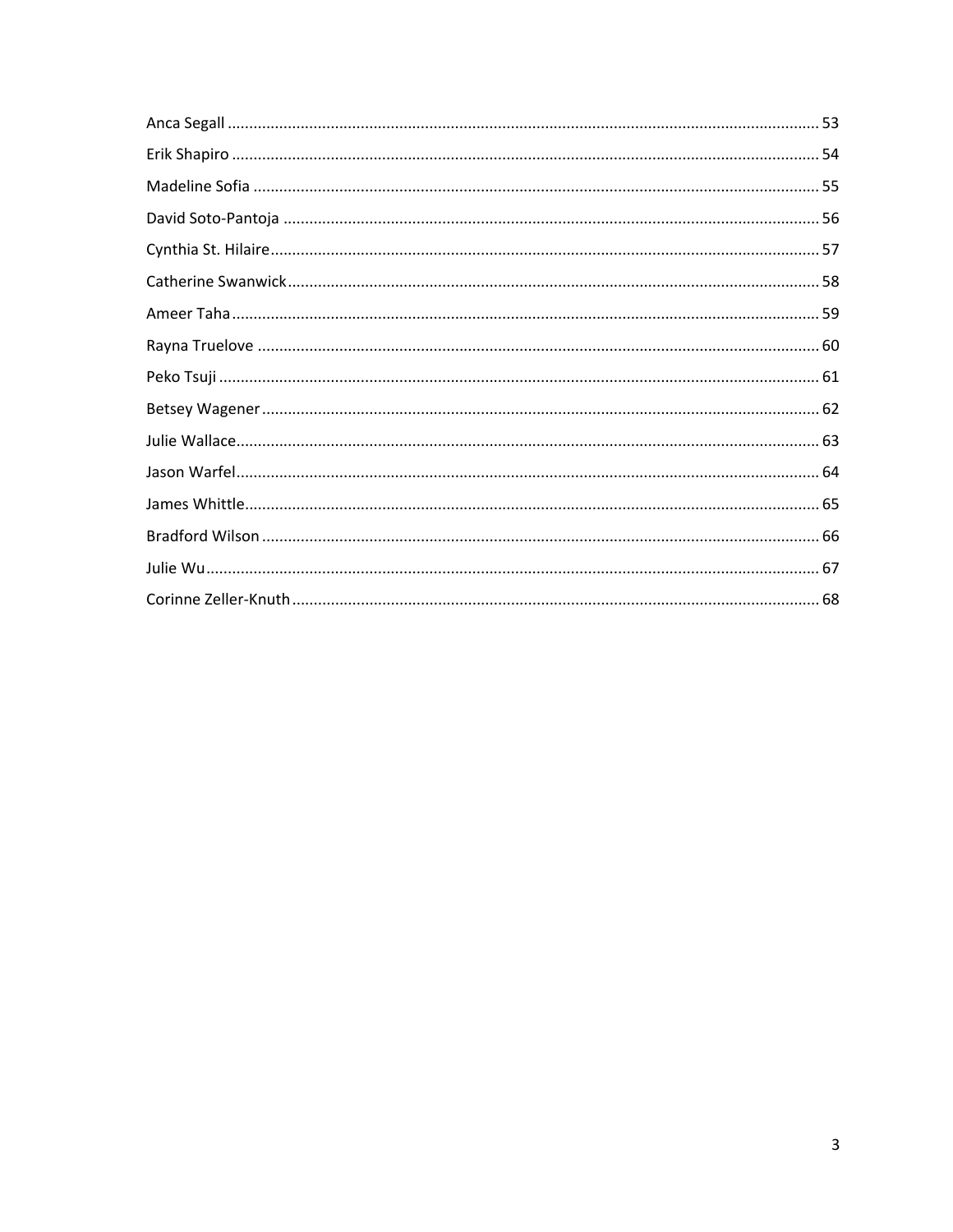Anca Segall ........................................................ 53

Erik Shapiro ........................................................ 54

Madeline Sofia ........................................................ 55

David Soto-Pantoja ........................................................ 56

Cynthia St. Hilaire ........................................................ 57

Catherine Swanwick ........................................................ 58

Ameer Taha ........................................................ 59

Rayna Truelove ........................................................ 60

Peko Tsuji ........................................................ 61

Betsey Wagener ........................................................ 62

Julie Wallace ........................................................ 63

Jason Warfel ........................................................ 64

James Whittle ........................................................ 65

Bradford Wilson ........................................................ 66

Julie Wu ........................................................ 67

Corinne Zeller-Knuth ........................................................ 68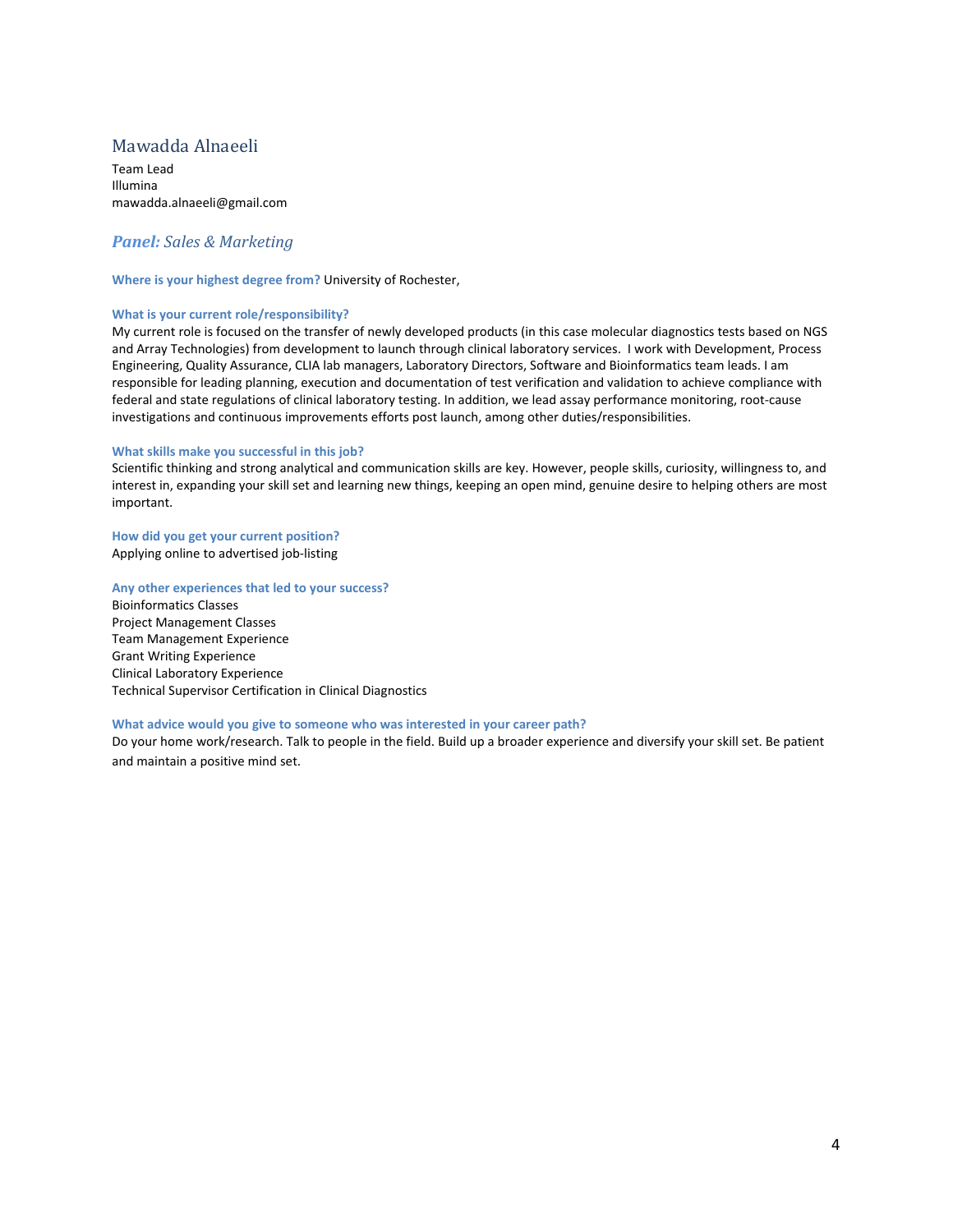## Mawadda Alnaeeli

Team Lead
Illumina
mawadda.alnaeeli@gmail.com

### *Panel: Sales & Marketing*

**Where is your highest degree from?** University of Rochester,

**What is your current role/responsibility?**
My current role is focused on the transfer of newly developed products (in this case molecular diagnostics tests based on NGS and Array Technologies) from development to launch through clinical laboratory services. I work with Development, Process Engineering, Quality Assurance, CLIA lab managers, Laboratory Directors, Software and Bioinformatics team leads. I am responsible for leading planning, execution and documentation of test verification and validation to achieve compliance with federal and state regulations of clinical laboratory testing. In addition, we lead assay performance monitoring, root-cause investigations and continuous improvements efforts post launch, among other duties/responsibilities.

**What skills make you successful in this job?**
Scientific thinking and strong analytical and communication skills are key. However, people skills, curiosity, willingness to, and interest in, expanding your skill set and learning new things, keeping an open mind, genuine desire to helping others are most important.

**How did you get your current position?**
Applying online to advertised job-listing

**Any other experiences that led to your success?**
Bioinformatics Classes
Project Management Classes
Team Management Experience
Grant Writing Experience
Clinical Laboratory Experience
Technical Supervisor Certification in Clinical Diagnostics

**What advice would you give to someone who was interested in your career path?**
Do your home work/research. Talk to people in the field. Build up a broader experience and diversify your skill set. Be patient and maintain a positive mind set.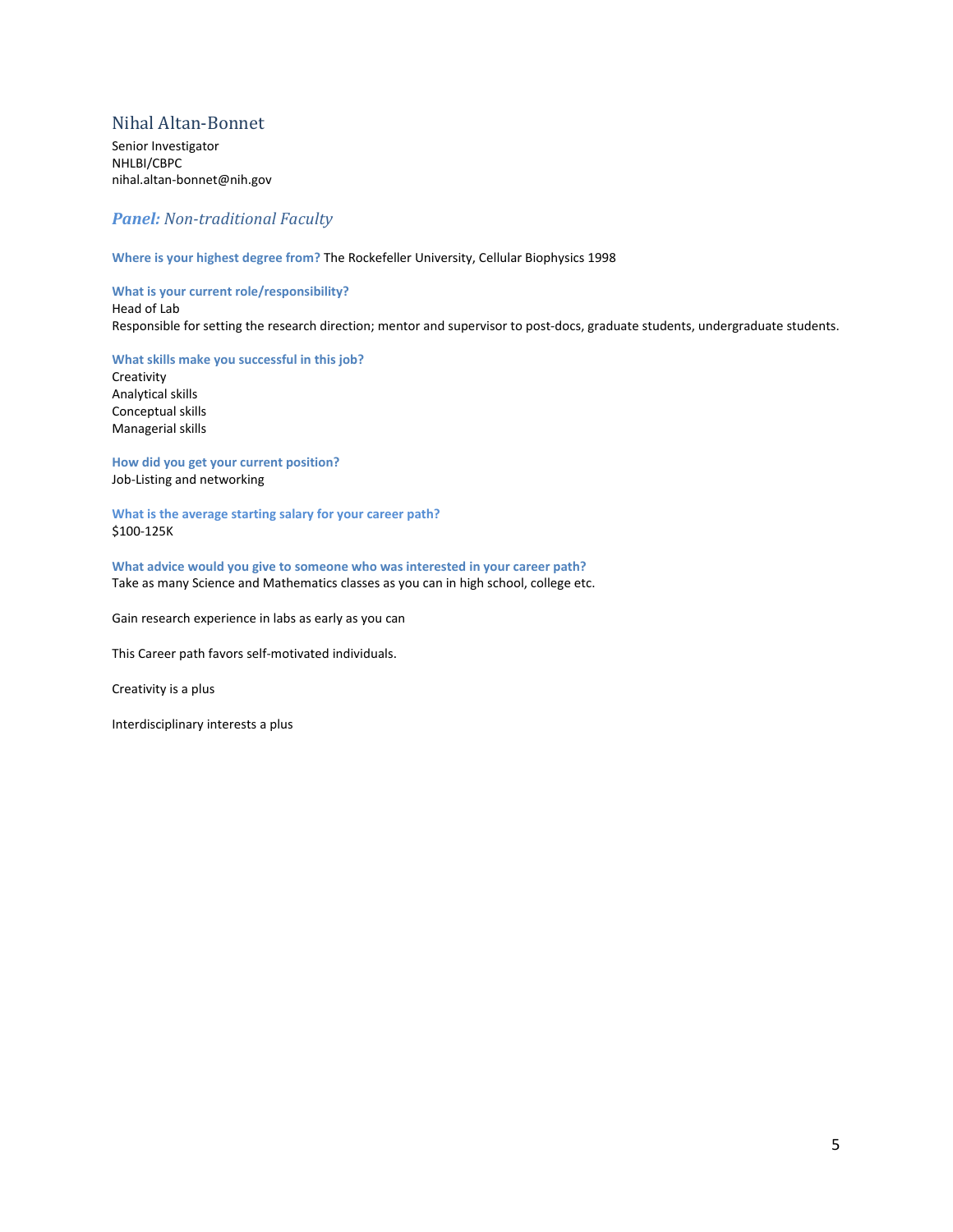## Nihal Altan-Bonnet

Senior Investigator
NHLBI/CBPC
nihal.altan-bonnet@nih.gov

### ***Panel:*** *Non-traditional Faculty*

**Where is your highest degree from?** The Rockefeller University, Cellular Biophysics 1998

**What is your current role/responsibility?**
Head of Lab
Responsible for setting the research direction; mentor and supervisor to post-docs, graduate students, undergraduate students.

**What skills make you successful in this job?**
Creativity
Analytical skills
Conceptual skills
Managerial skills

**How did you get your current position?**
Job-Listing and networking

**What is the average starting salary for your career path?**
$100-125K

**What advice would you give to someone who was interested in your career path?**
Take as many Science and Mathematics classes as you can in high school, college etc.

Gain research experience in labs as early as you can

This Career path favors self-motivated individuals.

Creativity is a plus

Interdisciplinary interests a plus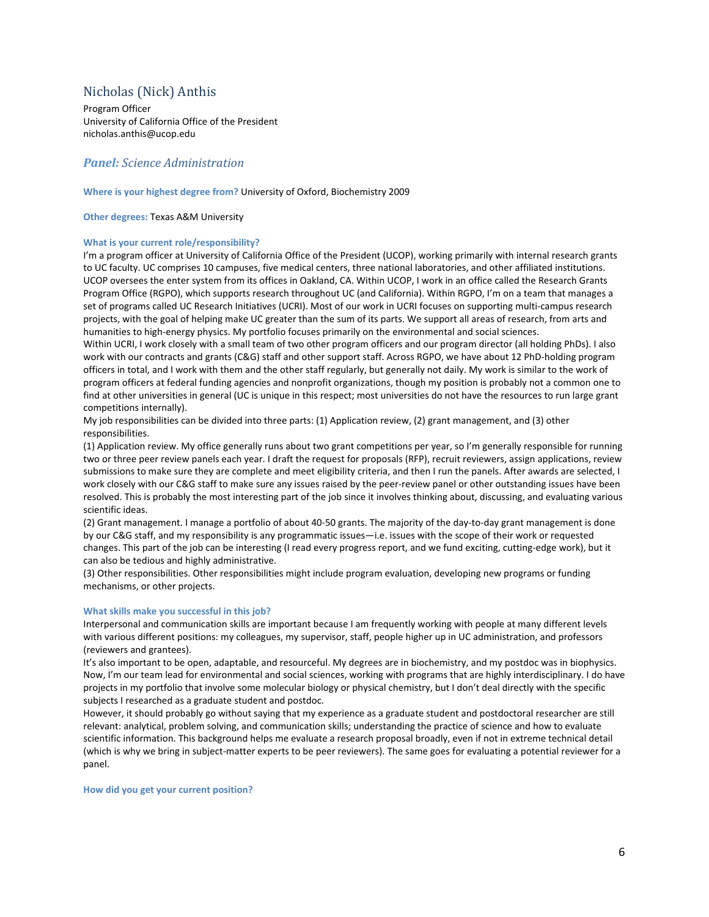## Nicholas (Nick) Anthis

Program Officer
University of California Office of the President
nicholas.anthis@ucop.edu

### *Panel: Science Administration*

**Where is your highest degree from?** University of Oxford, Biochemistry 2009

**Other degrees:** Texas A&M University

**What is your current role/responsibility?**

I'm a program officer at University of California Office of the President (UCOP), working primarily with internal research grants to UC faculty. UC comprises 10 campuses, five medical centers, three national laboratories, and other affiliated institutions. UCOP oversees the enter system from its offices in Oakland, CA. Within UCOP, I work in an office called the Research Grants Program Office (RGPO), which supports research throughout UC (and California). Within RGPO, I'm on a team that manages a set of programs called UC Research Initiatives (UCRI). Most of our work in UCRI focuses on supporting multi-campus research projects, with the goal of helping make UC greater than the sum of its parts. We support all areas of research, from arts and humanities to high-energy physics. My portfolio focuses primarily on the environmental and social sciences.

Within UCRI, I work closely with a small team of two other program officers and our program director (all holding PhDs). I also work with our contracts and grants (C&G) staff and other support staff. Across RGPO, we have about 12 PhD-holding program officers in total, and I work with them and the other staff regularly, but generally not daily. My work is similar to the work of program officers at federal funding agencies and nonprofit organizations, though my position is probably not a common one to find at other universities in general (UC is unique in this respect; most universities do not have the resources to run large grant competitions internally).

My job responsibilities can be divided into three parts: (1) Application review, (2) grant management, and (3) other responsibilities.

(1) Application review. My office generally runs about two grant competitions per year, so I'm generally responsible for running two or three peer review panels each year. I draft the request for proposals (RFP), recruit reviewers, assign applications, review submissions to make sure they are complete and meet eligibility criteria, and then I run the panels. After awards are selected, I work closely with our C&G staff to make sure any issues raised by the peer-review panel or other outstanding issues have been resolved. This is probably the most interesting part of the job since it involves thinking about, discussing, and evaluating various scientific ideas.

(2) Grant management. I manage a portfolio of about 40-50 grants. The majority of the day-to-day grant management is done by our C&G staff, and my responsibility is any programmatic issues—i.e. issues with the scope of their work or requested changes. This part of the job can be interesting (I read every progress report, and we fund exciting, cutting-edge work), but it can also be tedious and highly administrative.

(3) Other responsibilities. Other responsibilities might include program evaluation, developing new programs or funding mechanisms, or other projects.

**What skills make you successful in this job?**

Interpersonal and communication skills are important because I am frequently working with people at many different levels with various different positions: my colleagues, my supervisor, staff, people higher up in UC administration, and professors (reviewers and grantees).

It's also important to be open, adaptable, and resourceful. My degrees are in biochemistry, and my postdoc was in biophysics. Now, I'm our team lead for environmental and social sciences, working with programs that are highly interdisciplinary. I do have projects in my portfolio that involve some molecular biology or physical chemistry, but I don't deal directly with the specific subjects I researched as a graduate student and postdoc.

However, it should probably go without saying that my experience as a graduate student and postdoctoral researcher are still relevant: analytical, problem solving, and communication skills; understanding the practice of science and how to evaluate scientific information. This background helps me evaluate a research proposal broadly, even if not in extreme technical detail (which is why we bring in subject-matter experts to be peer reviewers). The same goes for evaluating a potential reviewer for a panel.

**How did you get your current position?**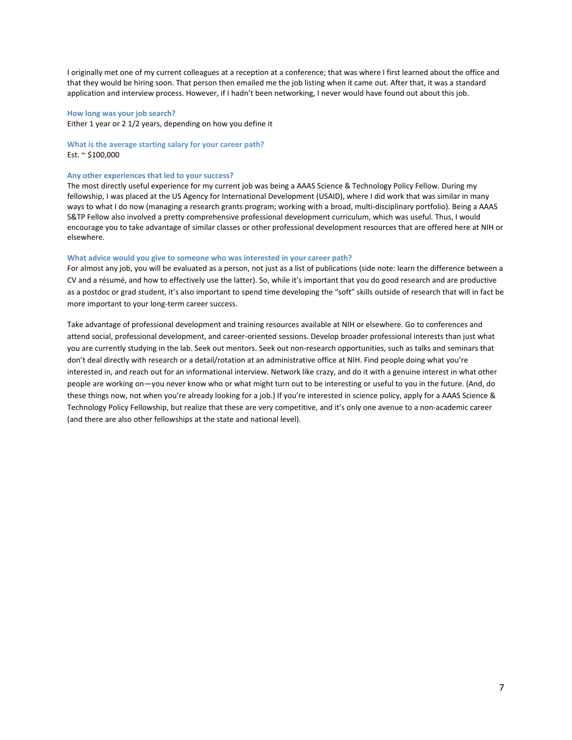I originally met one of my current colleagues at a reception at a conference; that was where I first learned about the office and that they would be hiring soon. That person then emailed me the job listing when it came out. After that, it was a standard application and interview process. However, if I hadn't been networking, I never would have found out about this job.

### How long was your job search?

Either 1 year or 2 1/2 years, depending on how you define it

### What is the average starting salary for your career path?

Est. ~ $100,000

### Any other experiences that led to your success?

The most directly useful experience for my current job was being a AAAS Science & Technology Policy Fellow. During my fellowship, I was placed at the US Agency for International Development (USAID), where I did work that was similar in many ways to what I do now (managing a research grants program; working with a broad, multi-disciplinary portfolio). Being a AAAS S&TP Fellow also involved a pretty comprehensive professional development curriculum, which was useful. Thus, I would encourage you to take advantage of similar classes or other professional development resources that are offered here at NIH or elsewhere.

### What advice would you give to someone who was interested in your career path?

For almost any job, you will be evaluated as a person, not just as a list of publications (side note: learn the difference between a CV and a résumé, and how to effectively use the latter). So, while it's important that you do good research and are productive as a postdoc or grad student, it's also important to spend time developing the "soft" skills outside of research that will in fact be more important to your long-term career success.

Take advantage of professional development and training resources available at NIH or elsewhere. Go to conferences and attend social, professional development, and career-oriented sessions. Develop broader professional interests than just what you are currently studying in the lab. Seek out mentors. Seek out non-research opportunities, such as talks and seminars that don't deal directly with research or a detail/rotation at an administrative office at NIH. Find people doing what you're interested in, and reach out for an informational interview. Network like crazy, and do it with a genuine interest in what other people are working on—you never know who or what might turn out to be interesting or useful to you in the future. (And, do these things now, not when you're already looking for a job.) If you're interested in science policy, apply for a AAAS Science & Technology Policy Fellowship, but realize that these are very competitive, and it's only one avenue to a non-academic career (and there are also other fellowships at the state and national level).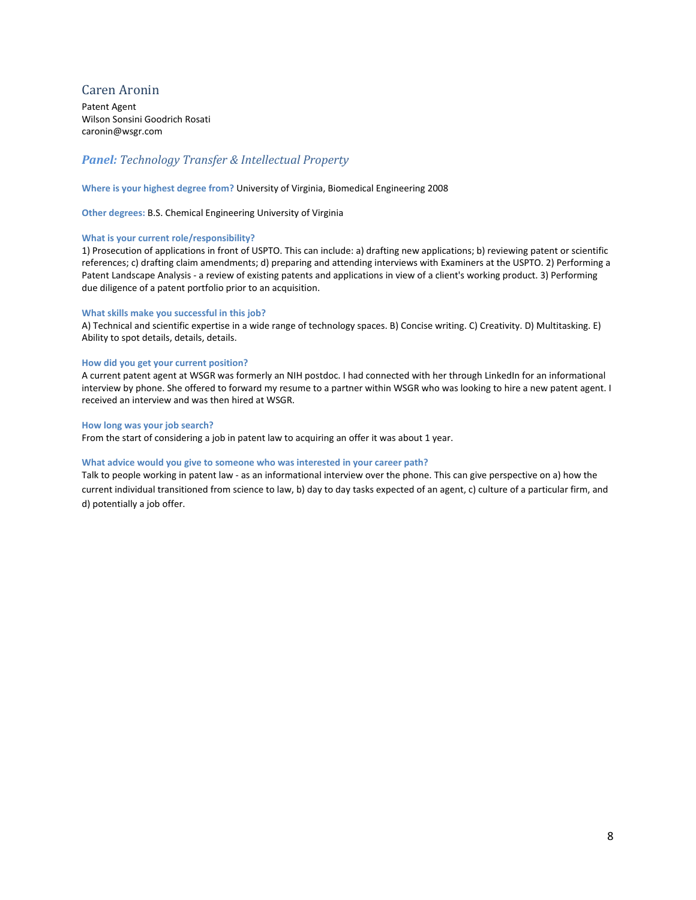## Caren Aronin

Patent Agent
Wilson Sonsini Goodrich Rosati
caronin@wsgr.com

### *Panel: Technology Transfer & Intellectual Property*

**Where is your highest degree from?** University of Virginia, Biomedical Engineering 2008

**Other degrees:** B.S. Chemical Engineering University of Virginia

**What is your current role/responsibility?**
1) Prosecution of applications in front of USPTO. This can include: a) drafting new applications; b) reviewing patent or scientific references; c) drafting claim amendments; d) preparing and attending interviews with Examiners at the USPTO. 2) Performing a Patent Landscape Analysis - a review of existing patents and applications in view of a client's working product. 3) Performing due diligence of a patent portfolio prior to an acquisition.

**What skills make you successful in this job?**
A) Technical and scientific expertise in a wide range of technology spaces. B) Concise writing. C) Creativity. D) Multitasking. E) Ability to spot details, details, details.

**How did you get your current position?**
A current patent agent at WSGR was formerly an NIH postdoc. I had connected with her through LinkedIn for an informational interview by phone. She offered to forward my resume to a partner within WSGR who was looking to hire a new patent agent. I received an interview and was then hired at WSGR.

**How long was your job search?**
From the start of considering a job in patent law to acquiring an offer it was about 1 year.

**What advice would you give to someone who was interested in your career path?**
Talk to people working in patent law - as an informational interview over the phone. This can give perspective on a) how the current individual transitioned from science to law, b) day to day tasks expected of an agent, c) culture of a particular firm, and d) potentially a job offer.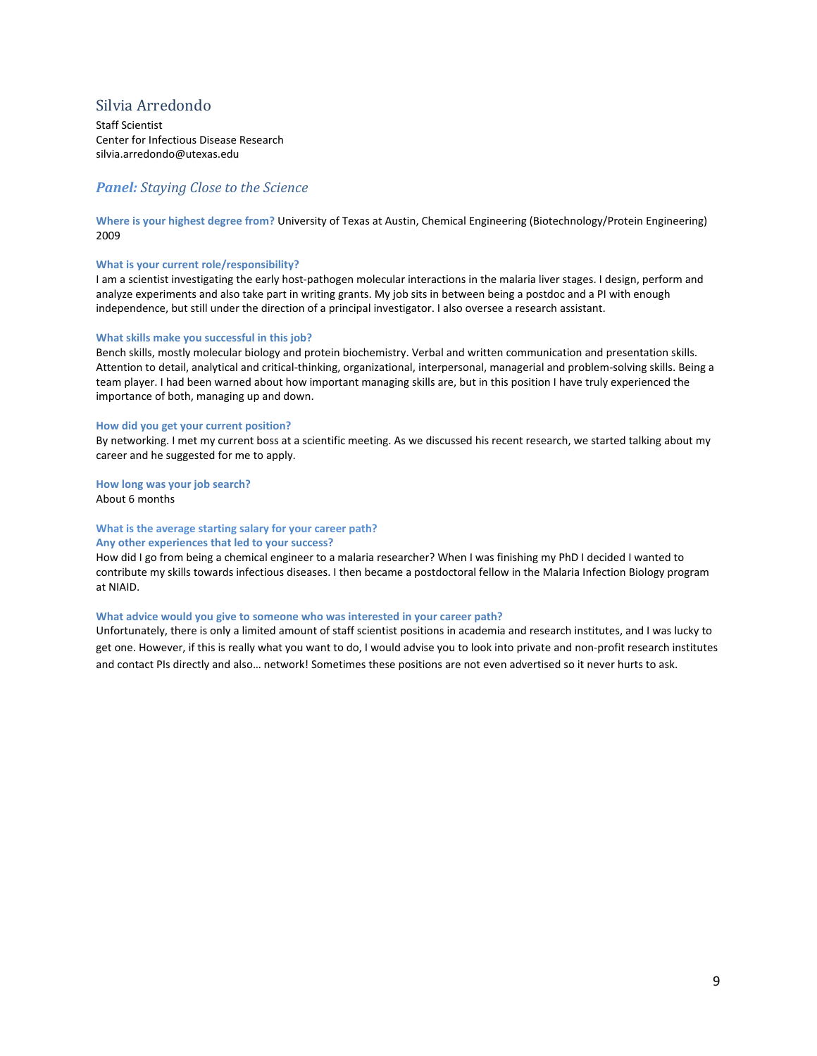## Silvia Arredondo

Staff Scientist
Center for Infectious Disease Research
silvia.arredondo@utexas.edu

### ***Panel:*** *Staying Close to the Science*

**Where is your highest degree from?** University of Texas at Austin, Chemical Engineering (Biotechnology/Protein Engineering) 2009

**What is your current role/responsibility?**
I am a scientist investigating the early host-pathogen molecular interactions in the malaria liver stages. I design, perform and analyze experiments and also take part in writing grants. My job sits in between being a postdoc and a PI with enough independence, but still under the direction of a principal investigator. I also oversee a research assistant.

**What skills make you successful in this job?**
Bench skills, mostly molecular biology and protein biochemistry. Verbal and written communication and presentation skills. Attention to detail, analytical and critical-thinking, organizational, interpersonal, managerial and problem-solving skills. Being a team player. I had been warned about how important managing skills are, but in this position I have truly experienced the importance of both, managing up and down.

**How did you get your current position?**
By networking. I met my current boss at a scientific meeting. As we discussed his recent research, we started talking about my career and he suggested for me to apply.

**How long was your job search?**
About 6 months

**What is the average starting salary for your career path?**
**Any other experiences that led to your success?**
How did I go from being a chemical engineer to a malaria researcher? When I was finishing my PhD I decided I wanted to contribute my skills towards infectious diseases. I then became a postdoctoral fellow in the Malaria Infection Biology program at NIAID.

**What advice would you give to someone who was interested in your career path?**
Unfortunately, there is only a limited amount of staff scientist positions in academia and research institutes, and I was lucky to get one. However, if this is really what you want to do, I would advise you to look into private and non-profit research institutes and contact PIs directly and also… network! Sometimes these positions are not even advertised so it never hurts to ask.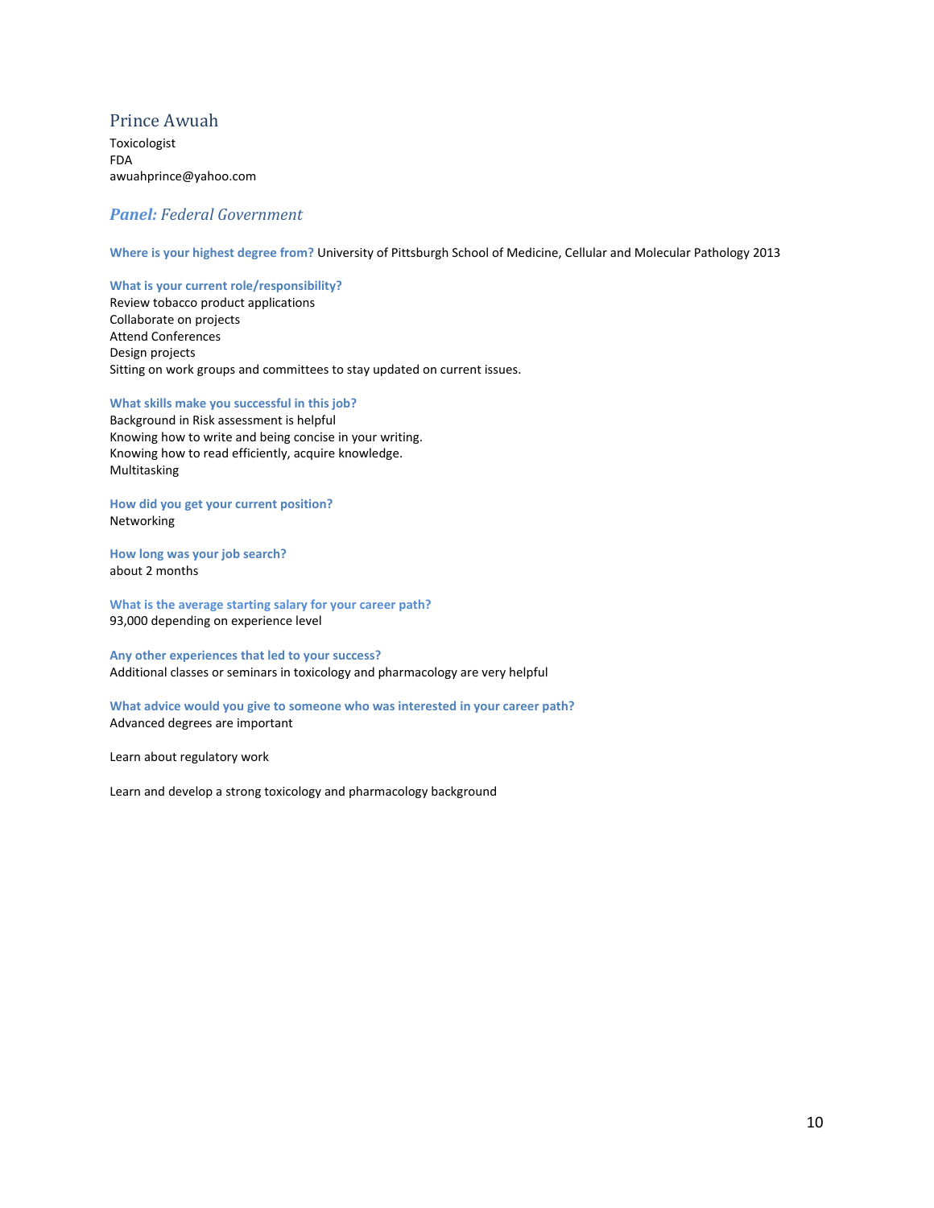## Prince Awuah

Toxicologist
FDA
awuahprince@yahoo.com

### ***Panel:*** *Federal Government*

**Where is your highest degree from?** University of Pittsburgh School of Medicine, Cellular and Molecular Pathology 2013

**What is your current role/responsibility?**
Review tobacco product applications
Collaborate on projects
Attend Conferences
Design projects
Sitting on work groups and committees to stay updated on current issues.

**What skills make you successful in this job?**
Background in Risk assessment is helpful
Knowing how to write and being concise in your writing.
Knowing how to read efficiently, acquire knowledge.
Multitasking

**How did you get your current position?**
Networking

**How long was your job search?**
about 2 months

**What is the average starting salary for your career path?**
93,000 depending on experience level

**Any other experiences that led to your success?**
Additional classes or seminars in toxicology and pharmacology are very helpful

**What advice would you give to someone who was interested in your career path?**
Advanced degrees are important

Learn about regulatory work

Learn and develop a strong toxicology and pharmacology background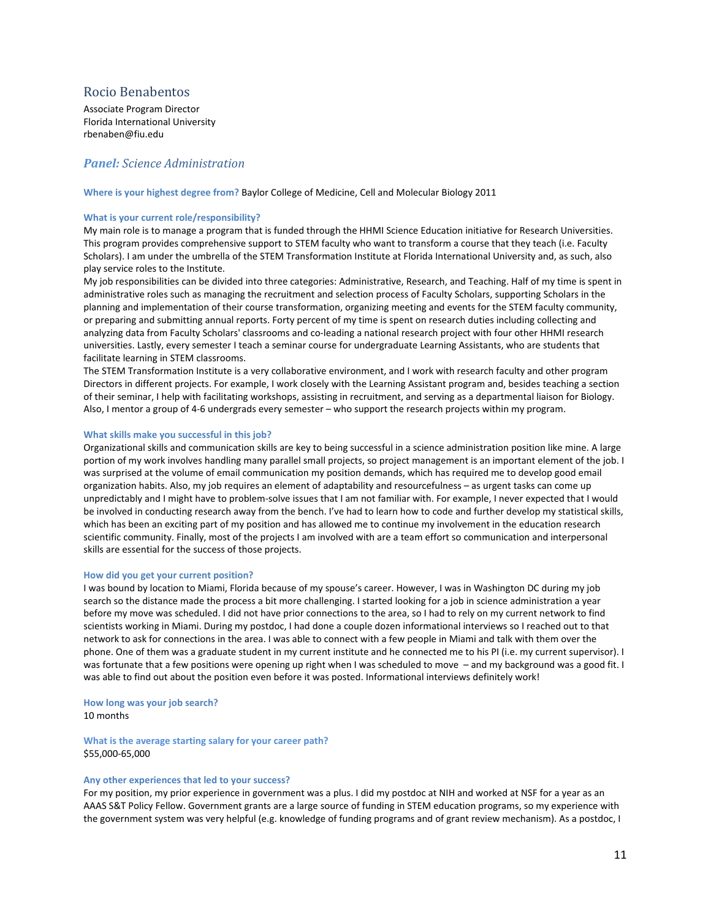## Rocio Benabentos

Associate Program Director
Florida International University
rbenaben@fiu.edu

### ***Panel:*** *Science Administration*

**Where is your highest degree from?** Baylor College of Medicine, Cell and Molecular Biology 2011

**What is your current role/responsibility?**
My main role is to manage a program that is funded through the HHMI Science Education initiative for Research Universities. This program provides comprehensive support to STEM faculty who want to transform a course that they teach (i.e. Faculty Scholars). I am under the umbrella of the STEM Transformation Institute at Florida International University and, as such, also play service roles to the Institute.
My job responsibilities can be divided into three categories: Administrative, Research, and Teaching. Half of my time is spent in administrative roles such as managing the recruitment and selection process of Faculty Scholars, supporting Scholars in the planning and implementation of their course transformation, organizing meeting and events for the STEM faculty community, or preparing and submitting annual reports. Forty percent of my time is spent on research duties including collecting and analyzing data from Faculty Scholars' classrooms and co-leading a national research project with four other HHMI research universities. Lastly, every semester I teach a seminar course for undergraduate Learning Assistants, who are students that facilitate learning in STEM classrooms.
The STEM Transformation Institute is a very collaborative environment, and I work with research faculty and other program Directors in different projects. For example, I work closely with the Learning Assistant program and, besides teaching a section of their seminar, I help with facilitating workshops, assisting in recruitment, and serving as a departmental liaison for Biology. Also, I mentor a group of 4-6 undergrads every semester – who support the research projects within my program.

**What skills make you successful in this job?**
Organizational skills and communication skills are key to being successful in a science administration position like mine. A large portion of my work involves handling many parallel small projects, so project management is an important element of the job. I was surprised at the volume of email communication my position demands, which has required me to develop good email organization habits. Also, my job requires an element of adaptability and resourcefulness – as urgent tasks can come up unpredictably and I might have to problem-solve issues that I am not familiar with. For example, I never expected that I would be involved in conducting research away from the bench. I've had to learn how to code and further develop my statistical skills, which has been an exciting part of my position and has allowed me to continue my involvement in the education research scientific community. Finally, most of the projects I am involved with are a team effort so communication and interpersonal skills are essential for the success of those projects.

**How did you get your current position?**
I was bound by location to Miami, Florida because of my spouse's career. However, I was in Washington DC during my job search so the distance made the process a bit more challenging. I started looking for a job in science administration a year before my move was scheduled. I did not have prior connections to the area, so I had to rely on my current network to find scientists working in Miami. During my postdoc, I had done a couple dozen informational interviews so I reached out to that network to ask for connections in the area. I was able to connect with a few people in Miami and talk with them over the phone. One of them was a graduate student in my current institute and he connected me to his PI (i.e. my current supervisor). I was fortunate that a few positions were opening up right when I was scheduled to move – and my background was a good fit. I was able to find out about the position even before it was posted. Informational interviews definitely work!

**How long was your job search?**
10 months

**What is the average starting salary for your career path?**
$55,000-65,000

**Any other experiences that led to your success?**
For my position, my prior experience in government was a plus. I did my postdoc at NIH and worked at NSF for a year as an AAAS S&T Policy Fellow. Government grants are a large source of funding in STEM education programs, so my experience with the government system was very helpful (e.g. knowledge of funding programs and of grant review mechanism). As a postdoc, I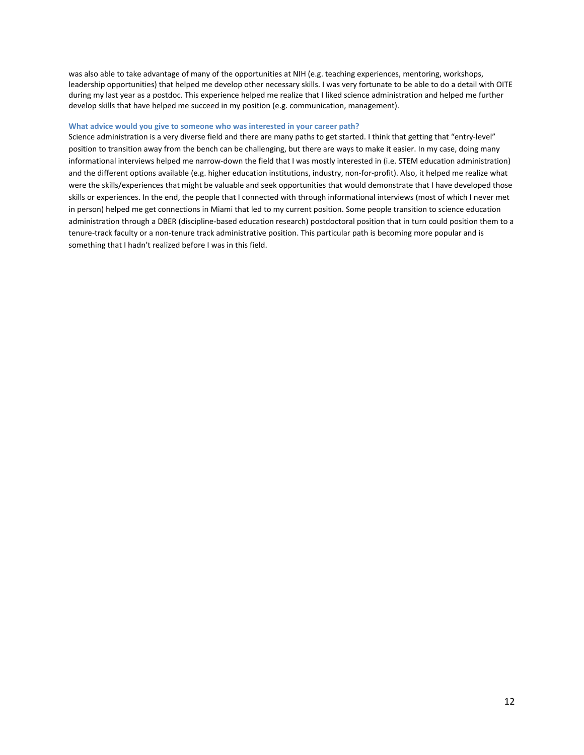was also able to take advantage of many of the opportunities at NIH (e.g. teaching experiences, mentoring, workshops, leadership opportunities) that helped me develop other necessary skills. I was very fortunate to be able to do a detail with OITE during my last year as a postdoc. This experience helped me realize that I liked science administration and helped me further develop skills that have helped me succeed in my position (e.g. communication, management).

**What advice would you give to someone who was interested in your career path?**

Science administration is a very diverse field and there are many paths to get started. I think that getting that "entry-level" position to transition away from the bench can be challenging, but there are ways to make it easier. In my case, doing many informational interviews helped me narrow-down the field that I was mostly interested in (i.e. STEM education administration) and the different options available (e.g. higher education institutions, industry, non-for-profit). Also, it helped me realize what were the skills/experiences that might be valuable and seek opportunities that would demonstrate that I have developed those skills or experiences. In the end, the people that I connected with through informational interviews (most of which I never met in person) helped me get connections in Miami that led to my current position. Some people transition to science education administration through a DBER (discipline-based education research) postdoctoral position that in turn could position them to a tenure-track faculty or a non-tenure track administrative position. This particular path is becoming more popular and is something that I hadn't realized before I was in this field.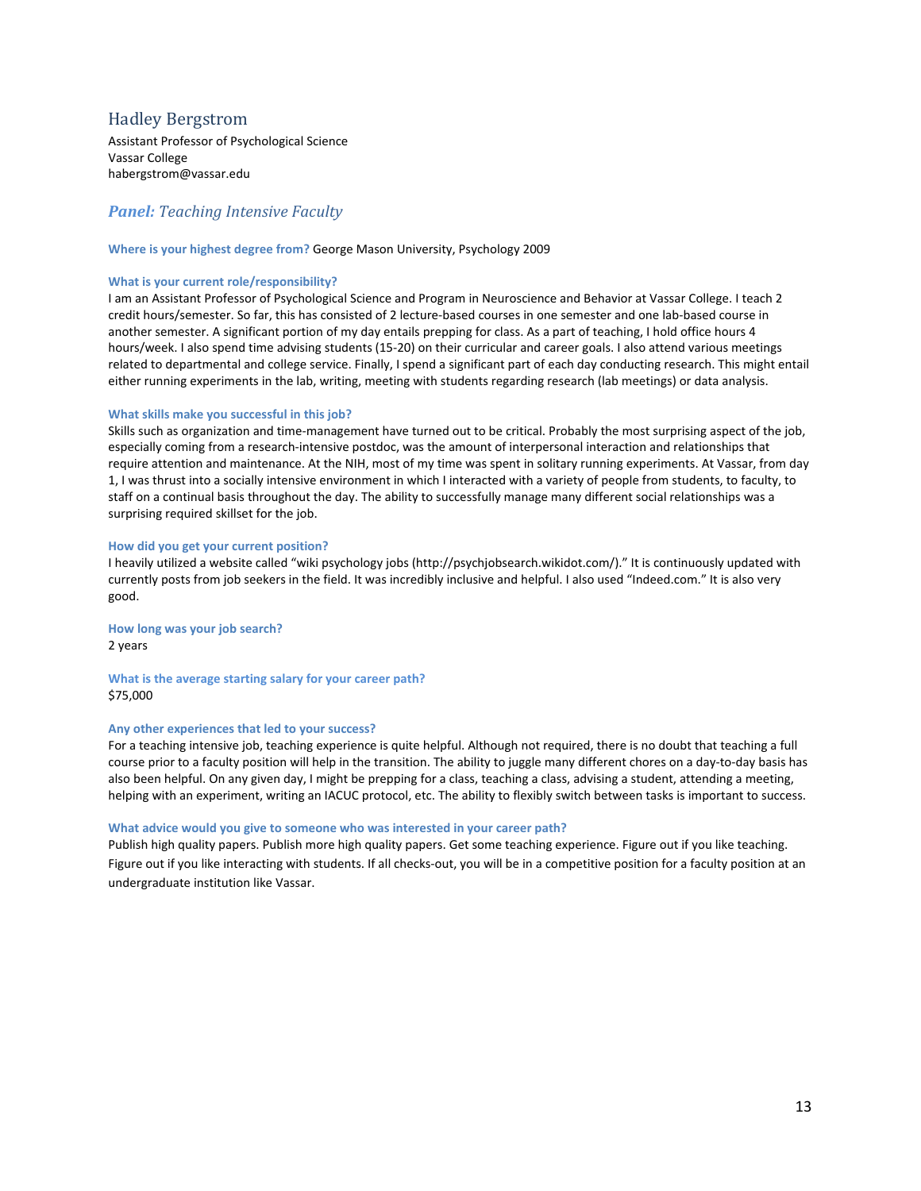## Hadley Bergstrom

Assistant Professor of Psychological Science
Vassar College
habergstrom@vassar.edu

### *Panel:* *Teaching Intensive Faculty*

**Where is your highest degree from?** George Mason University, Psychology 2009

**What is your current role/responsibility?**
I am an Assistant Professor of Psychological Science and Program in Neuroscience and Behavior at Vassar College. I teach 2 credit hours/semester. So far, this has consisted of 2 lecture-based courses in one semester and one lab-based course in another semester. A significant portion of my day entails prepping for class. As a part of teaching, I hold office hours 4 hours/week. I also spend time advising students (15-20) on their curricular and career goals. I also attend various meetings related to departmental and college service. Finally, I spend a significant part of each day conducting research. This might entail either running experiments in the lab, writing, meeting with students regarding research (lab meetings) or data analysis.

**What skills make you successful in this job?**
Skills such as organization and time-management have turned out to be critical. Probably the most surprising aspect of the job, especially coming from a research-intensive postdoc, was the amount of interpersonal interaction and relationships that require attention and maintenance. At the NIH, most of my time was spent in solitary running experiments. At Vassar, from day 1, I was thrust into a socially intensive environment in which I interacted with a variety of people from students, to faculty, to staff on a continual basis throughout the day. The ability to successfully manage many different social relationships was a surprising required skillset for the job.

**How did you get your current position?**
I heavily utilized a website called "wiki psychology jobs (http://psychjobsearch.wikidot.com/)." It is continuously updated with currently posts from job seekers in the field. It was incredibly inclusive and helpful. I also used "Indeed.com." It is also very good.

**How long was your job search?**
2 years

**What is the average starting salary for your career path?**
$75,000

**Any other experiences that led to your success?**
For a teaching intensive job, teaching experience is quite helpful. Although not required, there is no doubt that teaching a full course prior to a faculty position will help in the transition. The ability to juggle many different chores on a day-to-day basis has also been helpful. On any given day, I might be prepping for a class, teaching a class, advising a student, attending a meeting, helping with an experiment, writing an IACUC protocol, etc. The ability to flexibly switch between tasks is important to success.

**What advice would you give to someone who was interested in your career path?**
Publish high quality papers. Publish more high quality papers. Get some teaching experience. Figure out if you like teaching. Figure out if you like interacting with students. If all checks-out, you will be in a competitive position for a faculty position at an undergraduate institution like Vassar.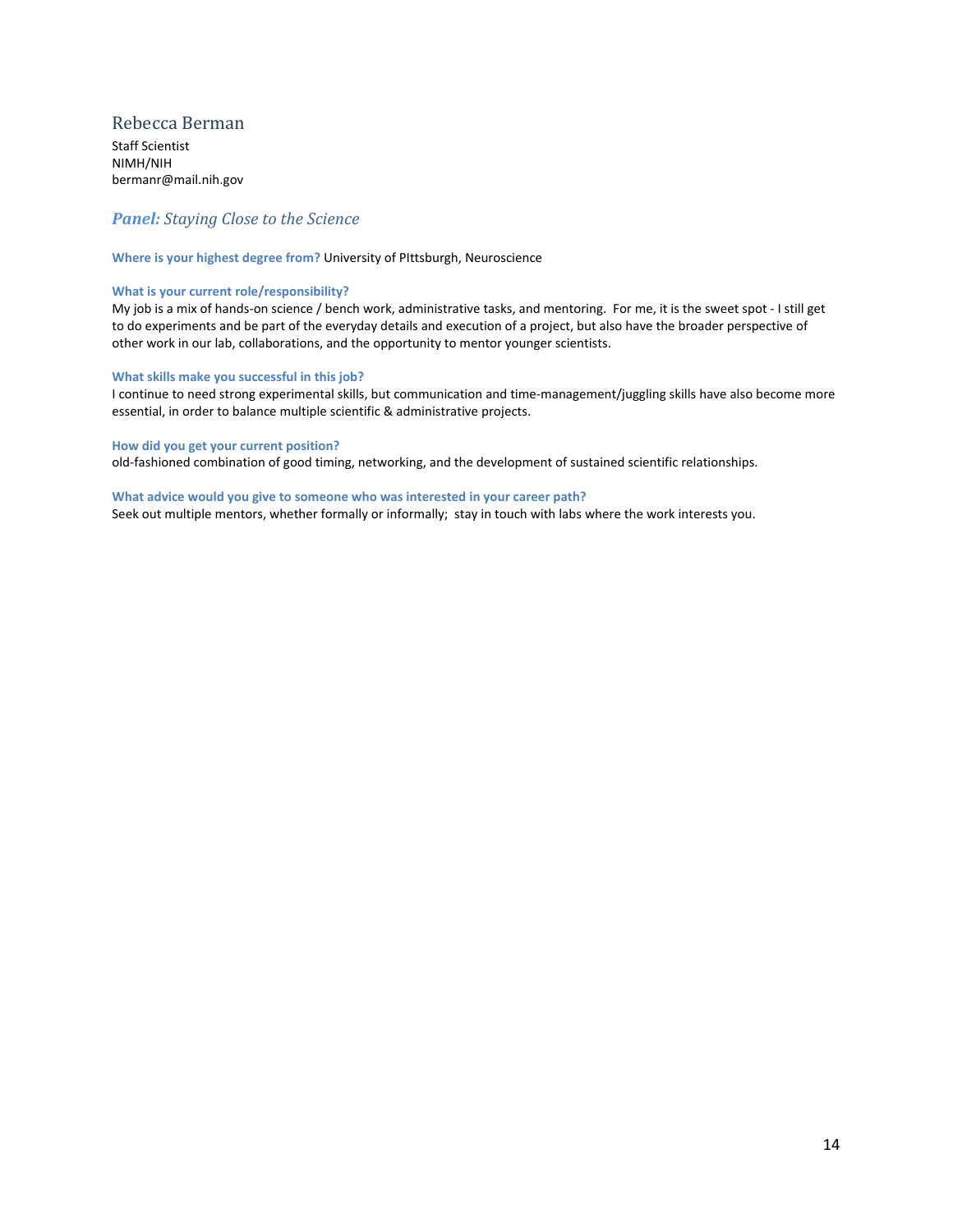## Rebecca Berman

Staff Scientist
NIMH/NIH
bermanr@mail.nih.gov

### ***Panel:*** *Staying Close to the Science*

**Where is your highest degree from?** University of PIttsburgh, Neuroscience

**What is your current role/responsibility?**
My job is a mix of hands-on science / bench work, administrative tasks, and mentoring. For me, it is the sweet spot - I still get to do experiments and be part of the everyday details and execution of a project, but also have the broader perspective of other work in our lab, collaborations, and the opportunity to mentor younger scientists.

**What skills make you successful in this job?**
I continue to need strong experimental skills, but communication and time-management/juggling skills have also become more essential, in order to balance multiple scientific & administrative projects.

**How did you get your current position?**
old-fashioned combination of good timing, networking, and the development of sustained scientific relationships.

**What advice would you give to someone who was interested in your career path?**
Seek out multiple mentors, whether formally or informally; stay in touch with labs where the work interests you.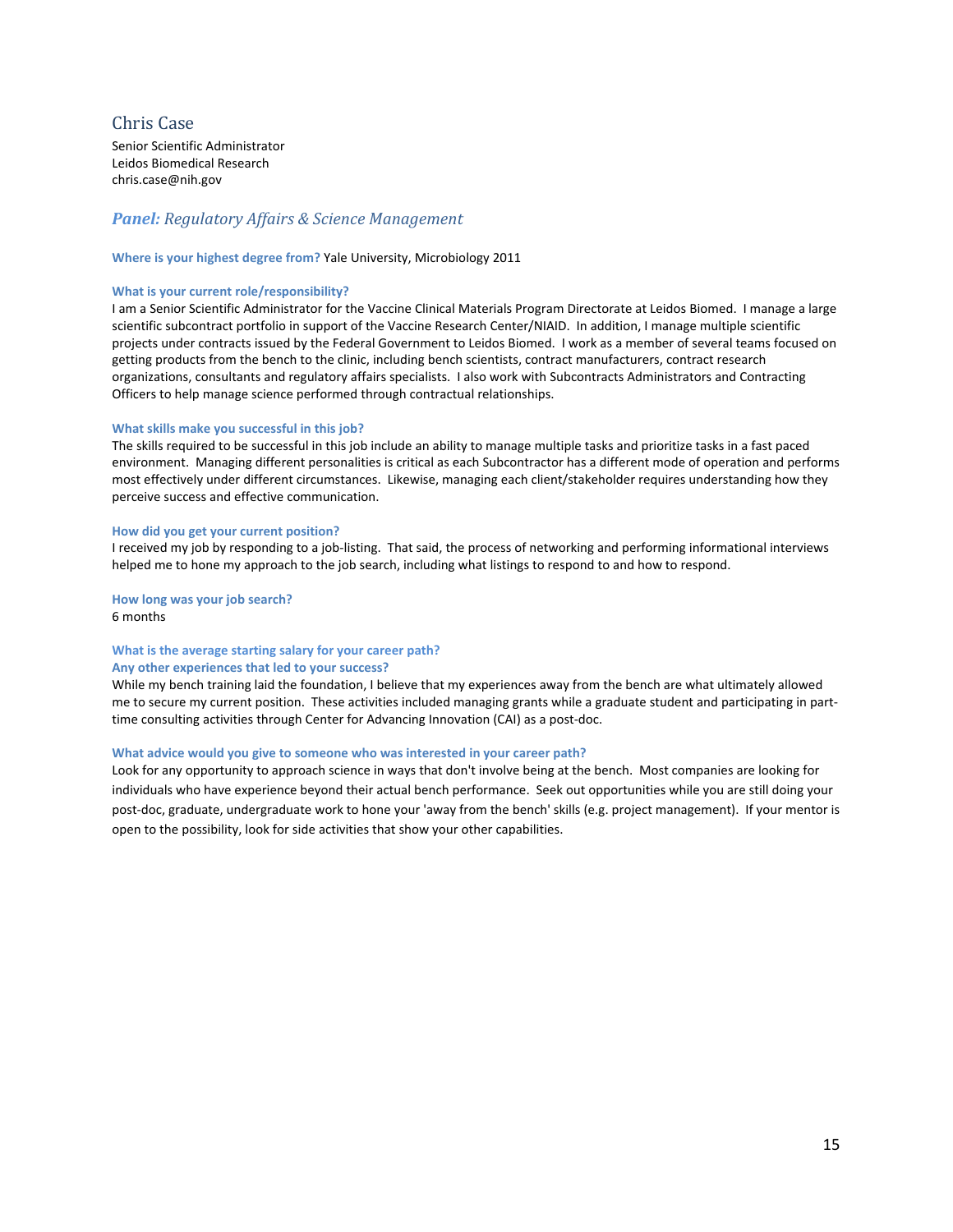## Chris Case

Senior Scientific Administrator
Leidos Biomedical Research
chris.case@nih.gov

### ***Panel:*** *Regulatory Affairs & Science Management*

**Where is your highest degree from?** Yale University, Microbiology 2011

**What is your current role/responsibility?**
I am a Senior Scientific Administrator for the Vaccine Clinical Materials Program Directorate at Leidos Biomed. I manage a large scientific subcontract portfolio in support of the Vaccine Research Center/NIAID. In addition, I manage multiple scientific projects under contracts issued by the Federal Government to Leidos Biomed. I work as a member of several teams focused on getting products from the bench to the clinic, including bench scientists, contract manufacturers, contract research organizations, consultants and regulatory affairs specialists. I also work with Subcontracts Administrators and Contracting Officers to help manage science performed through contractual relationships.

**What skills make you successful in this job?**
The skills required to be successful in this job include an ability to manage multiple tasks and prioritize tasks in a fast paced environment. Managing different personalities is critical as each Subcontractor has a different mode of operation and performs most effectively under different circumstances. Likewise, managing each client/stakeholder requires understanding how they perceive success and effective communication.

**How did you get your current position?**
I received my job by responding to a job-listing. That said, the process of networking and performing informational interviews helped me to hone my approach to the job search, including what listings to respond to and how to respond.

**How long was your job search?**
6 months

**What is the average starting salary for your career path?**

**Any other experiences that led to your success?**
While my bench training laid the foundation, I believe that my experiences away from the bench are what ultimately allowed me to secure my current position. These activities included managing grants while a graduate student and participating in part-time consulting activities through Center for Advancing Innovation (CAI) as a post-doc.

**What advice would you give to someone who was interested in your career path?**
Look for any opportunity to approach science in ways that don't involve being at the bench. Most companies are looking for individuals who have experience beyond their actual bench performance. Seek out opportunities while you are still doing your post-doc, graduate, undergraduate work to hone your 'away from the bench' skills (e.g. project management). If your mentor is open to the possibility, look for side activities that show your other capabilities.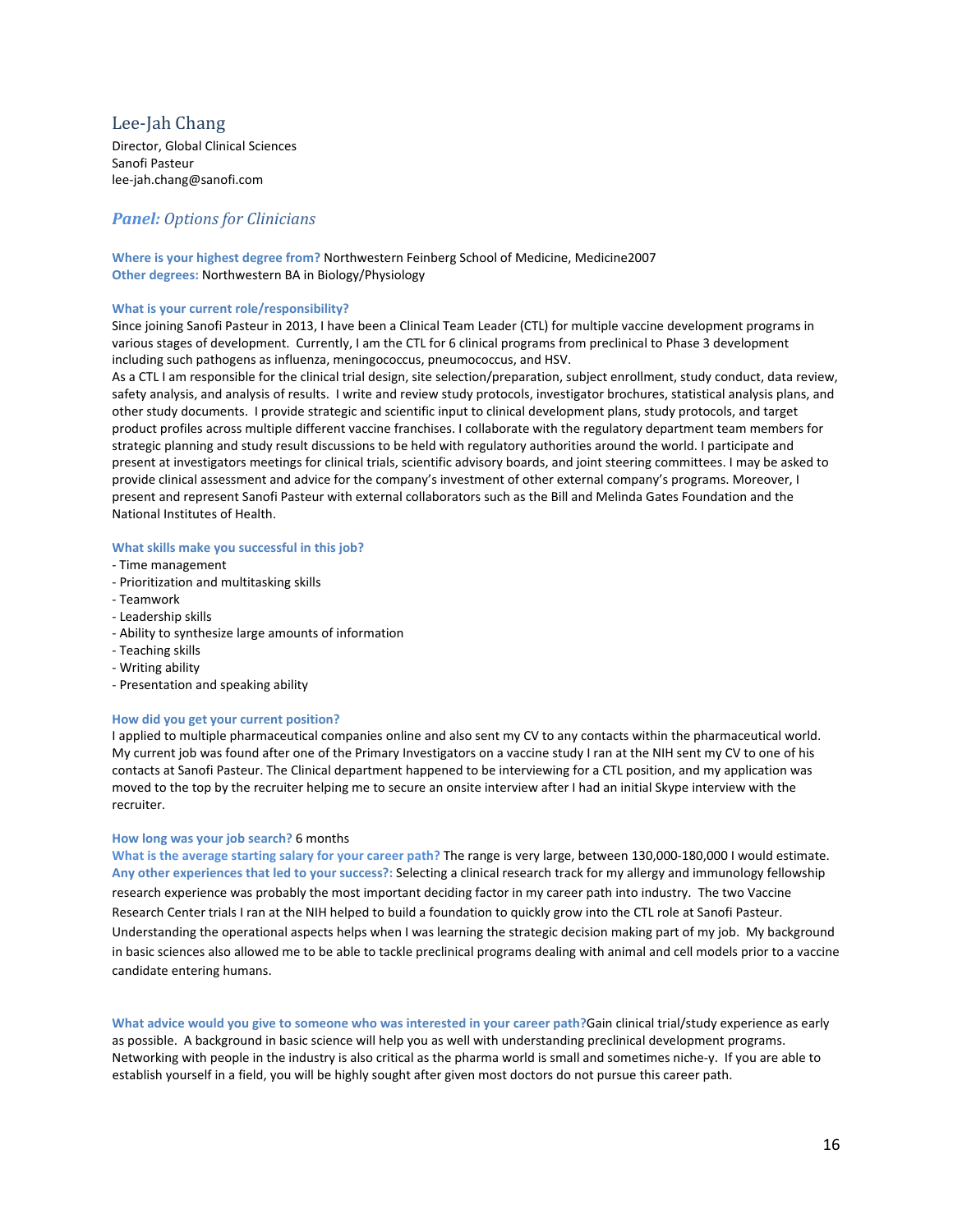## Lee-Jah Chang

Director, Global Clinical Sciences
Sanofi Pasteur
lee-jah.chang@sanofi.com

### ***Panel:*** *Options for Clinicians*

**Where is your highest degree from?** Northwestern Feinberg School of Medicine, Medicine2007
**Other degrees:** Northwestern BA in Biology/Physiology

**What is your current role/responsibility?**
Since joining Sanofi Pasteur in 2013, I have been a Clinical Team Leader (CTL) for multiple vaccine development programs in various stages of development. Currently, I am the CTL for 6 clinical programs from preclinical to Phase 3 development including such pathogens as influenza, meningococcus, pneumococcus, and HSV.
As a CTL I am responsible for the clinical trial design, site selection/preparation, subject enrollment, study conduct, data review, safety analysis, and analysis of results. I write and review study protocols, investigator brochures, statistical analysis plans, and other study documents. I provide strategic and scientific input to clinical development plans, study protocols, and target product profiles across multiple different vaccine franchises. I collaborate with the regulatory department team members for strategic planning and study result discussions to be held with regulatory authorities around the world. I participate and present at investigators meetings for clinical trials, scientific advisory boards, and joint steering committees. I may be asked to provide clinical assessment and advice for the company's investment of other external company's programs. Moreover, I present and represent Sanofi Pasteur with external collaborators such as the Bill and Melinda Gates Foundation and the National Institutes of Health.

**What skills make you successful in this job?**
- Time management
- Prioritization and multitasking skills
- Teamwork
- Leadership skills
- Ability to synthesize large amounts of information
- Teaching skills
- Writing ability
- Presentation and speaking ability

**How did you get your current position?**
I applied to multiple pharmaceutical companies online and also sent my CV to any contacts within the pharmaceutical world. My current job was found after one of the Primary Investigators on a vaccine study I ran at the NIH sent my CV to one of his contacts at Sanofi Pasteur. The Clinical department happened to be interviewing for a CTL position, and my application was moved to the top by the recruiter helping me to secure an onsite interview after I had an initial Skype interview with the recruiter.

**How long was your job search?** 6 months
**What is the average starting salary for your career path?** The range is very large, between 130,000-180,000 I would estimate.
**Any other experiences that led to your success?:** Selecting a clinical research track for my allergy and immunology fellowship research experience was probably the most important deciding factor in my career path into industry. The two Vaccine Research Center trials I ran at the NIH helped to build a foundation to quickly grow into the CTL role at Sanofi Pasteur. Understanding the operational aspects helps when I was learning the strategic decision making part of my job. My background in basic sciences also allowed me to be able to tackle preclinical programs dealing with animal and cell models prior to a vaccine candidate entering humans.

**What advice would you give to someone who was interested in your career path?** Gain clinical trial/study experience as early as possible. A background in basic science will help you as well with understanding preclinical development programs. Networking with people in the industry is also critical as the pharma world is small and sometimes niche-y. If you are able to establish yourself in a field, you will be highly sought after given most doctors do not pursue this career path.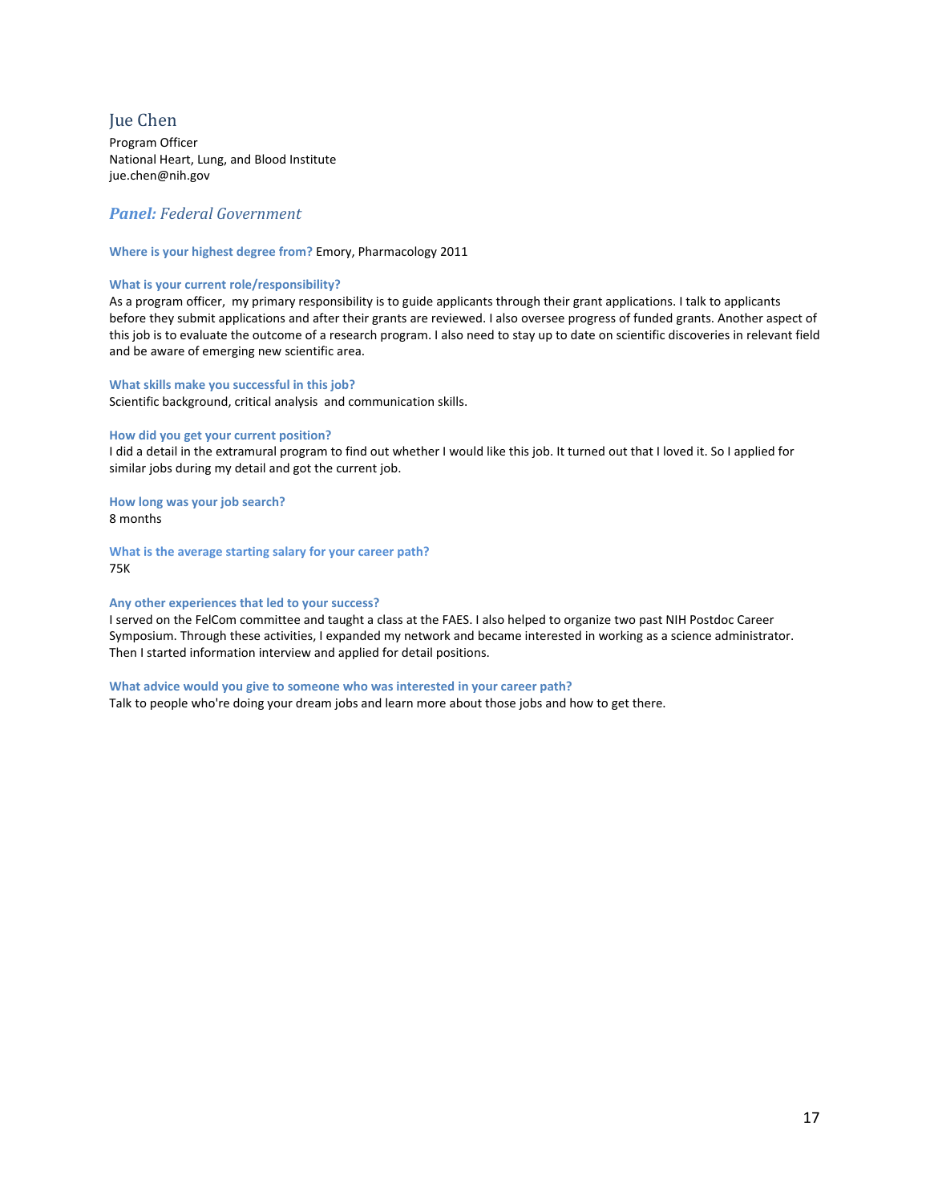## Jue Chen

Program Officer
National Heart, Lung, and Blood Institute
jue.chen@nih.gov

### ***Panel:*** *Federal Government*

**Where is your highest degree from?** Emory, Pharmacology 2011

**What is your current role/responsibility?**
As a program officer, my primary responsibility is to guide applicants through their grant applications. I talk to applicants before they submit applications and after their grants are reviewed. I also oversee progress of funded grants. Another aspect of this job is to evaluate the outcome of a research program. I also need to stay up to date on scientific discoveries in relevant field and be aware of emerging new scientific area.

**What skills make you successful in this job?**
Scientific background, critical analysis and communication skills.

**How did you get your current position?**
I did a detail in the extramural program to find out whether I would like this job. It turned out that I loved it. So I applied for similar jobs during my detail and got the current job.

**How long was your job search?**
8 months

**What is the average starting salary for your career path?**
75K

**Any other experiences that led to your success?**
I served on the FelCom committee and taught a class at the FAES. I also helped to organize two past NIH Postdoc Career Symposium. Through these activities, I expanded my network and became interested in working as a science administrator. Then I started information interview and applied for detail positions.

**What advice would you give to someone who was interested in your career path?**
Talk to people who're doing your dream jobs and learn more about those jobs and how to get there.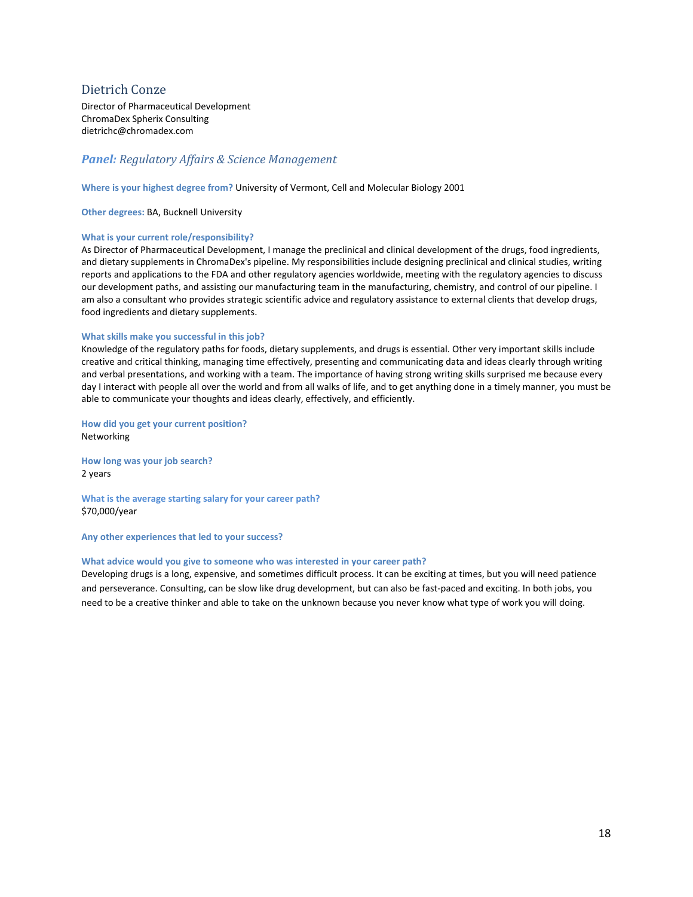## Dietrich Conze

Director of Pharmaceutical Development
ChromaDex Spherix Consulting
dietrichc@chromadex.com

### ***Panel:*** *Regulatory Affairs & Science Management*

**Where is your highest degree from?** University of Vermont, Cell and Molecular Biology 2001

**Other degrees:** BA, Bucknell University

**What is your current role/responsibility?**
As Director of Pharmaceutical Development, I manage the preclinical and clinical development of the drugs, food ingredients, and dietary supplements in ChromaDex's pipeline. My responsibilities include designing preclinical and clinical studies, writing reports and applications to the FDA and other regulatory agencies worldwide, meeting with the regulatory agencies to discuss our development paths, and assisting our manufacturing team in the manufacturing, chemistry, and control of our pipeline. I am also a consultant who provides strategic scientific advice and regulatory assistance to external clients that develop drugs, food ingredients and dietary supplements.

**What skills make you successful in this job?**
Knowledge of the regulatory paths for foods, dietary supplements, and drugs is essential. Other very important skills include creative and critical thinking, managing time effectively, presenting and communicating data and ideas clearly through writing and verbal presentations, and working with a team. The importance of having strong writing skills surprised me because every day I interact with people all over the world and from all walks of life, and to get anything done in a timely manner, you must be able to communicate your thoughts and ideas clearly, effectively, and efficiently.

**How did you get your current position?**
Networking

**How long was your job search?**
2 years

**What is the average starting salary for your career path?**
$70,000/year

**Any other experiences that led to your success?**

**What advice would you give to someone who was interested in your career path?**
Developing drugs is a long, expensive, and sometimes difficult process. It can be exciting at times, but you will need patience and perseverance. Consulting, can be slow like drug development, but can also be fast-paced and exciting. In both jobs, you need to be a creative thinker and able to take on the unknown because you never know what type of work you will doing.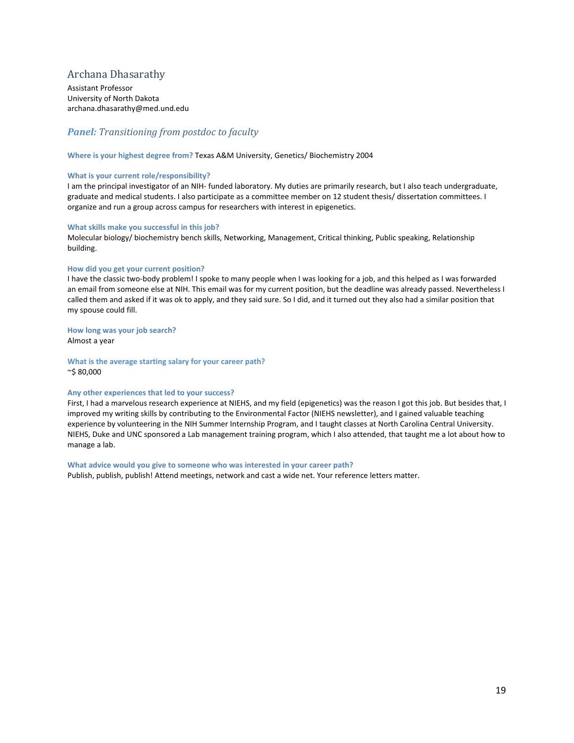## Archana Dhasarathy

Assistant Professor
University of North Dakota
archana.dhasarathy@med.und.edu

### ***Panel:*** *Transitioning from postdoc to faculty*

**Where is your highest degree from?** Texas A&M University, Genetics/ Biochemistry 2004

**What is your current role/responsibility?**
I am the principal investigator of an NIH- funded laboratory. My duties are primarily research, but I also teach undergraduate, graduate and medical students. I also participate as a committee member on 12 student thesis/ dissertation committees. I organize and run a group across campus for researchers with interest in epigenetics.

**What skills make you successful in this job?**
Molecular biology/ biochemistry bench skills, Networking, Management, Critical thinking, Public speaking, Relationship building.

**How did you get your current position?**
I have the classic two-body problem! I spoke to many people when I was looking for a job, and this helped as I was forwarded an email from someone else at NIH. This email was for my current position, but the deadline was already passed. Nevertheless I called them and asked if it was ok to apply, and they said sure. So I did, and it turned out they also had a similar position that my spouse could fill.

**How long was your job search?**
Almost a year

**What is the average starting salary for your career path?**
~$ 80,000

**Any other experiences that led to your success?**
First, I had a marvelous research experience at NIEHS, and my field (epigenetics) was the reason I got this job. But besides that, I improved my writing skills by contributing to the Environmental Factor (NIEHS newsletter), and I gained valuable teaching experience by volunteering in the NIH Summer Internship Program, and I taught classes at North Carolina Central University. NIEHS, Duke and UNC sponsored a Lab management training program, which I also attended, that taught me a lot about how to manage a lab.

**What advice would you give to someone who was interested in your career path?**
Publish, publish, publish! Attend meetings, network and cast a wide net. Your reference letters matter.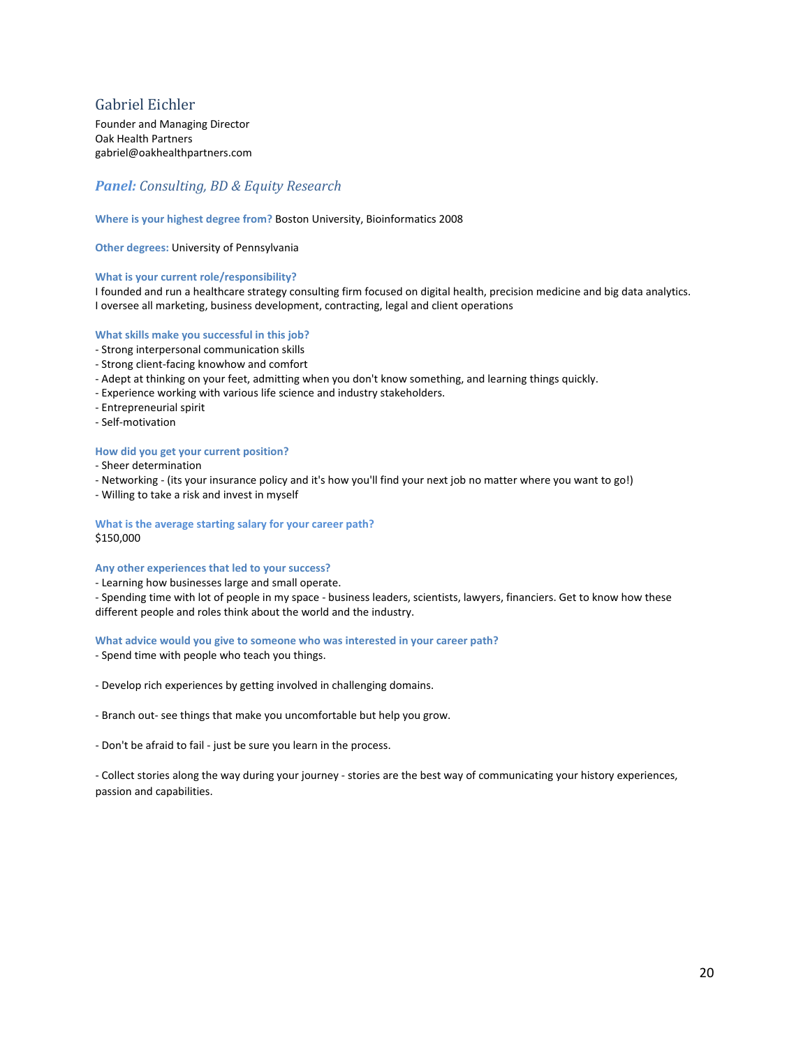## Gabriel Eichler

Founder and Managing Director
Oak Health Partners
gabriel@oakhealthpartners.com

### *Panel:* *Consulting, BD & Equity Research*

**Where is your highest degree from?** Boston University, Bioinformatics 2008

**Other degrees:** University of Pennsylvania

**What is your current role/responsibility?**
I founded and run a healthcare strategy consulting firm focused on digital health, precision medicine and big data analytics. I oversee all marketing, business development, contracting, legal and client operations

**What skills make you successful in this job?**
- Strong interpersonal communication skills
- Strong client-facing knowhow and comfort
- Adept at thinking on your feet, admitting when you don't know something, and learning things quickly.
- Experience working with various life science and industry stakeholders.
- Entrepreneurial spirit
- Self-motivation

**How did you get your current position?**
- Sheer determination
- Networking - (its your insurance policy and it's how you'll find your next job no matter where you want to go!)
- Willing to take a risk and invest in myself

**What is the average starting salary for your career path?**
$150,000

**Any other experiences that led to your success?**
- Learning how businesses large and small operate.
- Spending time with lot of people in my space - business leaders, scientists, lawyers, financiers. Get to know how these different people and roles think about the world and the industry.

**What advice would you give to someone who was interested in your career path?**
- Spend time with people who teach you things.

- Develop rich experiences by getting involved in challenging domains.

- Branch out- see things that make you uncomfortable but help you grow.

- Don't be afraid to fail - just be sure you learn in the process.

- Collect stories along the way during your journey - stories are the best way of communicating your history experiences, passion and capabilities.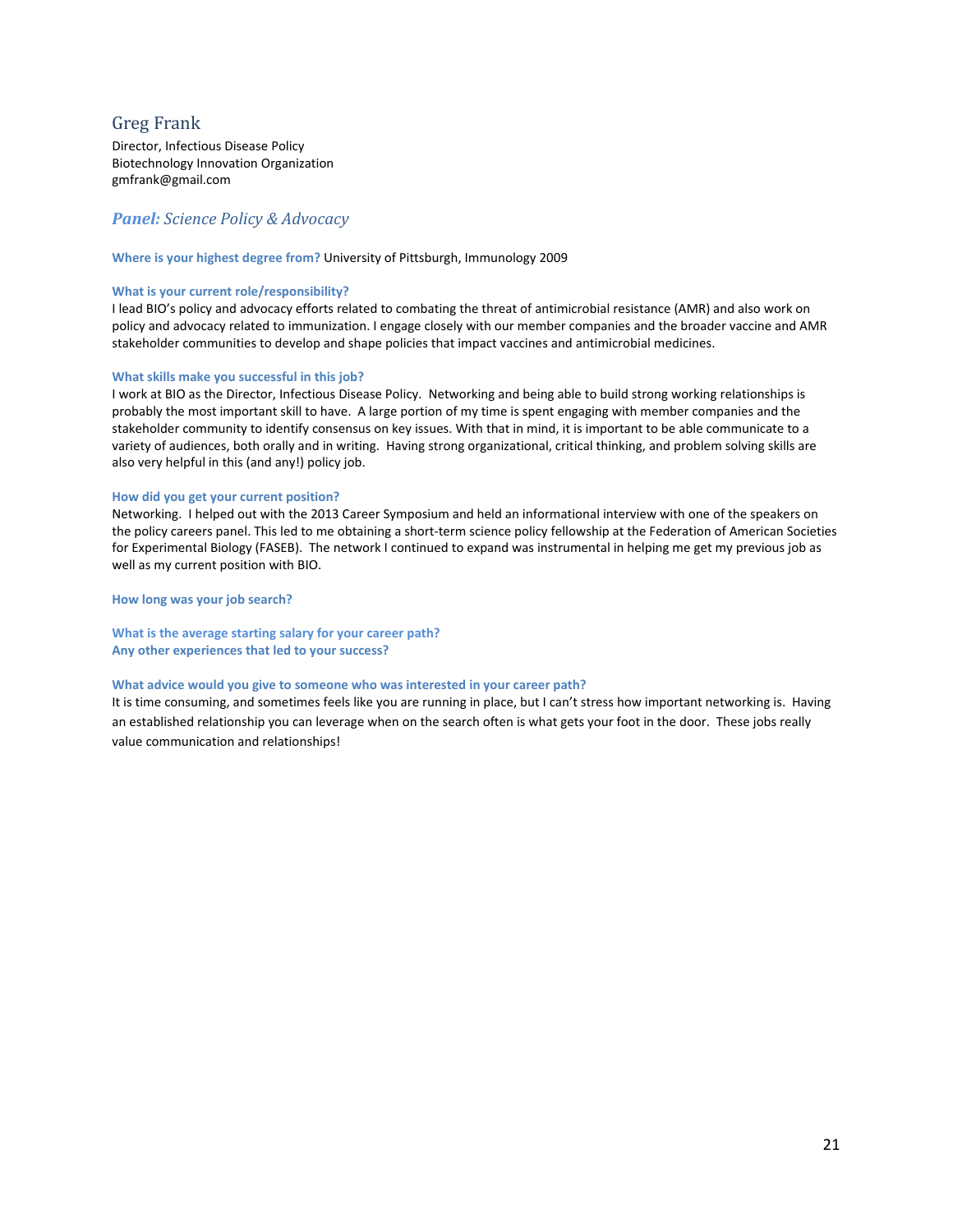## Greg Frank

Director, Infectious Disease Policy
Biotechnology Innovation Organization
gmfrank@gmail.com

### ***Panel:*** *Science Policy & Advocacy*

**Where is your highest degree from?** University of Pittsburgh, Immunology 2009

**What is your current role/responsibility?**
I lead BIO's policy and advocacy efforts related to combating the threat of antimicrobial resistance (AMR) and also work on policy and advocacy related to immunization. I engage closely with our member companies and the broader vaccine and AMR stakeholder communities to develop and shape policies that impact vaccines and antimicrobial medicines.

**What skills make you successful in this job?**
I work at BIO as the Director, Infectious Disease Policy. Networking and being able to build strong working relationships is probably the most important skill to have. A large portion of my time is spent engaging with member companies and the stakeholder community to identify consensus on key issues. With that in mind, it is important to be able communicate to a variety of audiences, both orally and in writing. Having strong organizational, critical thinking, and problem solving skills are also very helpful in this (and any!) policy job.

**How did you get your current position?**
Networking. I helped out with the 2013 Career Symposium and held an informational interview with one of the speakers on the policy careers panel. This led to me obtaining a short-term science policy fellowship at the Federation of American Societies for Experimental Biology (FASEB). The network I continued to expand was instrumental in helping me get my previous job as well as my current position with BIO.

**How long was your job search?**

**What is the average starting salary for your career path?**
**Any other experiences that led to your success?**

**What advice would you give to someone who was interested in your career path?**
It is time consuming, and sometimes feels like you are running in place, but I can't stress how important networking is. Having an established relationship you can leverage when on the search often is what gets your foot in the door. These jobs really value communication and relationships!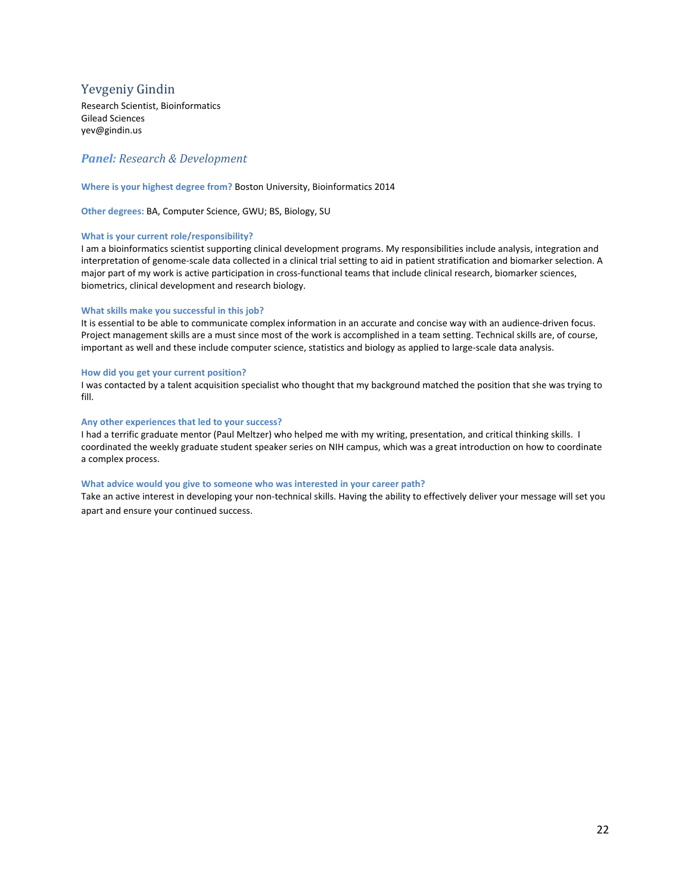## Yevgeniy Gindin

Research Scientist, Bioinformatics
Gilead Sciences
yev@gindin.us

### ***Panel:*** *Research & Development*

**Where is your highest degree from?** Boston University, Bioinformatics 2014

**Other degrees:** BA, Computer Science, GWU; BS, Biology, SU

**What is your current role/responsibility?**
I am a bioinformatics scientist supporting clinical development programs. My responsibilities include analysis, integration and interpretation of genome-scale data collected in a clinical trial setting to aid in patient stratification and biomarker selection. A major part of my work is active participation in cross-functional teams that include clinical research, biomarker sciences, biometrics, clinical development and research biology.

**What skills make you successful in this job?**
It is essential to be able to communicate complex information in an accurate and concise way with an audience-driven focus. Project management skills are a must since most of the work is accomplished in a team setting. Technical skills are, of course, important as well and these include computer science, statistics and biology as applied to large-scale data analysis.

**How did you get your current position?**
I was contacted by a talent acquisition specialist who thought that my background matched the position that she was trying to fill.

**Any other experiences that led to your success?**
I had a terrific graduate mentor (Paul Meltzer) who helped me with my writing, presentation, and critical thinking skills. I coordinated the weekly graduate student speaker series on NIH campus, which was a great introduction on how to coordinate a complex process.

**What advice would you give to someone who was interested in your career path?**
Take an active interest in developing your non-technical skills. Having the ability to effectively deliver your message will set you apart and ensure your continued success.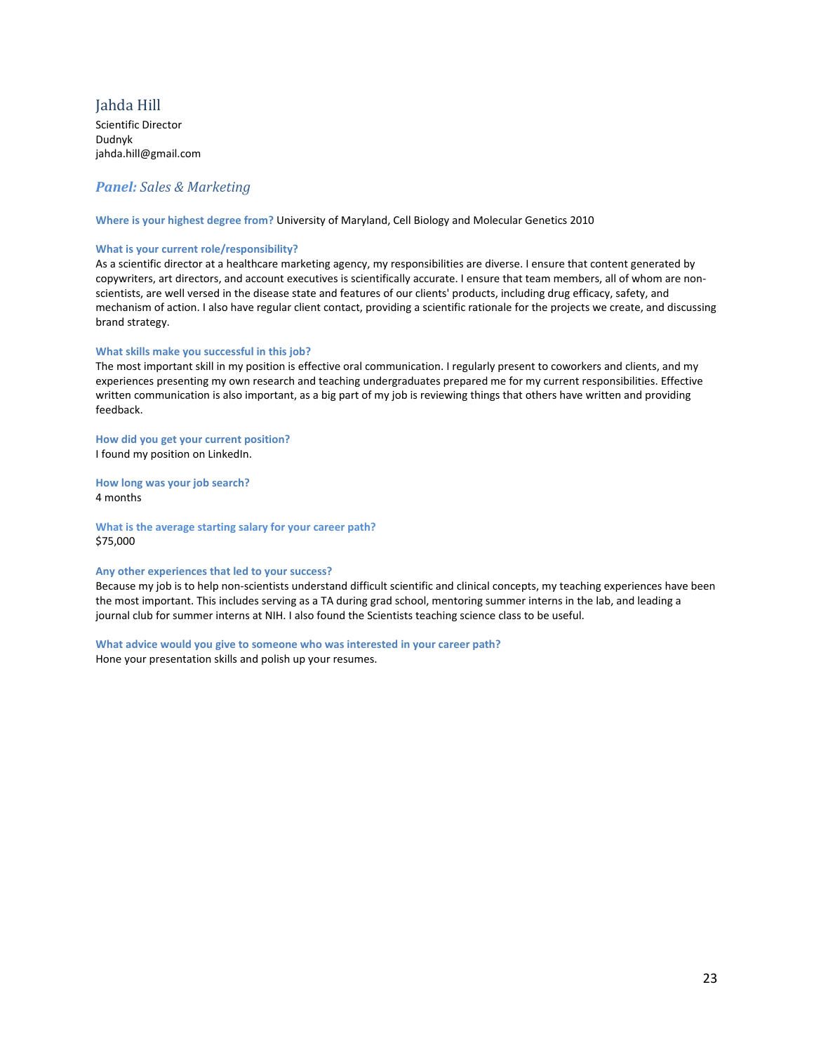## Jahda Hill

Scientific Director
Dudnyk
jahda.hill@gmail.com

### ***Panel:*** *Sales & Marketing*

**Where is your highest degree from?** University of Maryland, Cell Biology and Molecular Genetics 2010

**What is your current role/responsibility?**
As a scientific director at a healthcare marketing agency, my responsibilities are diverse. I ensure that content generated by copywriters, art directors, and account executives is scientifically accurate. I ensure that team members, all of whom are non-scientists, are well versed in the disease state and features of our clients' products, including drug efficacy, safety, and mechanism of action. I also have regular client contact, providing a scientific rationale for the projects we create, and discussing brand strategy.

**What skills make you successful in this job?**
The most important skill in my position is effective oral communication. I regularly present to coworkers and clients, and my experiences presenting my own research and teaching undergraduates prepared me for my current responsibilities. Effective written communication is also important, as a big part of my job is reviewing things that others have written and providing feedback.

**How did you get your current position?**
I found my position on LinkedIn.

**How long was your job search?**
4 months

**What is the average starting salary for your career path?**
$75,000

**Any other experiences that led to your success?**
Because my job is to help non-scientists understand difficult scientific and clinical concepts, my teaching experiences have been the most important. This includes serving as a TA during grad school, mentoring summer interns in the lab, and leading a journal club for summer interns at NIH. I also found the Scientists teaching science class to be useful.

**What advice would you give to someone who was interested in your career path?**
Hone your presentation skills and polish up your resumes.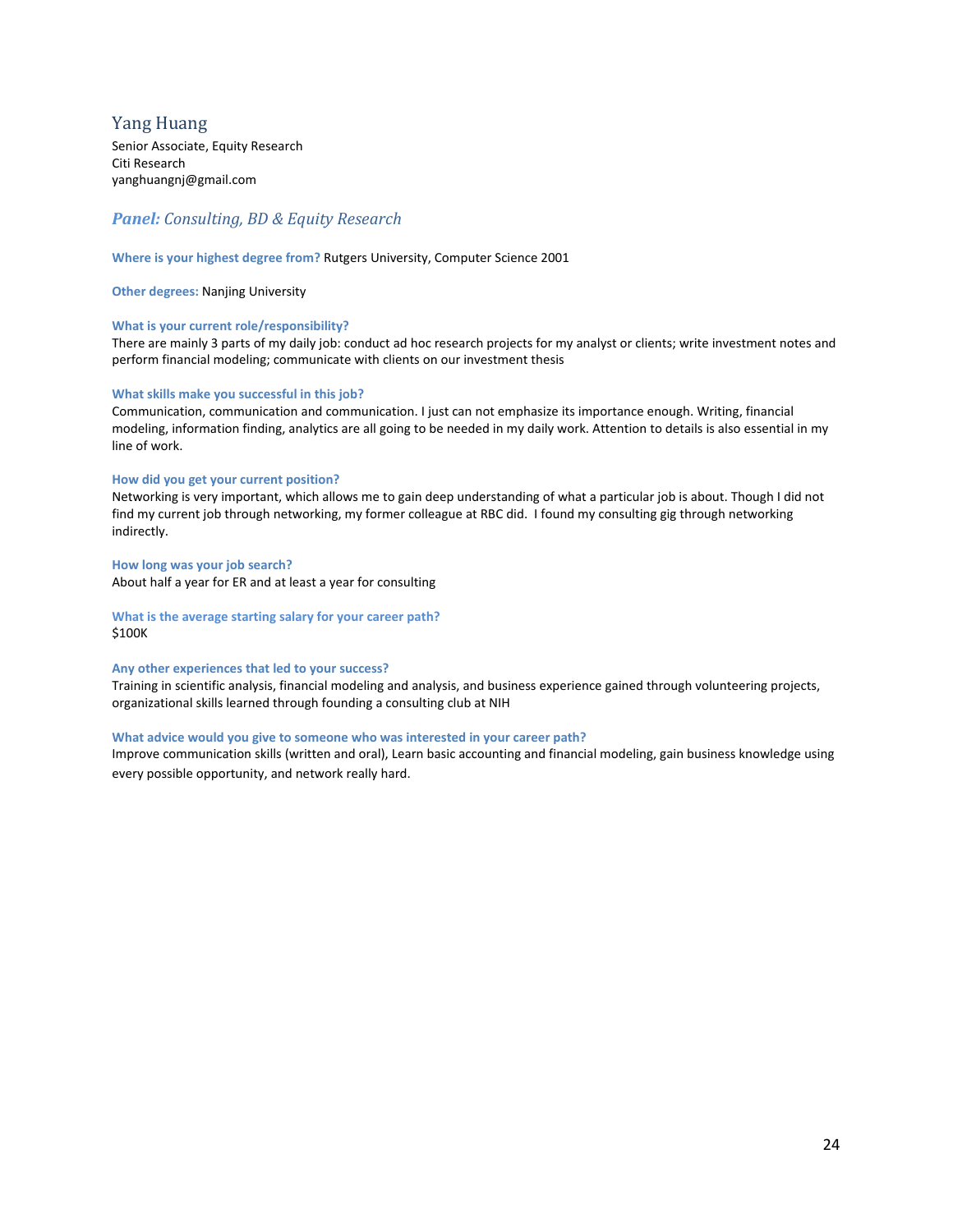## Yang Huang

Senior Associate, Equity Research
Citi Research
yanghuangnj@gmail.com

### *Panel: Consulting, BD & Equity Research*

**Where is your highest degree from?** Rutgers University, Computer Science 2001

**Other degrees:** Nanjing University

**What is your current role/responsibility?**
There are mainly 3 parts of my daily job: conduct ad hoc research projects for my analyst or clients; write investment notes and perform financial modeling; communicate with clients on our investment thesis

**What skills make you successful in this job?**
Communication, communication and communication. I just can not emphasize its importance enough. Writing, financial modeling, information finding, analytics are all going to be needed in my daily work. Attention to details is also essential in my line of work.

**How did you get your current position?**
Networking is very important, which allows me to gain deep understanding of what a particular job is about. Though I did not find my current job through networking, my former colleague at RBC did. I found my consulting gig through networking indirectly.

**How long was your job search?**
About half a year for ER and at least a year for consulting

**What is the average starting salary for your career path?**
$100K

**Any other experiences that led to your success?**
Training in scientific analysis, financial modeling and analysis, and business experience gained through volunteering projects, organizational skills learned through founding a consulting club at NIH

**What advice would you give to someone who was interested in your career path?**
Improve communication skills (written and oral), Learn basic accounting and financial modeling, gain business knowledge using every possible opportunity, and network really hard.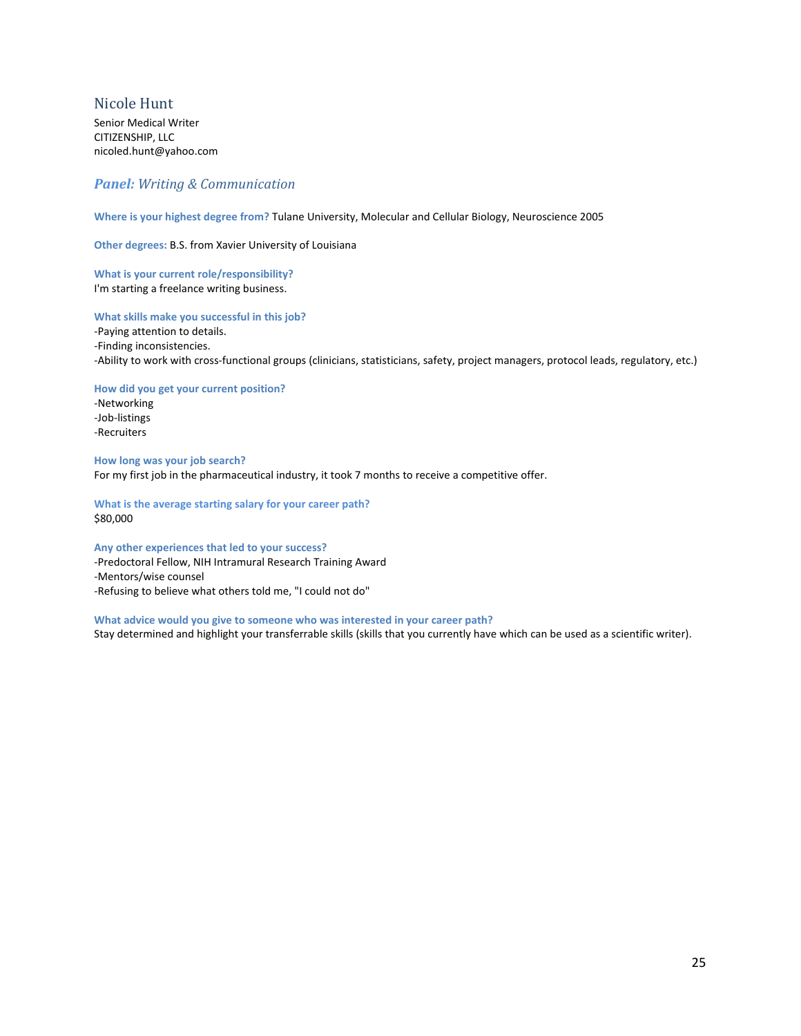## Nicole Hunt

Senior Medical Writer
CITIZENSHIP, LLC
nicoled.hunt@yahoo.com

### ***Panel:*** *Writing & Communication*

**Where is your highest degree from?** Tulane University, Molecular and Cellular Biology, Neuroscience 2005

**Other degrees:** B.S. from Xavier University of Louisiana

**What is your current role/responsibility?**
I'm starting a freelance writing business.

**What skills make you successful in this job?**
-Paying attention to details.
-Finding inconsistencies.
-Ability to work with cross-functional groups (clinicians, statisticians, safety, project managers, protocol leads, regulatory, etc.)

**How did you get your current position?**
-Networking
-Job-listings
-Recruiters

**How long was your job search?**
For my first job in the pharmaceutical industry, it took 7 months to receive a competitive offer.

**What is the average starting salary for your career path?**
$80,000

**Any other experiences that led to your success?**
-Predoctoral Fellow, NIH Intramural Research Training Award
-Mentors/wise counsel
-Refusing to believe what others told me, "I could not do"

**What advice would you give to someone who was interested in your career path?**
Stay determined and highlight your transferrable skills (skills that you currently have which can be used as a scientific writer).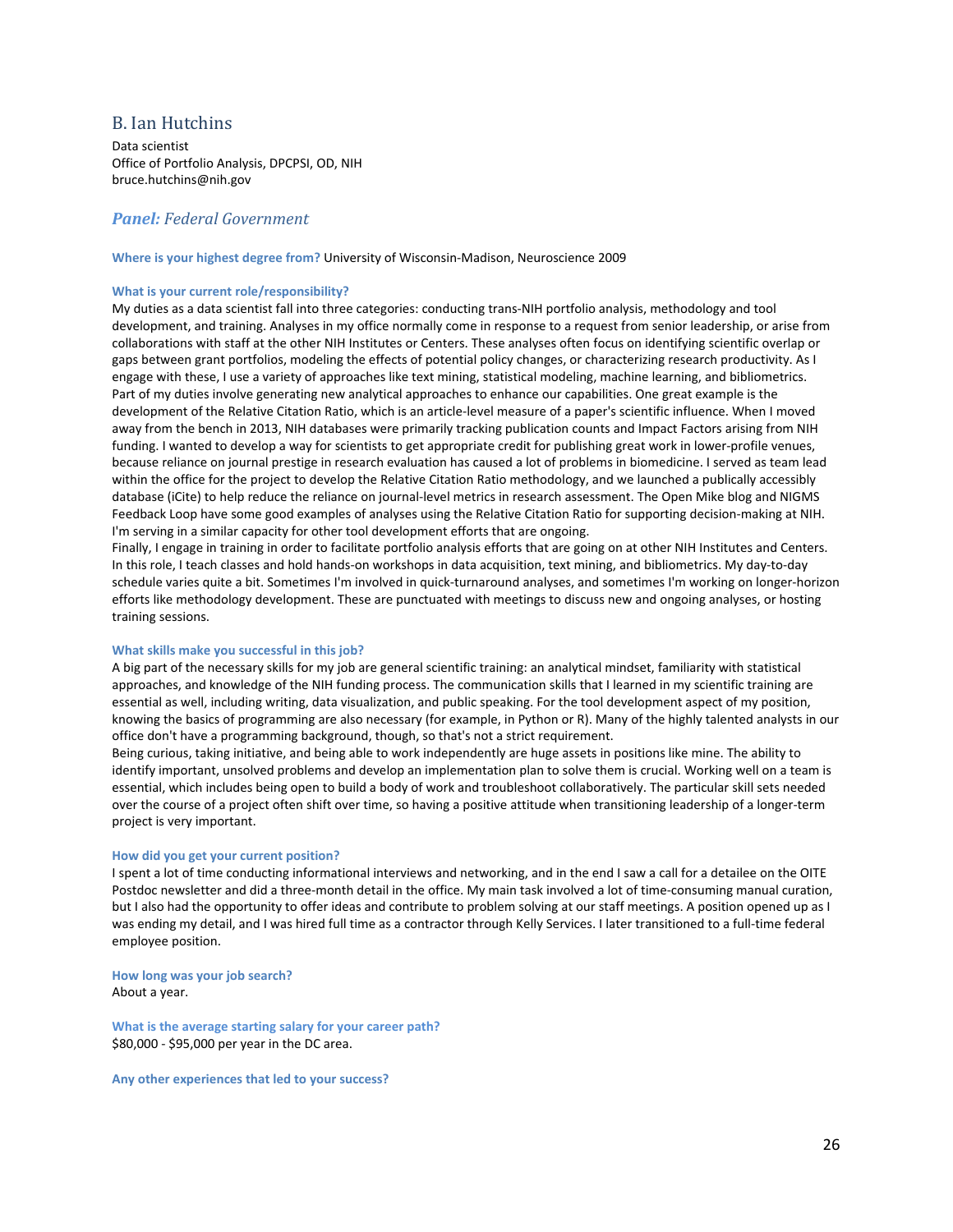## B. Ian Hutchins

Data scientist
Office of Portfolio Analysis, DPCPSI, OD, NIH
bruce.hutchins@nih.gov

### *Panel: Federal Government*

**Where is your highest degree from?** University of Wisconsin-Madison, Neuroscience 2009

**What is your current role/responsibility?**
My duties as a data scientist fall into three categories: conducting trans-NIH portfolio analysis, methodology and tool development, and training. Analyses in my office normally come in response to a request from senior leadership, or arise from collaborations with staff at the other NIH Institutes or Centers. These analyses often focus on identifying scientific overlap or gaps between grant portfolios, modeling the effects of potential policy changes, or characterizing research productivity. As I engage with these, I use a variety of approaches like text mining, statistical modeling, machine learning, and bibliometrics. Part of my duties involve generating new analytical approaches to enhance our capabilities. One great example is the development of the Relative Citation Ratio, which is an article-level measure of a paper's scientific influence. When I moved away from the bench in 2013, NIH databases were primarily tracking publication counts and Impact Factors arising from NIH funding. I wanted to develop a way for scientists to get appropriate credit for publishing great work in lower-profile venues, because reliance on journal prestige in research evaluation has caused a lot of problems in biomedicine. I served as team lead within the office for the project to develop the Relative Citation Ratio methodology, and we launched a publically accessibly database (iCite) to help reduce the reliance on journal-level metrics in research assessment. The Open Mike blog and NIGMS Feedback Loop have some good examples of analyses using the Relative Citation Ratio for supporting decision-making at NIH. I'm serving in a similar capacity for other tool development efforts that are ongoing.
Finally, I engage in training in order to facilitate portfolio analysis efforts that are going on at other NIH Institutes and Centers. In this role, I teach classes and hold hands-on workshops in data acquisition, text mining, and bibliometrics. My day-to-day schedule varies quite a bit. Sometimes I'm involved in quick-turnaround analyses, and sometimes I'm working on longer-horizon efforts like methodology development. These are punctuated with meetings to discuss new and ongoing analyses, or hosting training sessions.

**What skills make you successful in this job?**
A big part of the necessary skills for my job are general scientific training: an analytical mindset, familiarity with statistical approaches, and knowledge of the NIH funding process. The communication skills that I learned in my scientific training are essential as well, including writing, data visualization, and public speaking. For the tool development aspect of my position, knowing the basics of programming are also necessary (for example, in Python or R). Many of the highly talented analysts in our office don't have a programming background, though, so that's not a strict requirement.
Being curious, taking initiative, and being able to work independently are huge assets in positions like mine. The ability to identify important, unsolved problems and develop an implementation plan to solve them is crucial. Working well on a team is essential, which includes being open to build a body of work and troubleshoot collaboratively. The particular skill sets needed over the course of a project often shift over time, so having a positive attitude when transitioning leadership of a longer-term project is very important.

**How did you get your current position?**
I spent a lot of time conducting informational interviews and networking, and in the end I saw a call for a detailee on the OITE Postdoc newsletter and did a three-month detail in the office. My main task involved a lot of time-consuming manual curation, but I also had the opportunity to offer ideas and contribute to problem solving at our staff meetings. A position opened up as I was ending my detail, and I was hired full time as a contractor through Kelly Services. I later transitioned to a full-time federal employee position.

**How long was your job search?**
About a year.

**What is the average starting salary for your career path?**
$80,000 - $95,000 per year in the DC area.

**Any other experiences that led to your success?**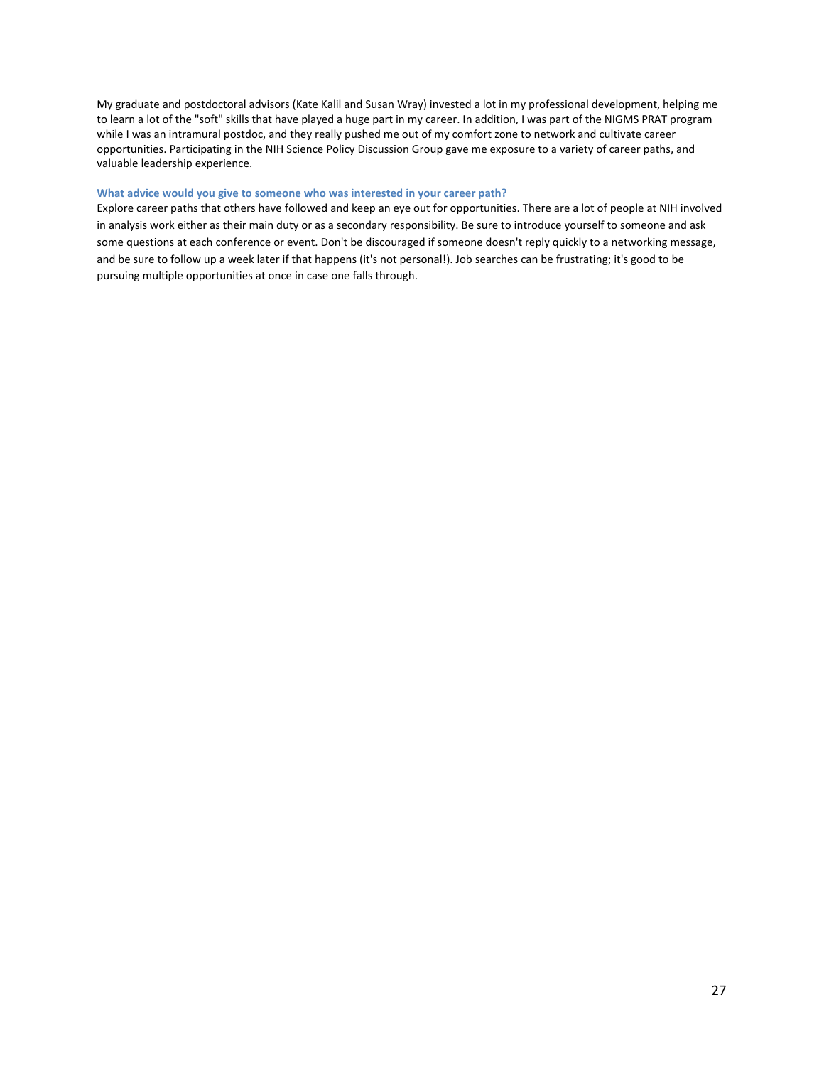My graduate and postdoctoral advisors (Kate Kalil and Susan Wray) invested a lot in my professional development, helping me to learn a lot of the "soft" skills that have played a huge part in my career. In addition, I was part of the NIGMS PRAT program while I was an intramural postdoc, and they really pushed me out of my comfort zone to network and cultivate career opportunities. Participating in the NIH Science Policy Discussion Group gave me exposure to a variety of career paths, and valuable leadership experience.

### What advice would you give to someone who was interested in your career path?

Explore career paths that others have followed and keep an eye out for opportunities. There are a lot of people at NIH involved in analysis work either as their main duty or as a secondary responsibility. Be sure to introduce yourself to someone and ask some questions at each conference or event. Don't be discouraged if someone doesn't reply quickly to a networking message, and be sure to follow up a week later if that happens (it's not personal!). Job searches can be frustrating; it's good to be pursuing multiple opportunities at once in case one falls through.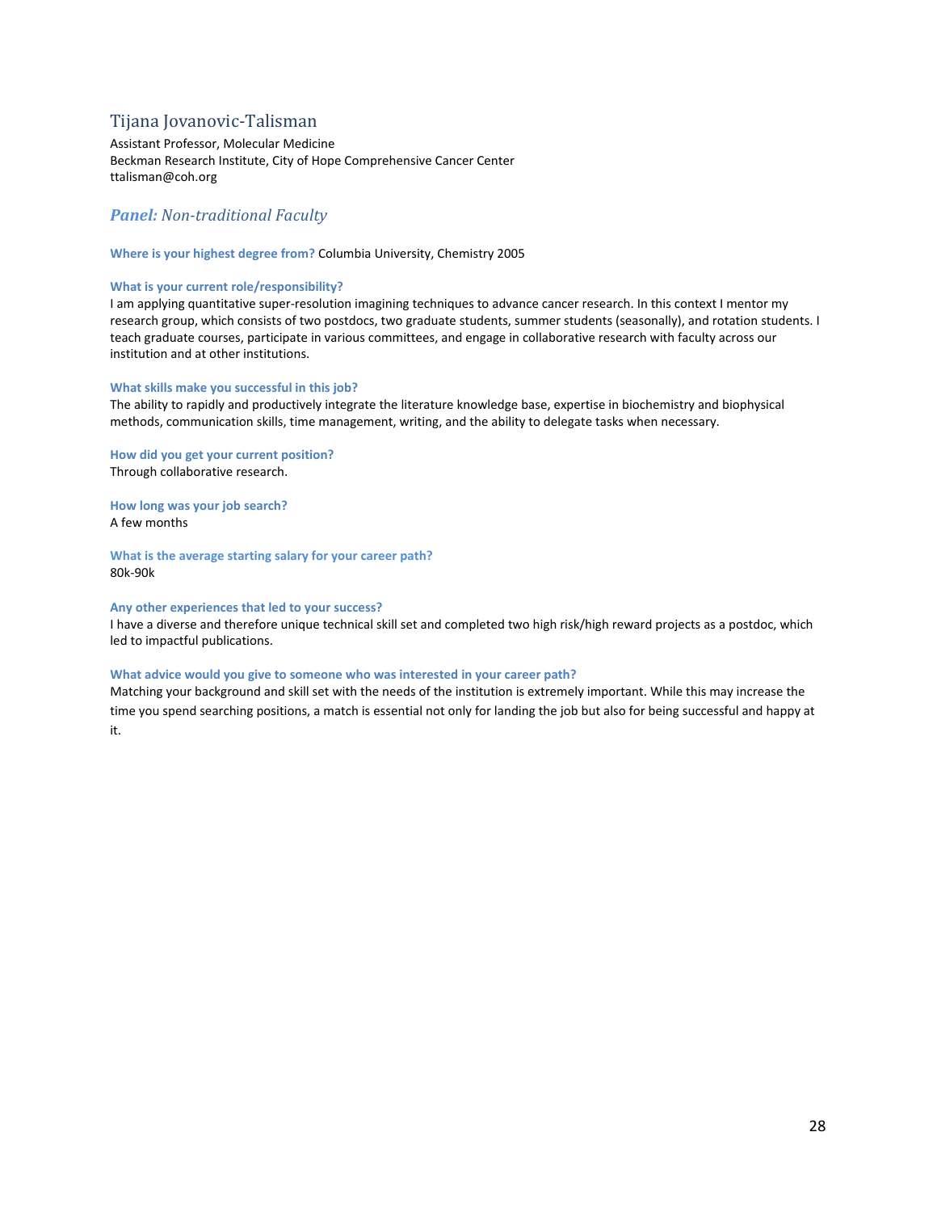## Tijana Jovanovic-Talisman

Assistant Professor, Molecular Medicine
Beckman Research Institute, City of Hope Comprehensive Cancer Center
ttalisman@coh.org

### *Panel: Non-traditional Faculty*

**Where is your highest degree from?** Columbia University, Chemistry 2005

**What is your current role/responsibility?**
I am applying quantitative super-resolution imagining techniques to advance cancer research. In this context I mentor my research group, which consists of two postdocs, two graduate students, summer students (seasonally), and rotation students. I teach graduate courses, participate in various committees, and engage in collaborative research with faculty across our institution and at other institutions.

**What skills make you successful in this job?**
The ability to rapidly and productively integrate the literature knowledge base, expertise in biochemistry and biophysical methods, communication skills, time management, writing, and the ability to delegate tasks when necessary.

**How did you get your current position?**
Through collaborative research.

**How long was your job search?**
A few months

**What is the average starting salary for your career path?**
80k-90k

**Any other experiences that led to your success?**
I have a diverse and therefore unique technical skill set and completed two high risk/high reward projects as a postdoc, which led to impactful publications.

**What advice would you give to someone who was interested in your career path?**
Matching your background and skill set with the needs of the institution is extremely important. While this may increase the time you spend searching positions, a match is essential not only for landing the job but also for being successful and happy at it.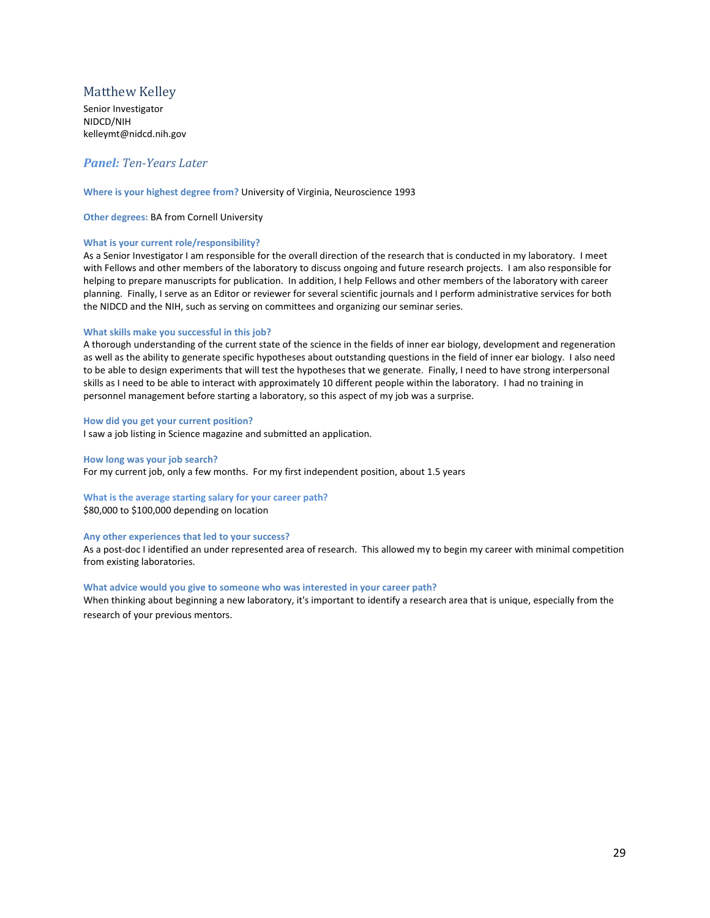## Matthew Kelley

Senior Investigator
NIDCD/NIH
kelleymt@nidcd.nih.gov

### ***Panel:*** *Ten-Years Later*

**Where is your highest degree from?** University of Virginia, Neuroscience 1993

**Other degrees:** BA from Cornell University

**What is your current role/responsibility?**
As a Senior Investigator I am responsible for the overall direction of the research that is conducted in my laboratory. I meet with Fellows and other members of the laboratory to discuss ongoing and future research projects. I am also responsible for helping to prepare manuscripts for publication. In addition, I help Fellows and other members of the laboratory with career planning. Finally, I serve as an Editor or reviewer for several scientific journals and I perform administrative services for both the NIDCD and the NIH, such as serving on committees and organizing our seminar series.

**What skills make you successful in this job?**
A thorough understanding of the current state of the science in the fields of inner ear biology, development and regeneration as well as the ability to generate specific hypotheses about outstanding questions in the field of inner ear biology. I also need to be able to design experiments that will test the hypotheses that we generate. Finally, I need to have strong interpersonal skills as I need to be able to interact with approximately 10 different people within the laboratory. I had no training in personnel management before starting a laboratory, so this aspect of my job was a surprise.

**How did you get your current position?**
I saw a job listing in Science magazine and submitted an application.

**How long was your job search?**
For my current job, only a few months. For my first independent position, about 1.5 years

**What is the average starting salary for your career path?**
$80,000 to $100,000 depending on location

**Any other experiences that led to your success?**
As a post-doc I identified an under represented area of research. This allowed my to begin my career with minimal competition from existing laboratories.

**What advice would you give to someone who was interested in your career path?**
When thinking about beginning a new laboratory, it's important to identify a research area that is unique, especially from the research of your previous mentors.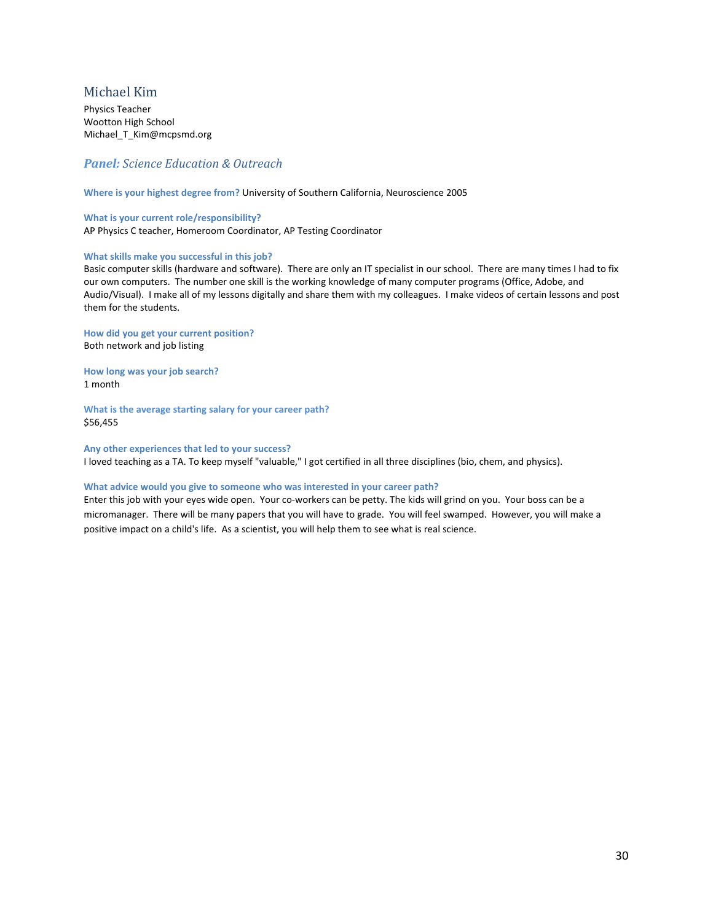## Michael Kim

Physics Teacher
Wootton High School
Michael_T_Kim@mcpsmd.org

### ***Panel:*** *Science Education & Outreach*

**Where is your highest degree from?** University of Southern California, Neuroscience 2005

**What is your current role/responsibility?**
AP Physics C teacher, Homeroom Coordinator, AP Testing Coordinator

**What skills make you successful in this job?**
Basic computer skills (hardware and software). There are only an IT specialist in our school. There are many times I had to fix our own computers. The number one skill is the working knowledge of many computer programs (Office, Adobe, and Audio/Visual). I make all of my lessons digitally and share them with my colleagues. I make videos of certain lessons and post them for the students.

**How did you get your current position?**
Both network and job listing

**How long was your job search?**
1 month

**What is the average starting salary for your career path?**
$56,455

**Any other experiences that led to your success?**
I loved teaching as a TA. To keep myself "valuable," I got certified in all three disciplines (bio, chem, and physics).

**What advice would you give to someone who was interested in your career path?**
Enter this job with your eyes wide open. Your co-workers can be petty. The kids will grind on you. Your boss can be a micromanager. There will be many papers that you will have to grade. You will feel swamped. However, you will make a positive impact on a child's life. As a scientist, you will help them to see what is real science.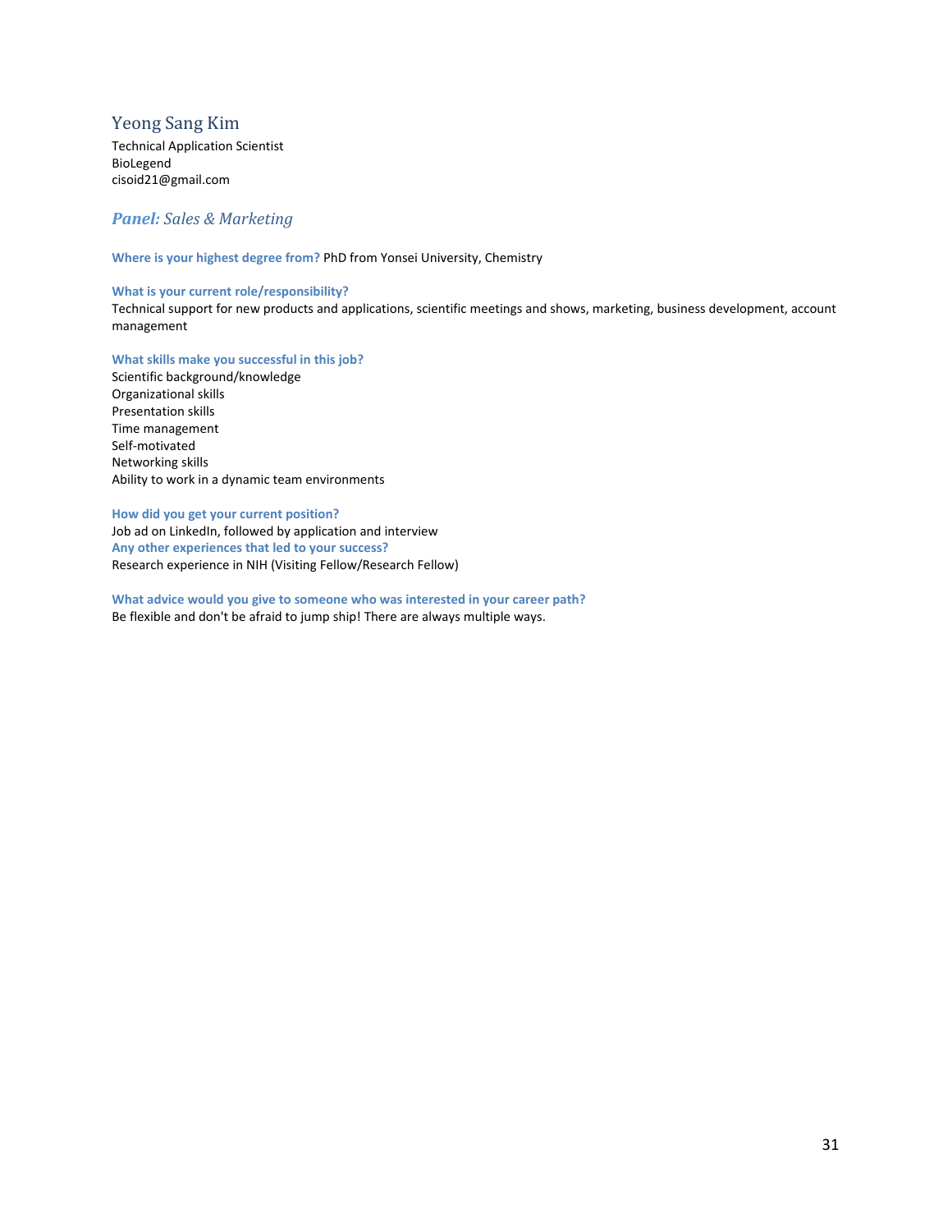## Yeong Sang Kim

Technical Application Scientist
BioLegend
cisoid21@gmail.com

### ***Panel:*** *Sales & Marketing*

**Where is your highest degree from?** PhD from Yonsei University, Chemistry

**What is your current role/responsibility?**
Technical support for new products and applications, scientific meetings and shows, marketing, business development, account management

**What skills make you successful in this job?**
Scientific background/knowledge
Organizational skills
Presentation skills
Time management
Self-motivated
Networking skills
Ability to work in a dynamic team environments

**How did you get your current position?**
Job ad on LinkedIn, followed by application and interview

**Any other experiences that led to your success?**
Research experience in NIH (Visiting Fellow/Research Fellow)

**What advice would you give to someone who was interested in your career path?**
Be flexible and don't be afraid to jump ship! There are always multiple ways.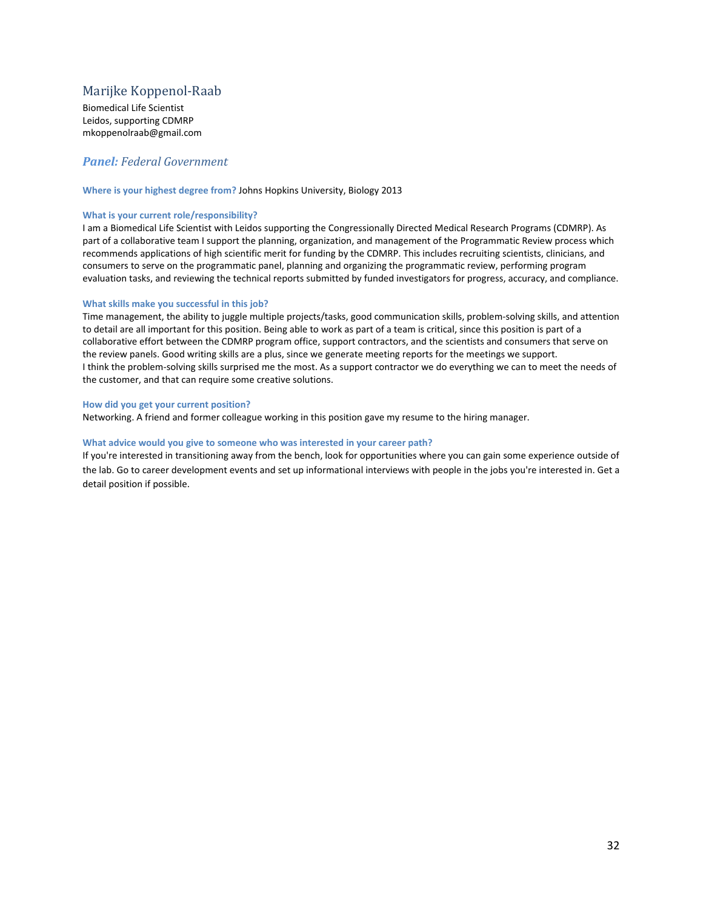## Marijke Koppenol-Raab

Biomedical Life Scientist
Leidos, supporting CDMRP
mkoppenolraab@gmail.com

### ***Panel:*** *Federal Government*

**Where is your highest degree from?** Johns Hopkins University, Biology 2013

**What is your current role/responsibility?**

I am a Biomedical Life Scientist with Leidos supporting the Congressionally Directed Medical Research Programs (CDMRP). As part of a collaborative team I support the planning, organization, and management of the Programmatic Review process which recommends applications of high scientific merit for funding by the CDMRP. This includes recruiting scientists, clinicians, and consumers to serve on the programmatic panel, planning and organizing the programmatic review, performing program evaluation tasks, and reviewing the technical reports submitted by funded investigators for progress, accuracy, and compliance.

**What skills make you successful in this job?**

Time management, the ability to juggle multiple projects/tasks, good communication skills, problem-solving skills, and attention to detail are all important for this position. Being able to work as part of a team is critical, since this position is part of a collaborative effort between the CDMRP program office, support contractors, and the scientists and consumers that serve on the review panels. Good writing skills are a plus, since we generate meeting reports for the meetings we support.
I think the problem-solving skills surprised me the most. As a support contractor we do everything we can to meet the needs of the customer, and that can require some creative solutions.

**How did you get your current position?**

Networking. A friend and former colleague working in this position gave my resume to the hiring manager.

**What advice would you give to someone who was interested in your career path?**

If you're interested in transitioning away from the bench, look for opportunities where you can gain some experience outside of the lab. Go to career development events and set up informational interviews with people in the jobs you're interested in. Get a detail position if possible.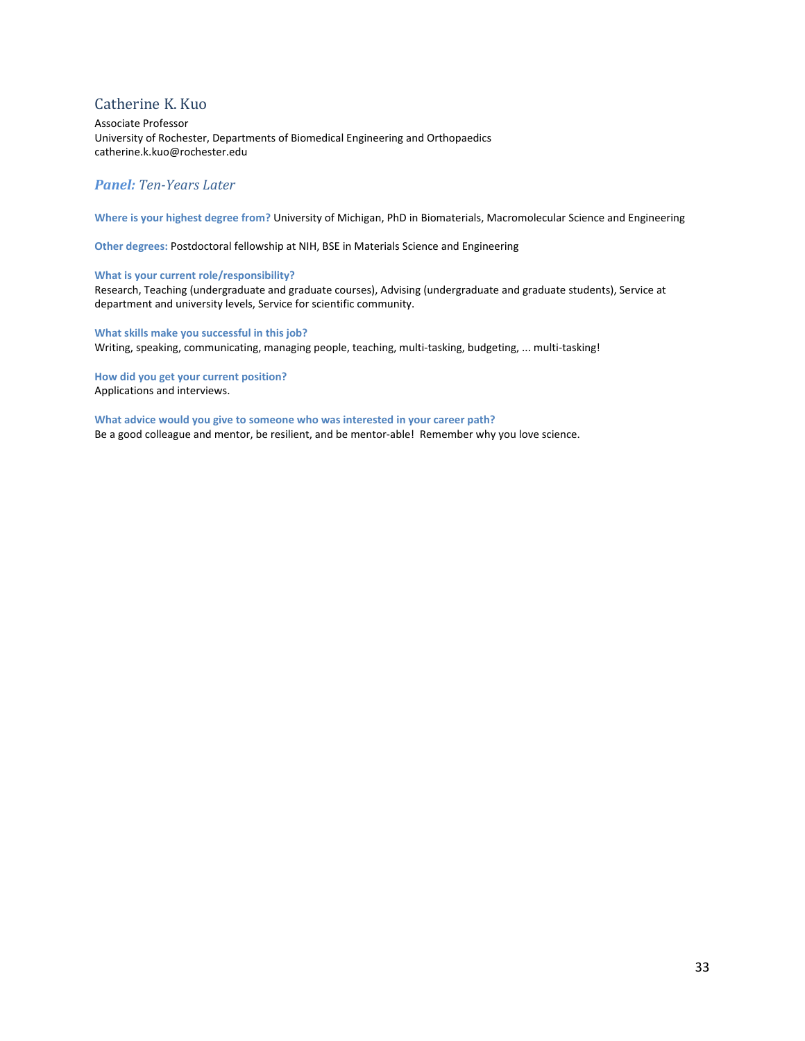## Catherine K. Kuo

Associate Professor
University of Rochester, Departments of Biomedical Engineering and Orthopaedics
catherine.k.kuo@rochester.edu

### ***Panel:*** *Ten-Years Later*

**Where is your highest degree from?** University of Michigan, PhD in Biomaterials, Macromolecular Science and Engineering

**Other degrees:** Postdoctoral fellowship at NIH, BSE in Materials Science and Engineering

**What is your current role/responsibility?**
Research, Teaching (undergraduate and graduate courses), Advising (undergraduate and graduate students), Service at department and university levels, Service for scientific community.

**What skills make you successful in this job?**
Writing, speaking, communicating, managing people, teaching, multi-tasking, budgeting, ... multi-tasking!

**How did you get your current position?**
Applications and interviews.

**What advice would you give to someone who was interested in your career path?**
Be a good colleague and mentor, be resilient, and be mentor-able! Remember why you love science.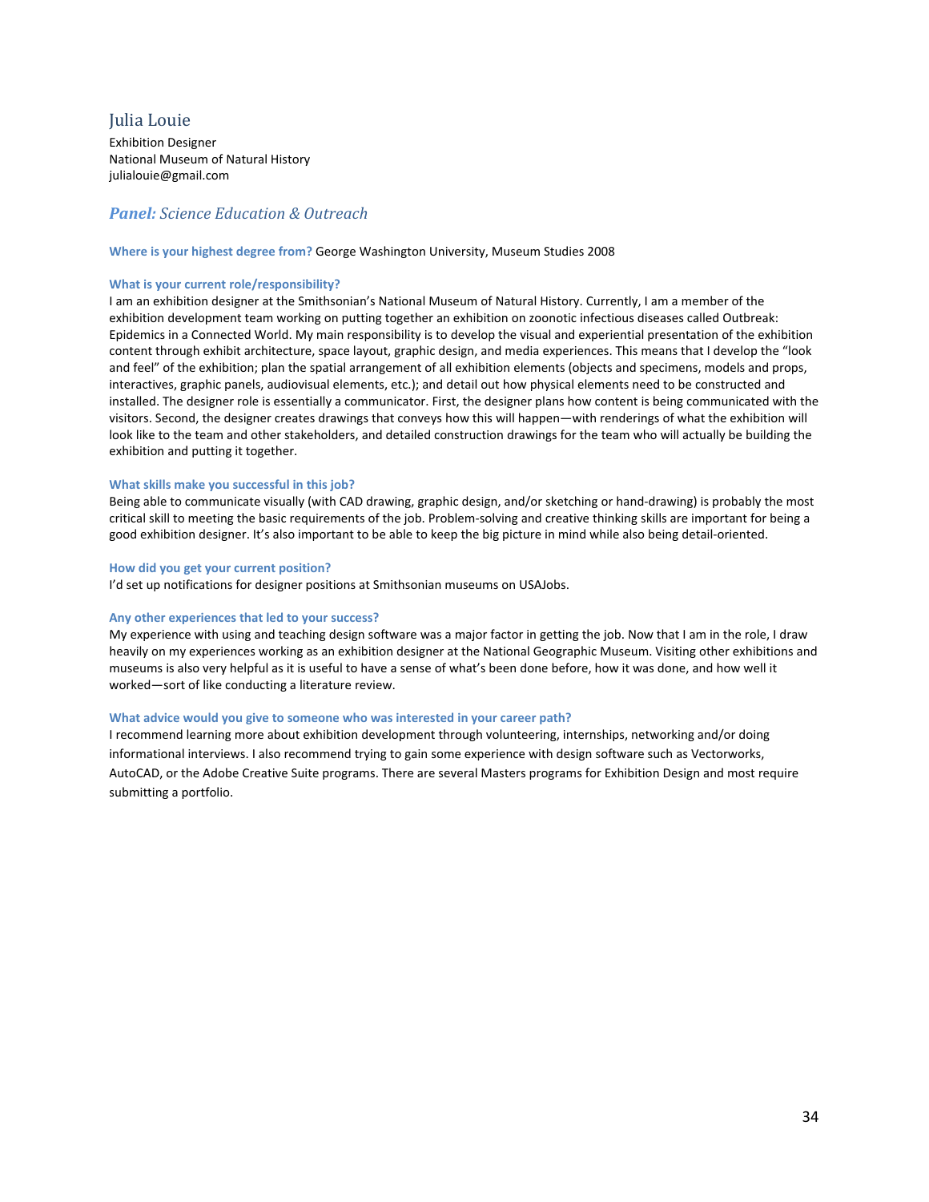## Julia Louie

Exhibition Designer
National Museum of Natural History
julialouie@gmail.com

### *Panel: Science Education & Outreach*

**Where is your highest degree from?** George Washington University, Museum Studies 2008

**What is your current role/responsibility?**
I am an exhibition designer at the Smithsonian's National Museum of Natural History. Currently, I am a member of the exhibition development team working on putting together an exhibition on zoonotic infectious diseases called Outbreak: Epidemics in a Connected World. My main responsibility is to develop the visual and experiential presentation of the exhibition content through exhibit architecture, space layout, graphic design, and media experiences. This means that I develop the "look and feel" of the exhibition; plan the spatial arrangement of all exhibition elements (objects and specimens, models and props, interactives, graphic panels, audiovisual elements, etc.); and detail out how physical elements need to be constructed and installed. The designer role is essentially a communicator. First, the designer plans how content is being communicated with the visitors. Second, the designer creates drawings that conveys how this will happen—with renderings of what the exhibition will look like to the team and other stakeholders, and detailed construction drawings for the team who will actually be building the exhibition and putting it together.

**What skills make you successful in this job?**
Being able to communicate visually (with CAD drawing, graphic design, and/or sketching or hand-drawing) is probably the most critical skill to meeting the basic requirements of the job. Problem-solving and creative thinking skills are important for being a good exhibition designer. It's also important to be able to keep the big picture in mind while also being detail-oriented.

**How did you get your current position?**
I'd set up notifications for designer positions at Smithsonian museums on USAJobs.

**Any other experiences that led to your success?**
My experience with using and teaching design software was a major factor in getting the job. Now that I am in the role, I draw heavily on my experiences working as an exhibition designer at the National Geographic Museum. Visiting other exhibitions and museums is also very helpful as it is useful to have a sense of what's been done before, how it was done, and how well it worked—sort of like conducting a literature review.

**What advice would you give to someone who was interested in your career path?**
I recommend learning more about exhibition development through volunteering, internships, networking and/or doing informational interviews. I also recommend trying to gain some experience with design software such as Vectorworks, AutoCAD, or the Adobe Creative Suite programs. There are several Masters programs for Exhibition Design and most require submitting a portfolio.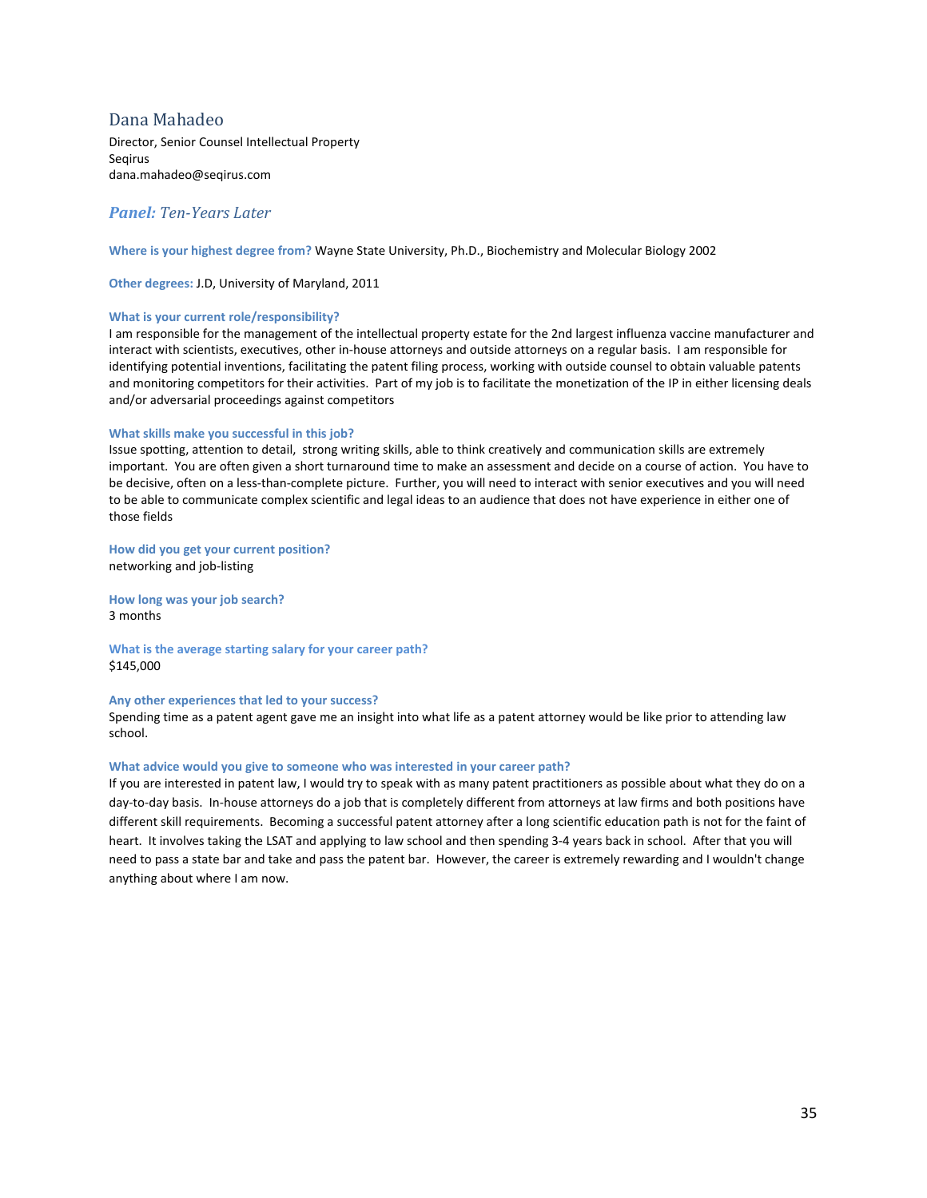## Dana Mahadeo

Director, Senior Counsel Intellectual Property
Seqirus
dana.mahadeo@seqirus.com

### *Panel: Ten-Years Later*

**Where is your highest degree from?** Wayne State University, Ph.D., Biochemistry and Molecular Biology 2002

**Other degrees:** J.D, University of Maryland, 2011

**What is your current role/responsibility?**
I am responsible for the management of the intellectual property estate for the 2nd largest influenza vaccine manufacturer and interact with scientists, executives, other in-house attorneys and outside attorneys on a regular basis. I am responsible for identifying potential inventions, facilitating the patent filing process, working with outside counsel to obtain valuable patents and monitoring competitors for their activities. Part of my job is to facilitate the monetization of the IP in either licensing deals and/or adversarial proceedings against competitors

**What skills make you successful in this job?**
Issue spotting, attention to detail, strong writing skills, able to think creatively and communication skills are extremely important. You are often given a short turnaround time to make an assessment and decide on a course of action. You have to be decisive, often on a less-than-complete picture. Further, you will need to interact with senior executives and you will need to be able to communicate complex scientific and legal ideas to an audience that does not have experience in either one of those fields

**How did you get your current position?**
networking and job-listing

**How long was your job search?**
3 months

**What is the average starting salary for your career path?**
$145,000

**Any other experiences that led to your success?**
Spending time as a patent agent gave me an insight into what life as a patent attorney would be like prior to attending law school.

**What advice would you give to someone who was interested in your career path?**
If you are interested in patent law, I would try to speak with as many patent practitioners as possible about what they do on a day-to-day basis. In-house attorneys do a job that is completely different from attorneys at law firms and both positions have different skill requirements. Becoming a successful patent attorney after a long scientific education path is not for the faint of heart. It involves taking the LSAT and applying to law school and then spending 3-4 years back in school. After that you will need to pass a state bar and take and pass the patent bar. However, the career is extremely rewarding and I wouldn't change anything about where I am now.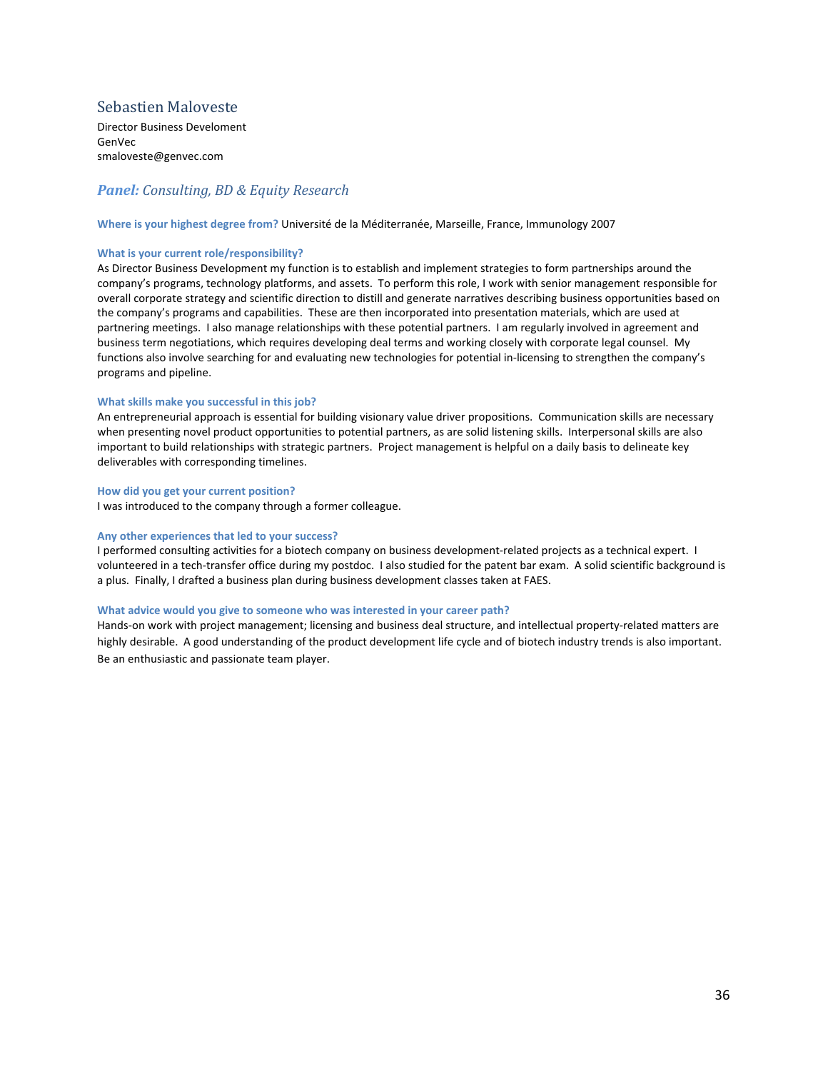## Sebastien Maloveste

Director Business Develoment
GenVec
smaloveste@genvec.com

### ***Panel:*** *Consulting, BD & Equity Research*

**Where is your highest degree from?** Université de la Méditerranée, Marseille, France, Immunology 2007

**What is your current role/responsibility?**
As Director Business Development my function is to establish and implement strategies to form partnerships around the company's programs, technology platforms, and assets. To perform this role, I work with senior management responsible for overall corporate strategy and scientific direction to distill and generate narratives describing business opportunities based on the company's programs and capabilities. These are then incorporated into presentation materials, which are used at partnering meetings. I also manage relationships with these potential partners. I am regularly involved in agreement and business term negotiations, which requires developing deal terms and working closely with corporate legal counsel. My functions also involve searching for and evaluating new technologies for potential in-licensing to strengthen the company's programs and pipeline.

**What skills make you successful in this job?**
An entrepreneurial approach is essential for building visionary value driver propositions. Communication skills are necessary when presenting novel product opportunities to potential partners, as are solid listening skills. Interpersonal skills are also important to build relationships with strategic partners. Project management is helpful on a daily basis to delineate key deliverables with corresponding timelines.

**How did you get your current position?**
I was introduced to the company through a former colleague.

**Any other experiences that led to your success?**
I performed consulting activities for a biotech company on business development-related projects as a technical expert. I volunteered in a tech-transfer office during my postdoc. I also studied for the patent bar exam. A solid scientific background is a plus. Finally, I drafted a business plan during business development classes taken at FAES.

**What advice would you give to someone who was interested in your career path?**
Hands-on work with project management; licensing and business deal structure, and intellectual property-related matters are highly desirable. A good understanding of the product development life cycle and of biotech industry trends is also important. Be an enthusiastic and passionate team player.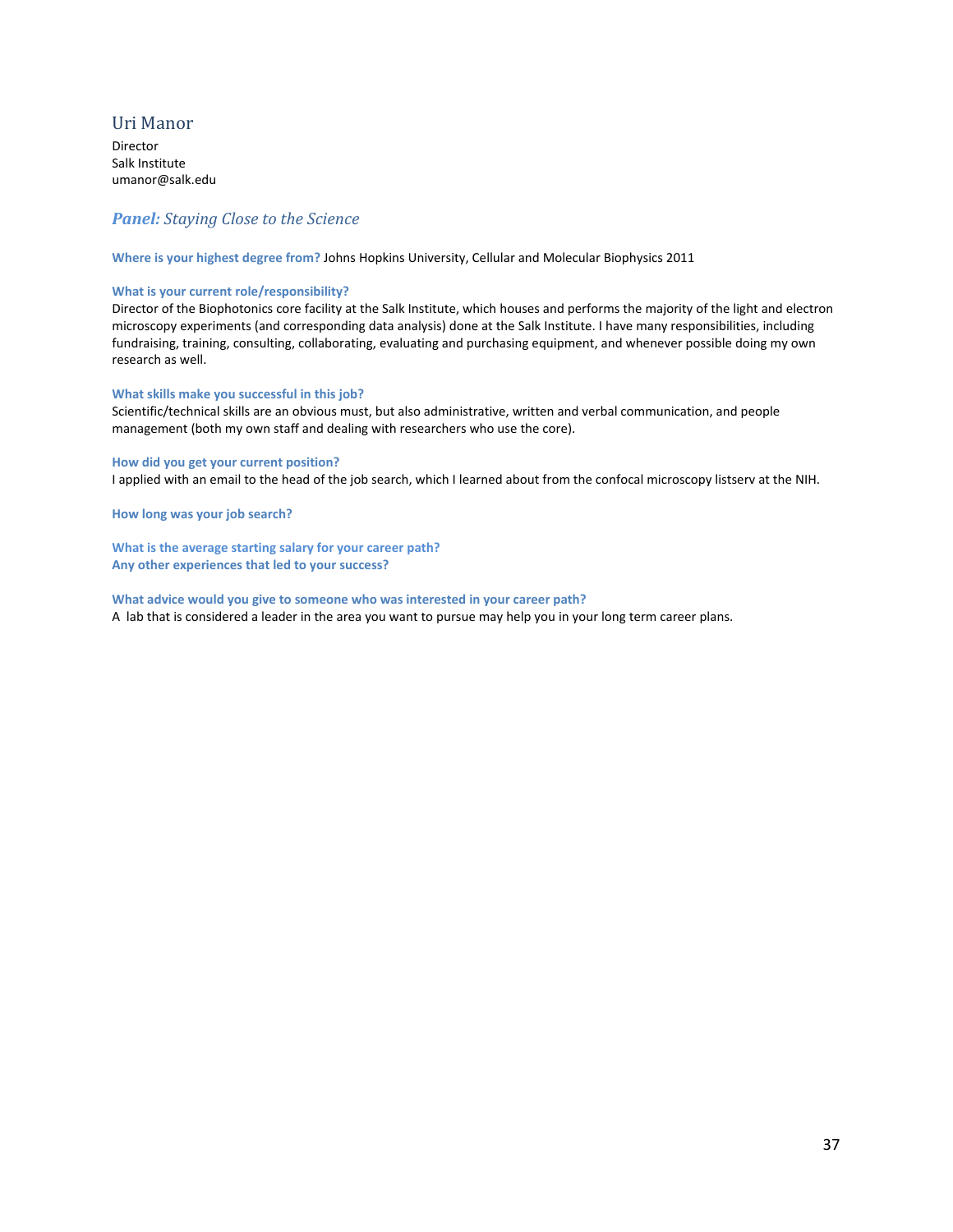## Uri Manor

Director
Salk Institute
umanor@salk.edu

### ***Panel:*** *Staying Close to the Science*

**Where is your highest degree from?** Johns Hopkins University, Cellular and Molecular Biophysics 2011

**What is your current role/responsibility?**
Director of the Biophotonics core facility at the Salk Institute, which houses and performs the majority of the light and electron microscopy experiments (and corresponding data analysis) done at the Salk Institute. I have many responsibilities, including fundraising, training, consulting, collaborating, evaluating and purchasing equipment, and whenever possible doing my own research as well.

**What skills make you successful in this job?**
Scientific/technical skills are an obvious must, but also administrative, written and verbal communication, and people management (both my own staff and dealing with researchers who use the core).

**How did you get your current position?**
I applied with an email to the head of the job search, which I learned about from the confocal microscopy listserv at the NIH.

**How long was your job search?**

**What is the average starting salary for your career path?**
**Any other experiences that led to your success?**

**What advice would you give to someone who was interested in your career path?**
A lab that is considered a leader in the area you want to pursue may help you in your long term career plans.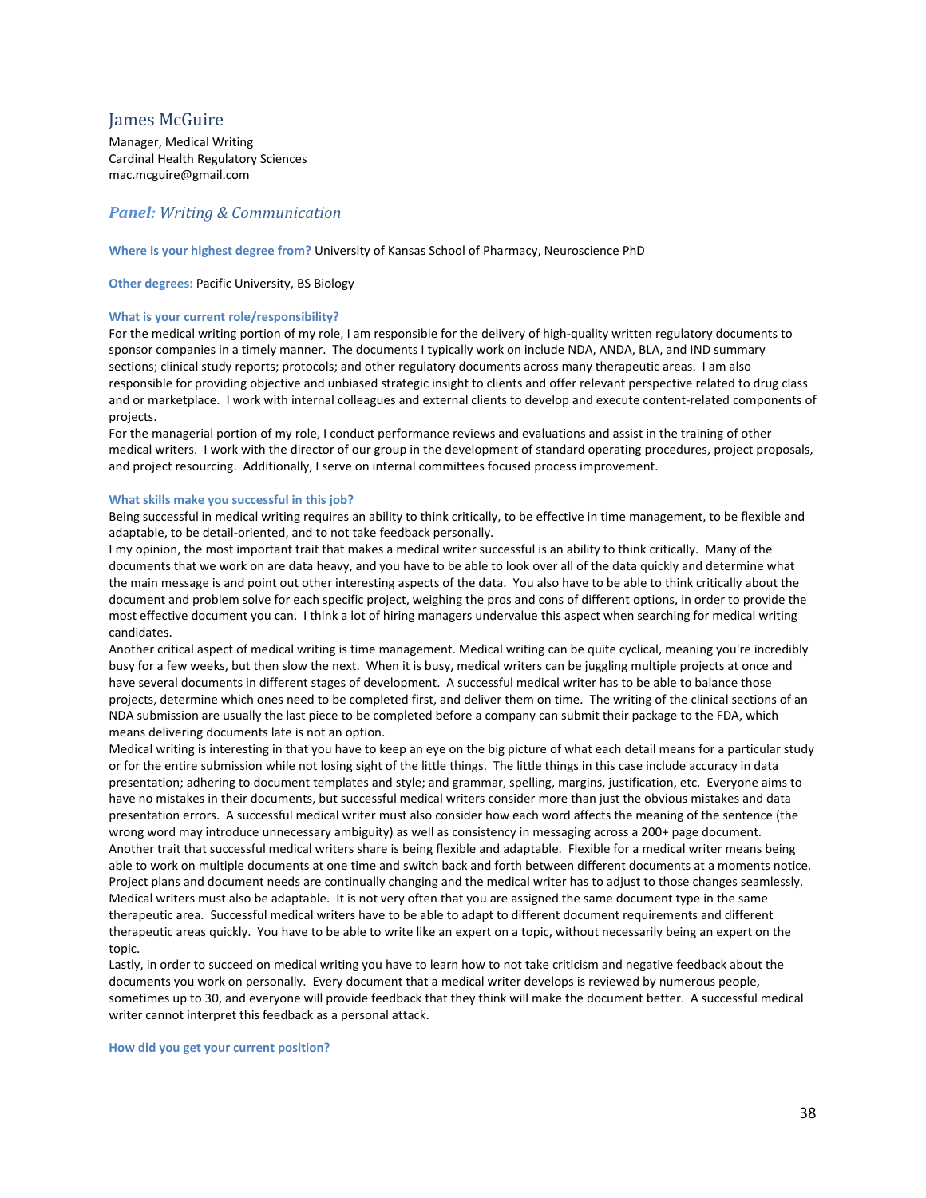## James McGuire

Manager, Medical Writing
Cardinal Health Regulatory Sciences
mac.mcguire@gmail.com

### ***Panel:*** *Writing & Communication*

**Where is your highest degree from?** University of Kansas School of Pharmacy, Neuroscience PhD

**Other degrees:** Pacific University, BS Biology

**What is your current role/responsibility?**

For the medical writing portion of my role, I am responsible for the delivery of high-quality written regulatory documents to sponsor companies in a timely manner. The documents I typically work on include NDA, ANDA, BLA, and IND summary sections; clinical study reports; protocols; and other regulatory documents across many therapeutic areas. I am also responsible for providing objective and unbiased strategic insight to clients and offer relevant perspective related to drug class and or marketplace. I work with internal colleagues and external clients to develop and execute content-related components of projects.

For the managerial portion of my role, I conduct performance reviews and evaluations and assist in the training of other medical writers. I work with the director of our group in the development of standard operating procedures, project proposals, and project resourcing. Additionally, I serve on internal committees focused process improvement.

**What skills make you successful in this job?**

Being successful in medical writing requires an ability to think critically, to be effective in time management, to be flexible and adaptable, to be detail-oriented, and to not take feedback personally.

I my opinion, the most important trait that makes a medical writer successful is an ability to think critically. Many of the documents that we work on are data heavy, and you have to be able to look over all of the data quickly and determine what the main message is and point out other interesting aspects of the data. You also have to be able to think critically about the document and problem solve for each specific project, weighing the pros and cons of different options, in order to provide the most effective document you can. I think a lot of hiring managers undervalue this aspect when searching for medical writing candidates.

Another critical aspect of medical writing is time management. Medical writing can be quite cyclical, meaning you're incredibly busy for a few weeks, but then slow the next. When it is busy, medical writers can be juggling multiple projects at once and have several documents in different stages of development. A successful medical writer has to be able to balance those projects, determine which ones need to be completed first, and deliver them on time. The writing of the clinical sections of an NDA submission are usually the last piece to be completed before a company can submit their package to the FDA, which means delivering documents late is not an option.

Medical writing is interesting in that you have to keep an eye on the big picture of what each detail means for a particular study or for the entire submission while not losing sight of the little things. The little things in this case include accuracy in data presentation; adhering to document templates and style; and grammar, spelling, margins, justification, etc. Everyone aims to have no mistakes in their documents, but successful medical writers consider more than just the obvious mistakes and data presentation errors. A successful medical writer must also consider how each word affects the meaning of the sentence (the wrong word may introduce unnecessary ambiguity) as well as consistency in messaging across a 200+ page document.

Another trait that successful medical writers share is being flexible and adaptable. Flexible for a medical writer means being able to work on multiple documents at one time and switch back and forth between different documents at a moments notice. Project plans and document needs are continually changing and the medical writer has to adjust to those changes seamlessly. Medical writers must also be adaptable. It is not very often that you are assigned the same document type in the same therapeutic area. Successful medical writers have to be able to adapt to different document requirements and different therapeutic areas quickly. You have to be able to write like an expert on a topic, without necessarily being an expert on the topic.

Lastly, in order to succeed on medical writing you have to learn how to not take criticism and negative feedback about the documents you work on personally. Every document that a medical writer develops is reviewed by numerous people, sometimes up to 30, and everyone will provide feedback that they think will make the document better. A successful medical writer cannot interpret this feedback as a personal attack.

**How did you get your current position?**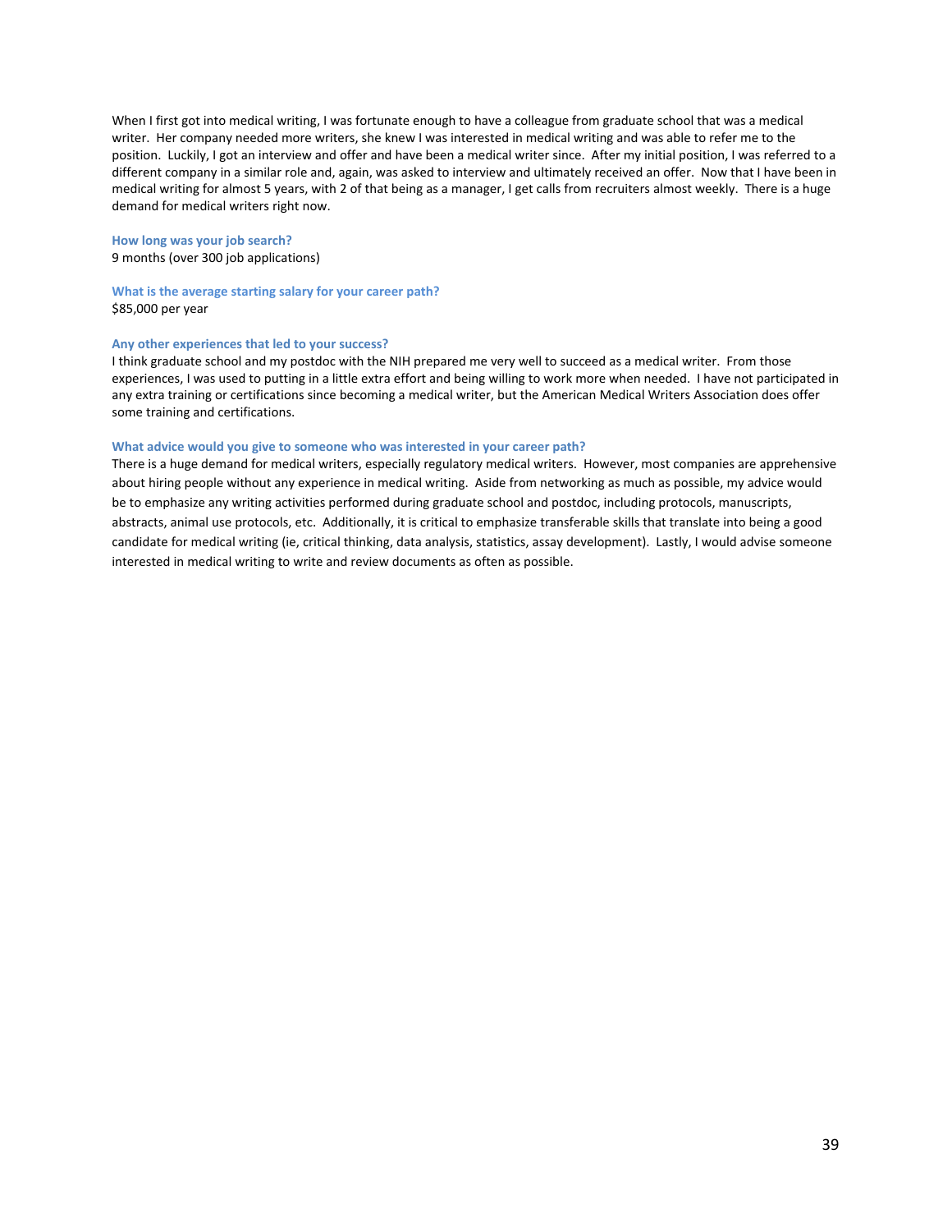When I first got into medical writing, I was fortunate enough to have a colleague from graduate school that was a medical writer. Her company needed more writers, she knew I was interested in medical writing and was able to refer me to the position. Luckily, I got an interview and offer and have been a medical writer since. After my initial position, I was referred to a different company in a similar role and, again, was asked to interview and ultimately received an offer. Now that I have been in medical writing for almost 5 years, with 2 of that being as a manager, I get calls from recruiters almost weekly. There is a huge demand for medical writers right now.

**How long was your job search?**
9 months (over 300 job applications)

**What is the average starting salary for your career path?**
$85,000 per year

**Any other experiences that led to your success?**
I think graduate school and my postdoc with the NIH prepared me very well to succeed as a medical writer. From those experiences, I was used to putting in a little extra effort and being willing to work more when needed. I have not participated in any extra training or certifications since becoming a medical writer, but the American Medical Writers Association does offer some training and certifications.

**What advice would you give to someone who was interested in your career path?**
There is a huge demand for medical writers, especially regulatory medical writers. However, most companies are apprehensive about hiring people without any experience in medical writing. Aside from networking as much as possible, my advice would be to emphasize any writing activities performed during graduate school and postdoc, including protocols, manuscripts, abstracts, animal use protocols, etc. Additionally, it is critical to emphasize transferable skills that translate into being a good candidate for medical writing (ie, critical thinking, data analysis, statistics, assay development). Lastly, I would advise someone interested in medical writing to write and review documents as often as possible.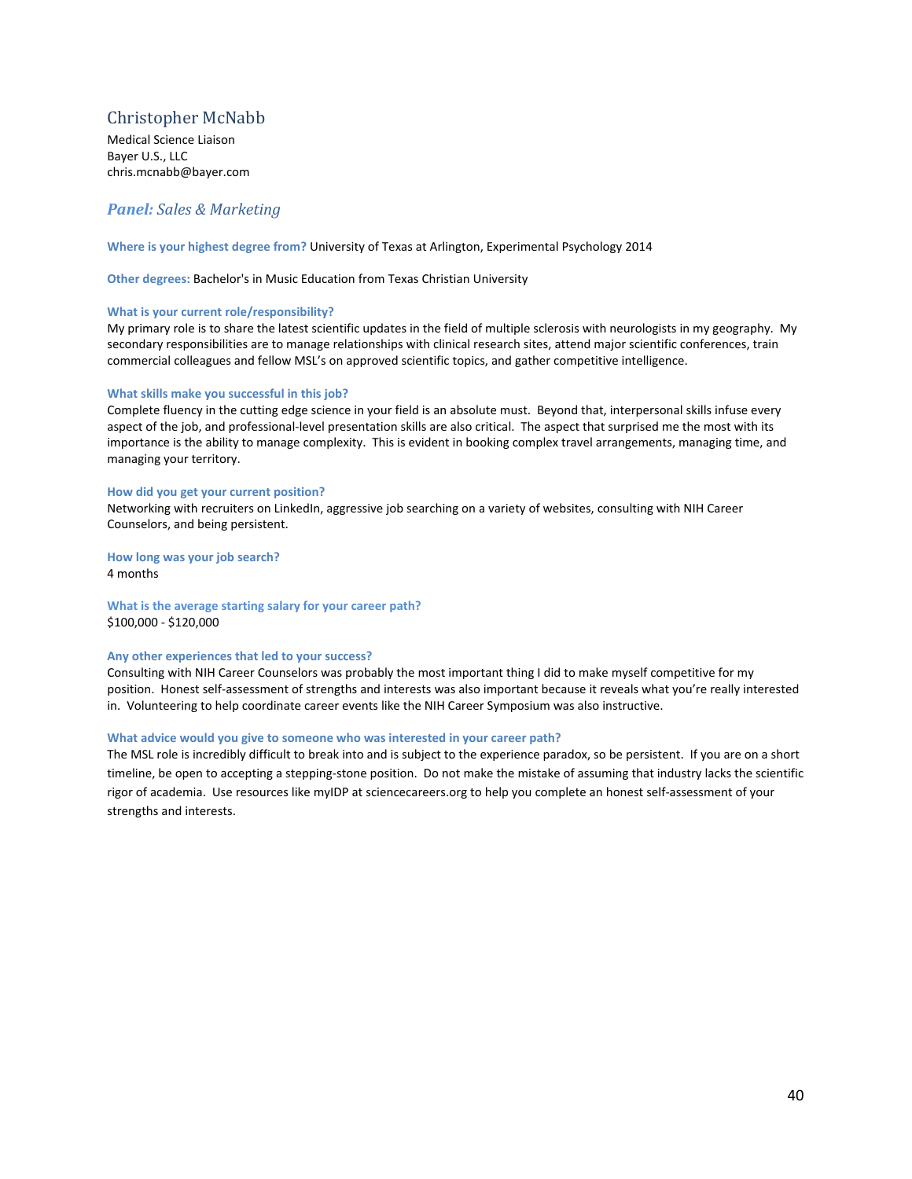## Christopher McNabb

Medical Science Liaison
Bayer U.S., LLC
chris.mcnabb@bayer.com

### *Panel: Sales & Marketing*

**Where is your highest degree from?** University of Texas at Arlington, Experimental Psychology 2014

**Other degrees:** Bachelor's in Music Education from Texas Christian University

**What is your current role/responsibility?**
My primary role is to share the latest scientific updates in the field of multiple sclerosis with neurologists in my geography. My secondary responsibilities are to manage relationships with clinical research sites, attend major scientific conferences, train commercial colleagues and fellow MSL's on approved scientific topics, and gather competitive intelligence.

**What skills make you successful in this job?**
Complete fluency in the cutting edge science in your field is an absolute must. Beyond that, interpersonal skills infuse every aspect of the job, and professional-level presentation skills are also critical. The aspect that surprised me the most with its importance is the ability to manage complexity. This is evident in booking complex travel arrangements, managing time, and managing your territory.

**How did you get your current position?**
Networking with recruiters on LinkedIn, aggressive job searching on a variety of websites, consulting with NIH Career Counselors, and being persistent.

**How long was your job search?**
4 months

**What is the average starting salary for your career path?**
$100,000 - $120,000

**Any other experiences that led to your success?**
Consulting with NIH Career Counselors was probably the most important thing I did to make myself competitive for my position. Honest self-assessment of strengths and interests was also important because it reveals what you're really interested in. Volunteering to help coordinate career events like the NIH Career Symposium was also instructive.

**What advice would you give to someone who was interested in your career path?**
The MSL role is incredibly difficult to break into and is subject to the experience paradox, so be persistent. If you are on a short timeline, be open to accepting a stepping-stone position. Do not make the mistake of assuming that industry lacks the scientific rigor of academia. Use resources like myIDP at sciencecareers.org to help you complete an honest self-assessment of your strengths and interests.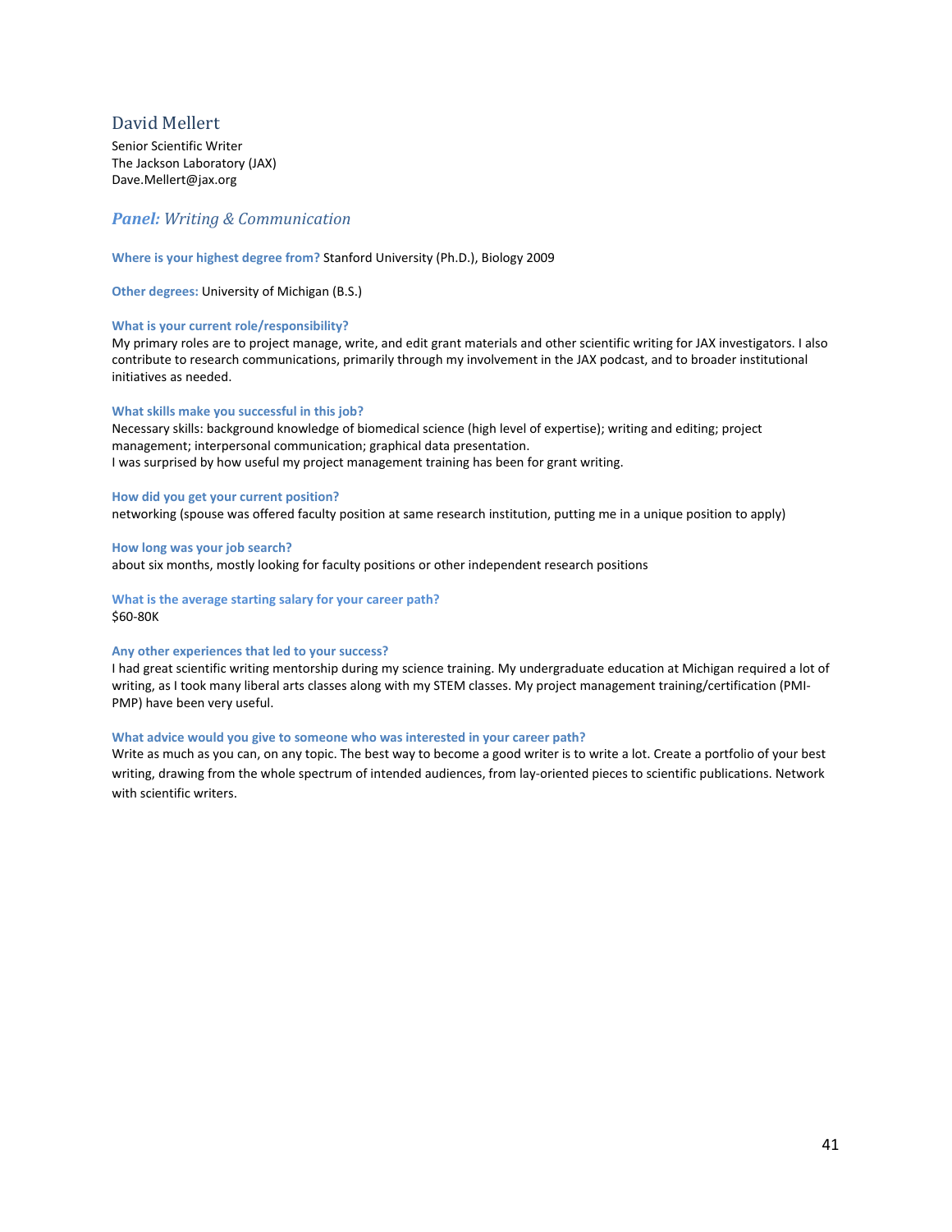## David Mellert

Senior Scientific Writer
The Jackson Laboratory (JAX)
Dave.Mellert@jax.org

### ***Panel:*** *Writing & Communication*

**Where is your highest degree from?** Stanford University (Ph.D.), Biology 2009

**Other degrees:** University of Michigan (B.S.)

**What is your current role/responsibility?**
My primary roles are to project manage, write, and edit grant materials and other scientific writing for JAX investigators. I also contribute to research communications, primarily through my involvement in the JAX podcast, and to broader institutional initiatives as needed.

**What skills make you successful in this job?**
Necessary skills: background knowledge of biomedical science (high level of expertise); writing and editing; project management; interpersonal communication; graphical data presentation.
I was surprised by how useful my project management training has been for grant writing.

**How did you get your current position?**
networking (spouse was offered faculty position at same research institution, putting me in a unique position to apply)

**How long was your job search?**
about six months, mostly looking for faculty positions or other independent research positions

**What is the average starting salary for your career path?**
$60-80K

**Any other experiences that led to your success?**
I had great scientific writing mentorship during my science training. My undergraduate education at Michigan required a lot of writing, as I took many liberal arts classes along with my STEM classes. My project management training/certification (PMI-PMP) have been very useful.

**What advice would you give to someone who was interested in your career path?**
Write as much as you can, on any topic. The best way to become a good writer is to write a lot. Create a portfolio of your best writing, drawing from the whole spectrum of intended audiences, from lay-oriented pieces to scientific publications. Network with scientific writers.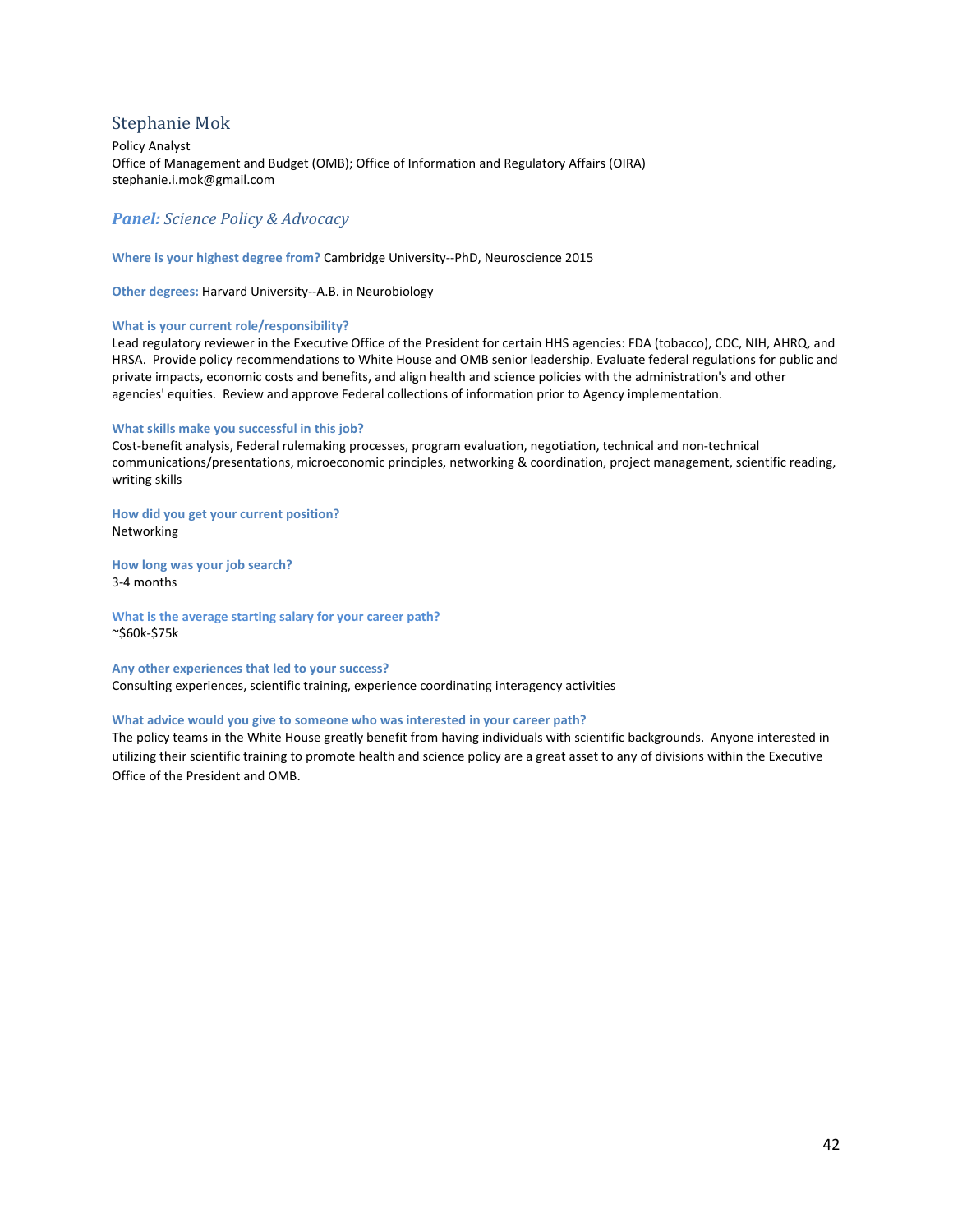## Stephanie Mok

Policy Analyst
Office of Management and Budget (OMB); Office of Information and Regulatory Affairs (OIRA)
stephanie.i.mok@gmail.com

### ***Panel:*** *Science Policy & Advocacy*

**Where is your highest degree from?** Cambridge University--PhD, Neuroscience 2015

**Other degrees:** Harvard University--A.B. in Neurobiology

**What is your current role/responsibility?**
Lead regulatory reviewer in the Executive Office of the President for certain HHS agencies: FDA (tobacco), CDC, NIH, AHRQ, and HRSA. Provide policy recommendations to White House and OMB senior leadership. Evaluate federal regulations for public and private impacts, economic costs and benefits, and align health and science policies with the administration's and other agencies' equities. Review and approve Federal collections of information prior to Agency implementation.

**What skills make you successful in this job?**
Cost-benefit analysis, Federal rulemaking processes, program evaluation, negotiation, technical and non-technical communications/presentations, microeconomic principles, networking & coordination, project management, scientific reading, writing skills

**How did you get your current position?**
Networking

**How long was your job search?**
3-4 months

**What is the average starting salary for your career path?**
~$60k-$75k

**Any other experiences that led to your success?**
Consulting experiences, scientific training, experience coordinating interagency activities

**What advice would you give to someone who was interested in your career path?**
The policy teams in the White House greatly benefit from having individuals with scientific backgrounds. Anyone interested in utilizing their scientific training to promote health and science policy are a great asset to any of divisions within the Executive Office of the President and OMB.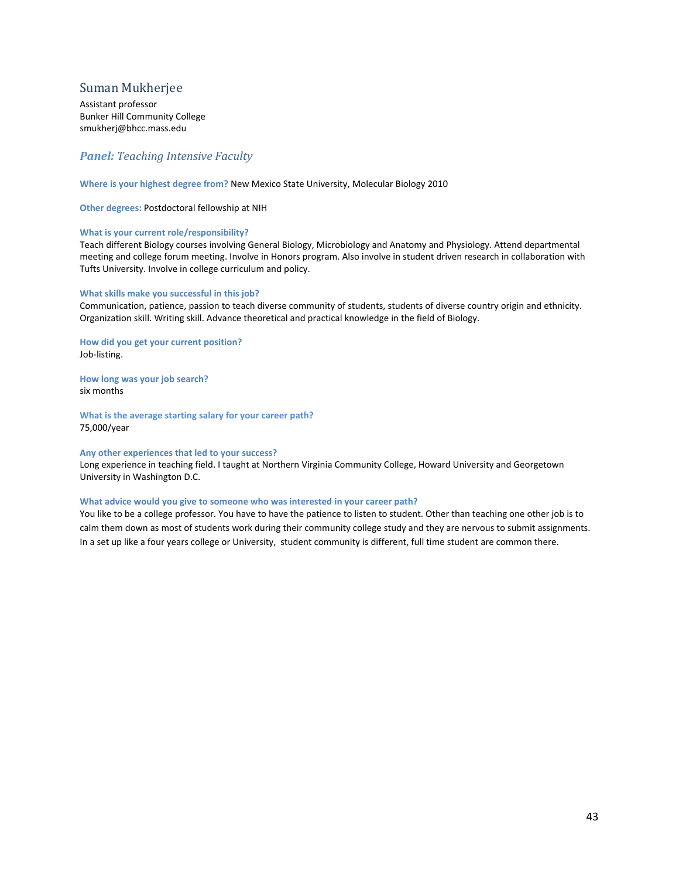## Suman Mukherjee

Assistant professor
Bunker Hill Community College
smukherj@bhcc.mass.edu

### ***Panel:*** *Teaching Intensive Faculty*

**Where is your highest degree from?** New Mexico State University, Molecular Biology 2010

**Other degrees:** Postdoctoral fellowship at NIH

**What is your current role/responsibility?**
Teach different Biology courses involving General Biology, Microbiology and Anatomy and Physiology. Attend departmental meeting and college forum meeting. Involve in Honors program. Also involve in student driven research in collaboration with Tufts University. Involve in college curriculum and policy.

**What skills make you successful in this job?**
Communication, patience, passion to teach diverse community of students, students of diverse country origin and ethnicity. Organization skill. Writing skill. Advance theoretical and practical knowledge in the field of Biology.

**How did you get your current position?**
Job-listing.

**How long was your job search?**
six months

**What is the average starting salary for your career path?**
75,000/year

**Any other experiences that led to your success?**
Long experience in teaching field. I taught at Northern Virginia Community College, Howard University and Georgetown University in Washington D.C.

**What advice would you give to someone who was interested in your career path?**
You like to be a college professor. You have to have the patience to listen to student. Other than teaching one other job is to calm them down as most of students work during their community college study and they are nervous to submit assignments. In a set up like a four years college or University, student community is different, full time student are common there.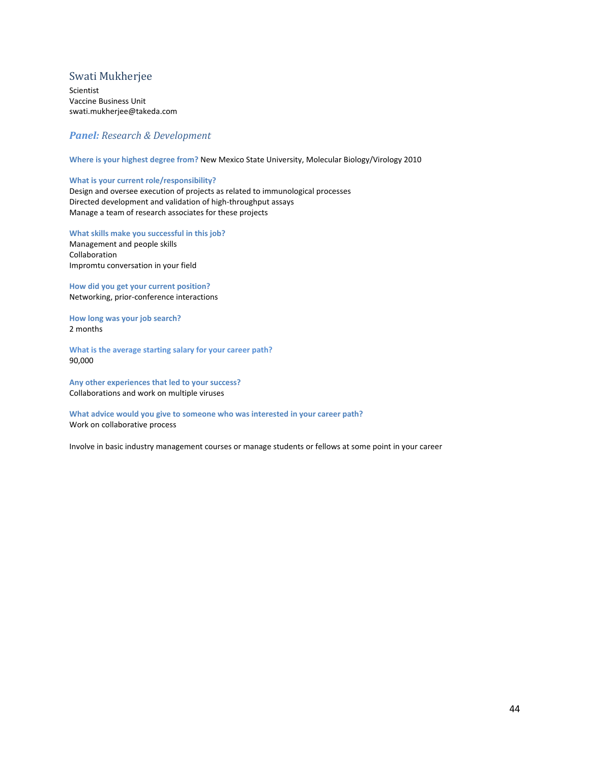## Swati Mukherjee

Scientist
Vaccine Business Unit
swati.mukherjee@takeda.com

### *Panel: Research & Development*

**Where is your highest degree from?** New Mexico State University, Molecular Biology/Virology 2010

**What is your current role/responsibility?**
Design and oversee execution of projects as related to immunological processes
Directed development and validation of high-throughput assays
Manage a team of research associates for these projects

**What skills make you successful in this job?**
Management and people skills
Collaboration
Impromtu conversation in your field

**How did you get your current position?**
Networking, prior-conference interactions

**How long was your job search?**
2 months

**What is the average starting salary for your career path?**
90,000

**Any other experiences that led to your success?**
Collaborations and work on multiple viruses

**What advice would you give to someone who was interested in your career path?**
Work on collaborative process

Involve in basic industry management courses or manage students or fellows at some point in your career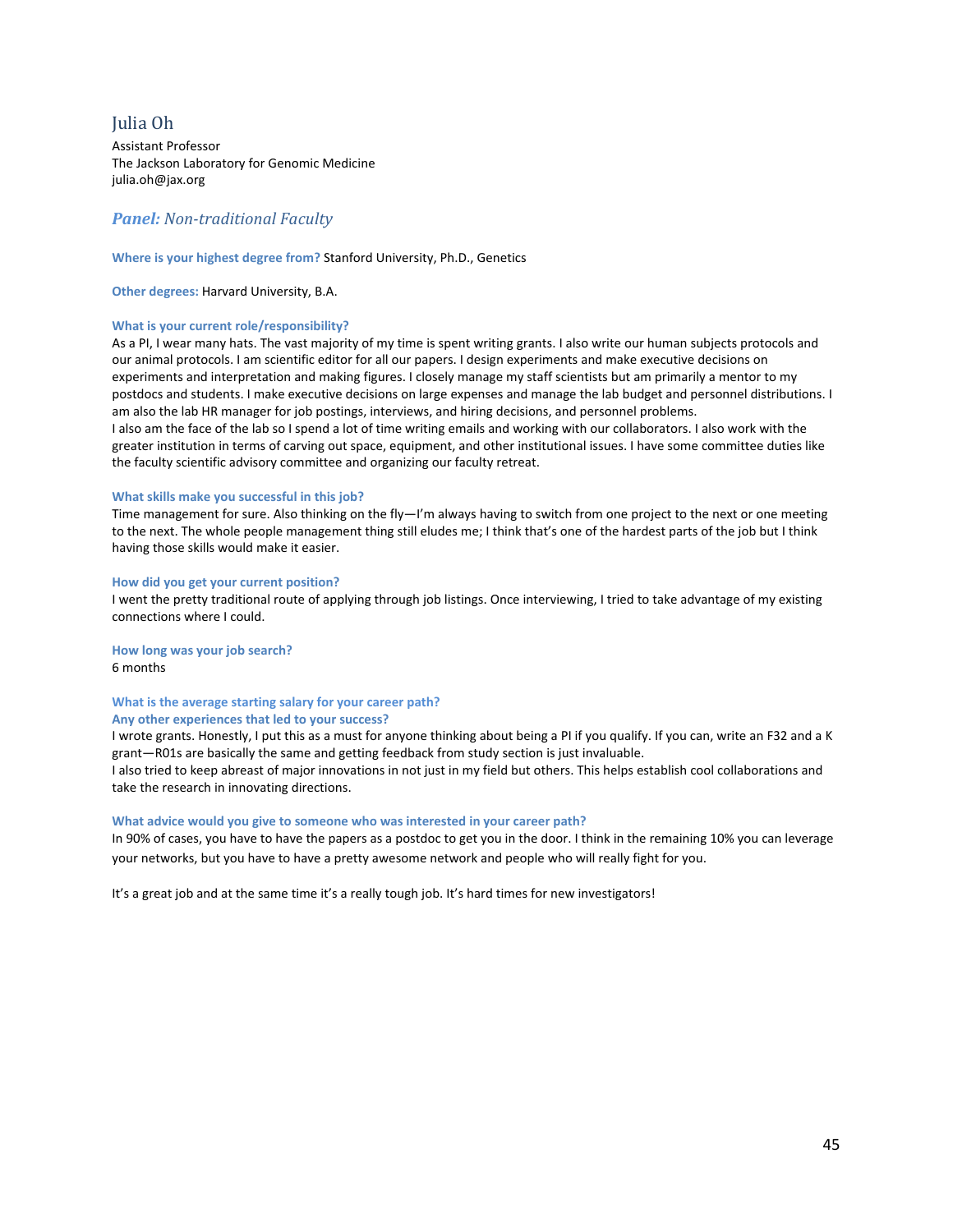## Julia Oh

Assistant Professor
The Jackson Laboratory for Genomic Medicine
julia.oh@jax.org

### *Panel: Non-traditional Faculty*

**Where is your highest degree from?** Stanford University, Ph.D., Genetics

**Other degrees:** Harvard University, B.A.

**What is your current role/responsibility?**
As a PI, I wear many hats. The vast majority of my time is spent writing grants. I also write our human subjects protocols and our animal protocols. I am scientific editor for all our papers. I design experiments and make executive decisions on experiments and interpretation and making figures. I closely manage my staff scientists but am primarily a mentor to my postdocs and students. I make executive decisions on large expenses and manage the lab budget and personnel distributions. I am also the lab HR manager for job postings, interviews, and hiring decisions, and personnel problems.
I also am the face of the lab so I spend a lot of time writing emails and working with our collaborators. I also work with the greater institution in terms of carving out space, equipment, and other institutional issues. I have some committee duties like the faculty scientific advisory committee and organizing our faculty retreat.

**What skills make you successful in this job?**
Time management for sure. Also thinking on the fly—I'm always having to switch from one project to the next or one meeting to the next. The whole people management thing still eludes me; I think that's one of the hardest parts of the job but I think having those skills would make it easier.

**How did you get your current position?**
I went the pretty traditional route of applying through job listings. Once interviewing, I tried to take advantage of my existing connections where I could.

**How long was your job search?**
6 months

**What is the average starting salary for your career path?**

**Any other experiences that led to your success?**
I wrote grants. Honestly, I put this as a must for anyone thinking about being a PI if you qualify. If you can, write an F32 and a K grant—R01s are basically the same and getting feedback from study section is just invaluable.
I also tried to keep abreast of major innovations in not just in my field but others. This helps establish cool collaborations and take the research in innovating directions.

**What advice would you give to someone who was interested in your career path?**
In 90% of cases, you have to have the papers as a postdoc to get you in the door. I think in the remaining 10% you can leverage your networks, but you have to have a pretty awesome network and people who will really fight for you.

It's a great job and at the same time it's a really tough job. It's hard times for new investigators!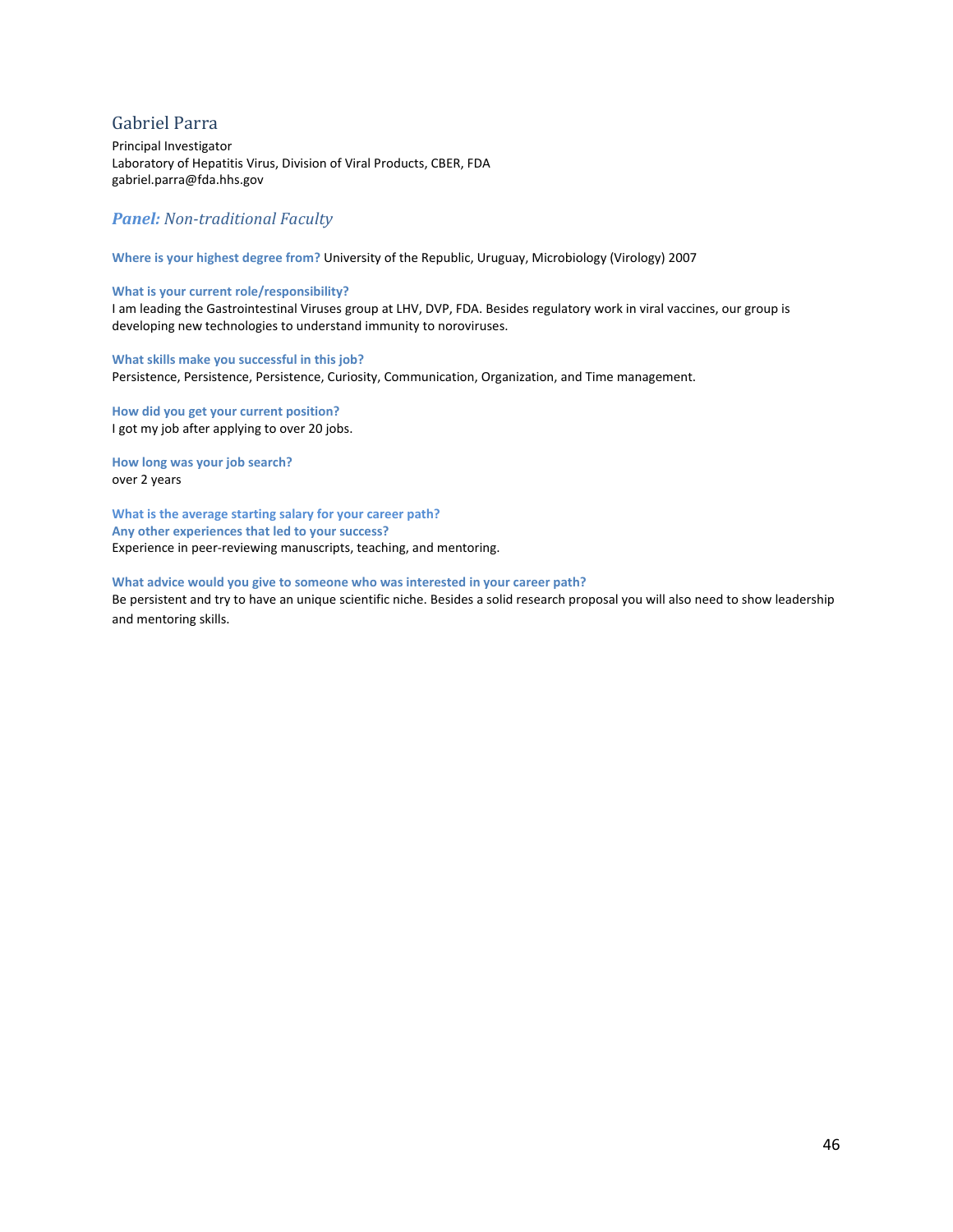## Gabriel Parra

Principal Investigator
Laboratory of Hepatitis Virus, Division of Viral Products, CBER, FDA
gabriel.parra@fda.hhs.gov

### ***Panel:*** *Non-traditional Faculty*

**Where is your highest degree from?** University of the Republic, Uruguay, Microbiology (Virology) 2007

**What is your current role/responsibility?**
I am leading the Gastrointestinal Viruses group at LHV, DVP, FDA. Besides regulatory work in viral vaccines, our group is developing new technologies to understand immunity to noroviruses.

**What skills make you successful in this job?**
Persistence, Persistence, Persistence, Curiosity, Communication, Organization, and Time management.

**How did you get your current position?**
I got my job after applying to over 20 jobs.

**How long was your job search?**
over 2 years

**What is the average starting salary for your career path?**
**Any other experiences that led to your success?**
Experience in peer-reviewing manuscripts, teaching, and mentoring.

**What advice would you give to someone who was interested in your career path?**
Be persistent and try to have an unique scientific niche. Besides a solid research proposal you will also need to show leadership and mentoring skills.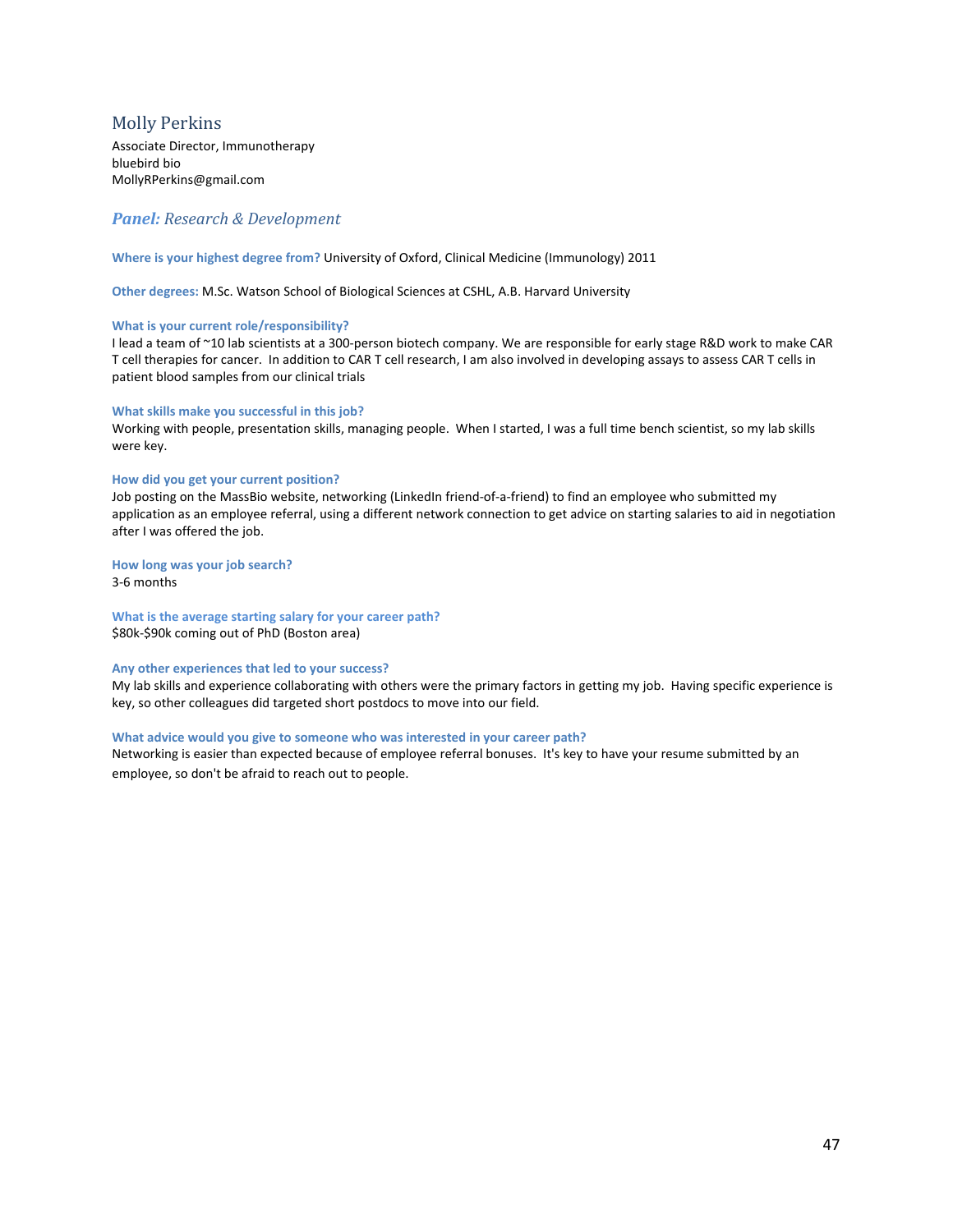## Molly Perkins

Associate Director, Immunotherapy
bluebird bio
MollyRPerkins@gmail.com

### *Panel: Research & Development*

**Where is your highest degree from?** University of Oxford, Clinical Medicine (Immunology) 2011

**Other degrees:** M.Sc. Watson School of Biological Sciences at CSHL, A.B. Harvard University

**What is your current role/responsibility?**
I lead a team of ~10 lab scientists at a 300-person biotech company. We are responsible for early stage R&D work to make CAR T cell therapies for cancer. In addition to CAR T cell research, I am also involved in developing assays to assess CAR T cells in patient blood samples from our clinical trials

**What skills make you successful in this job?**
Working with people, presentation skills, managing people. When I started, I was a full time bench scientist, so my lab skills were key.

**How did you get your current position?**
Job posting on the MassBio website, networking (LinkedIn friend-of-a-friend) to find an employee who submitted my application as an employee referral, using a different network connection to get advice on starting salaries to aid in negotiation after I was offered the job.

**How long was your job search?**
3-6 months

**What is the average starting salary for your career path?**
$80k-$90k coming out of PhD (Boston area)

**Any other experiences that led to your success?**
My lab skills and experience collaborating with others were the primary factors in getting my job. Having specific experience is key, so other colleagues did targeted short postdocs to move into our field.

**What advice would you give to someone who was interested in your career path?**
Networking is easier than expected because of employee referral bonuses. It's key to have your resume submitted by an employee, so don't be afraid to reach out to people.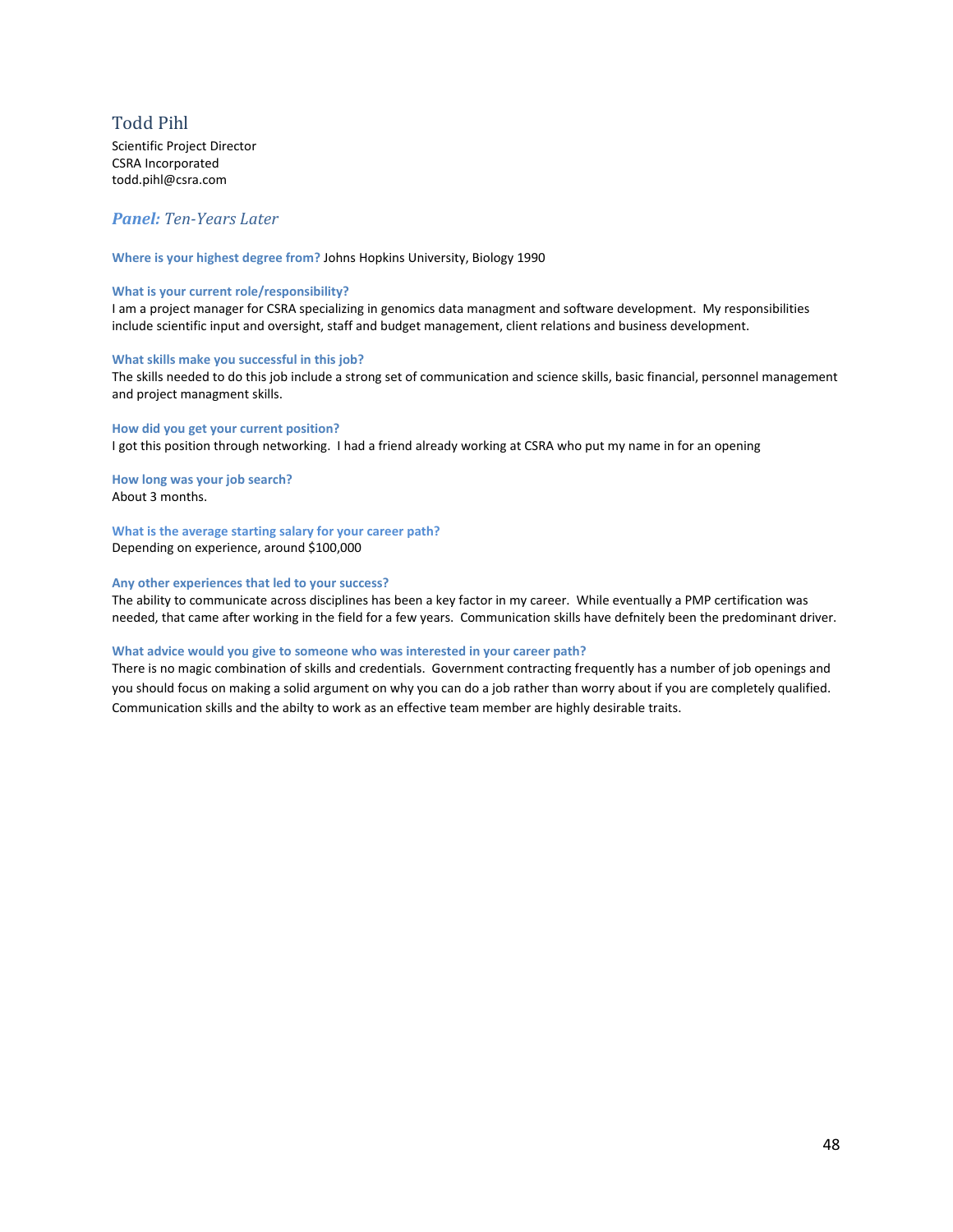## Todd Pihl

Scientific Project Director
CSRA Incorporated
todd.pihl@csra.com

### *Panel:* *Ten-Years Later*

**Where is your highest degree from?** Johns Hopkins University, Biology 1990

**What is your current role/responsibility?**
I am a project manager for CSRA specializing in genomics data managment and software development. My responsibilities include scientific input and oversight, staff and budget management, client relations and business development.

**What skills make you successful in this job?**
The skills needed to do this job include a strong set of communication and science skills, basic financial, personnel management and project managment skills.

**How did you get your current position?**
I got this position through networking. I had a friend already working at CSRA who put my name in for an opening

**How long was your job search?**
About 3 months.

**What is the average starting salary for your career path?**
Depending on experience, around $100,000

**Any other experiences that led to your success?**
The ability to communicate across disciplines has been a key factor in my career. While eventually a PMP certification was needed, that came after working in the field for a few years. Communication skills have defnitely been the predominant driver.

**What advice would you give to someone who was interested in your career path?**
There is no magic combination of skills and credentials. Government contracting frequently has a number of job openings and you should focus on making a solid argument on why you can do a job rather than worry about if you are completely qualified. Communication skills and the abilty to work as an effective team member are highly desirable traits.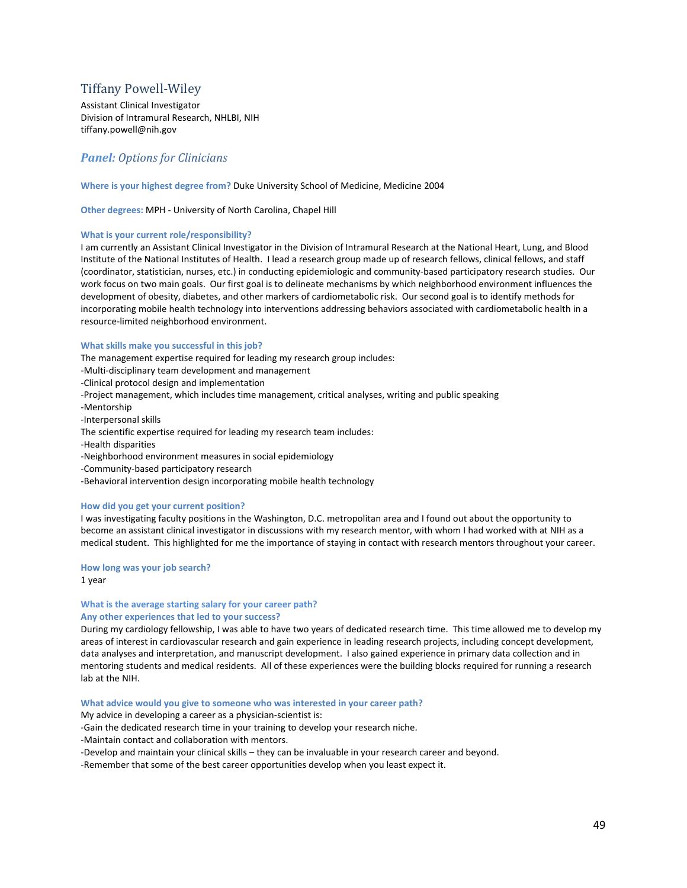## Tiffany Powell-Wiley

Assistant Clinical Investigator
Division of Intramural Research, NHLBI, NIH
tiffany.powell@nih.gov

### *Panel: Options for Clinicians*

**Where is your highest degree from?** Duke University School of Medicine, Medicine 2004

**Other degrees:** MPH - University of North Carolina, Chapel Hill

**What is your current role/responsibility?**
I am currently an Assistant Clinical Investigator in the Division of Intramural Research at the National Heart, Lung, and Blood Institute of the National Institutes of Health. I lead a research group made up of research fellows, clinical fellows, and staff (coordinator, statistician, nurses, etc.) in conducting epidemiologic and community-based participatory research studies. Our work focus on two main goals. Our first goal is to delineate mechanisms by which neighborhood environment influences the development of obesity, diabetes, and other markers of cardiometabolic risk. Our second goal is to identify methods for incorporating mobile health technology into interventions addressing behaviors associated with cardiometabolic health in a resource-limited neighborhood environment.

**What skills make you successful in this job?**
The management expertise required for leading my research group includes:
-Multi-disciplinary team development and management
-Clinical protocol design and implementation
-Project management, which includes time management, critical analyses, writing and public speaking
-Mentorship
-Interpersonal skills
The scientific expertise required for leading my research team includes:
-Health disparities
-Neighborhood environment measures in social epidemiology
-Community-based participatory research
-Behavioral intervention design incorporating mobile health technology

**How did you get your current position?**
I was investigating faculty positions in the Washington, D.C. metropolitan area and I found out about the opportunity to become an assistant clinical investigator in discussions with my research mentor, with whom I had worked with at NIH as a medical student. This highlighted for me the importance of staying in contact with research mentors throughout your career.

**How long was your job search?**
1 year

**What is the average starting salary for your career path?**
**Any other experiences that led to your success?**
During my cardiology fellowship, I was able to have two years of dedicated research time. This time allowed me to develop my areas of interest in cardiovascular research and gain experience in leading research projects, including concept development, data analyses and interpretation, and manuscript development. I also gained experience in primary data collection and in mentoring students and medical residents. All of these experiences were the building blocks required for running a research lab at the NIH.

**What advice would you give to someone who was interested in your career path?**
My advice in developing a career as a physician-scientist is:
-Gain the dedicated research time in your training to develop your research niche.
-Maintain contact and collaboration with mentors.
-Develop and maintain your clinical skills – they can be invaluable in your research career and beyond.
-Remember that some of the best career opportunities develop when you least expect it.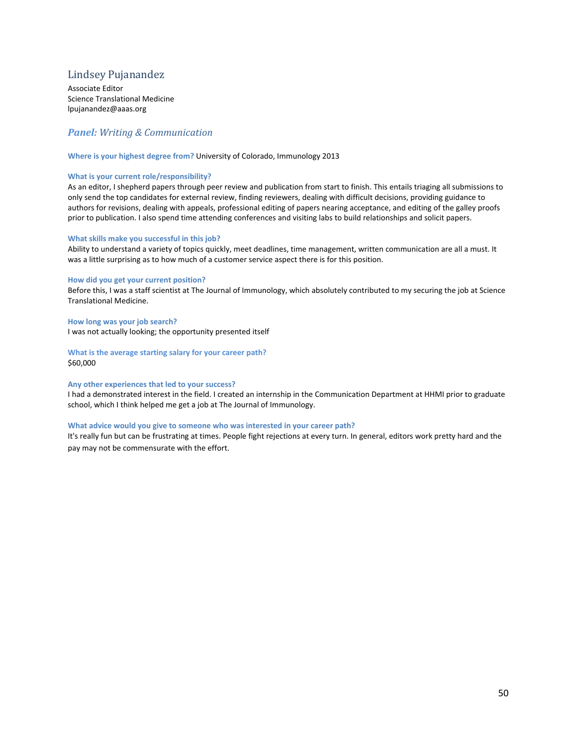## Lindsey Pujanandez

Associate Editor
Science Translational Medicine
lpujanandez@aaas.org

### ***Panel:*** *Writing & Communication*

**Where is your highest degree from?** University of Colorado, Immunology 2013

**What is your current role/responsibility?**
As an editor, I shepherd papers through peer review and publication from start to finish. This entails triaging all submissions to only send the top candidates for external review, finding reviewers, dealing with difficult decisions, providing guidance to authors for revisions, dealing with appeals, professional editing of papers nearing acceptance, and editing of the galley proofs prior to publication. I also spend time attending conferences and visiting labs to build relationships and solicit papers.

**What skills make you successful in this job?**
Ability to understand a variety of topics quickly, meet deadlines, time management, written communication are all a must. It was a little surprising as to how much of a customer service aspect there is for this position.

**How did you get your current position?**
Before this, I was a staff scientist at The Journal of Immunology, which absolutely contributed to my securing the job at Science Translational Medicine.

**How long was your job search?**
I was not actually looking; the opportunity presented itself

**What is the average starting salary for your career path?**
$60,000

**Any other experiences that led to your success?**
I had a demonstrated interest in the field. I created an internship in the Communication Department at HHMI prior to graduate school, which I think helped me get a job at The Journal of Immunology.

**What advice would you give to someone who was interested in your career path?**
It's really fun but can be frustrating at times. People fight rejections at every turn. In general, editors work pretty hard and the pay may not be commensurate with the effort.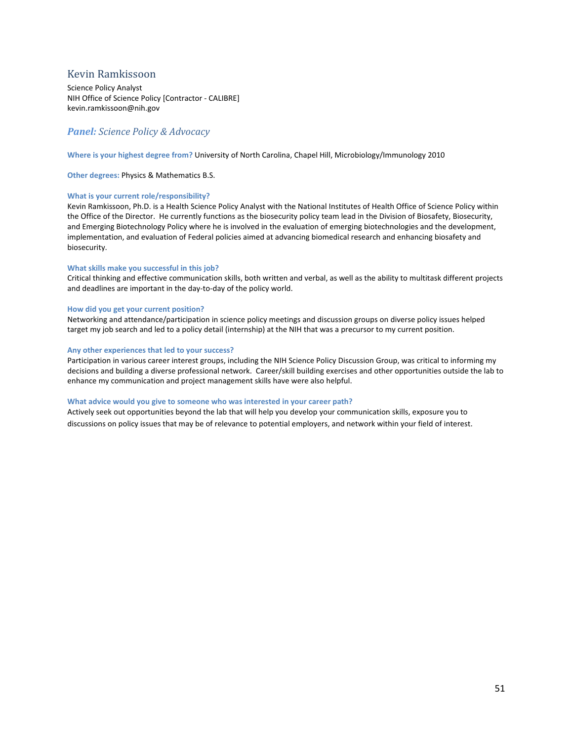## Kevin Ramkissoon

Science Policy Analyst
NIH Office of Science Policy [Contractor - CALIBRE]
kevin.ramkissoon@nih.gov

### ***Panel:*** *Science Policy & Advocacy*

**Where is your highest degree from?** University of North Carolina, Chapel Hill, Microbiology/Immunology 2010

**Other degrees:** Physics & Mathematics B.S.

**What is your current role/responsibility?**
Kevin Ramkissoon, Ph.D. is a Health Science Policy Analyst with the National Institutes of Health Office of Science Policy within the Office of the Director. He currently functions as the biosecurity policy team lead in the Division of Biosafety, Biosecurity, and Emerging Biotechnology Policy where he is involved in the evaluation of emerging biotechnologies and the development, implementation, and evaluation of Federal policies aimed at advancing biomedical research and enhancing biosafety and biosecurity.

**What skills make you successful in this job?**
Critical thinking and effective communication skills, both written and verbal, as well as the ability to multitask different projects and deadlines are important in the day-to-day of the policy world.

**How did you get your current position?**
Networking and attendance/participation in science policy meetings and discussion groups on diverse policy issues helped target my job search and led to a policy detail (internship) at the NIH that was a precursor to my current position.

**Any other experiences that led to your success?**
Participation in various career interest groups, including the NIH Science Policy Discussion Group, was critical to informing my decisions and building a diverse professional network. Career/skill building exercises and other opportunities outside the lab to enhance my communication and project management skills have were also helpful.

**What advice would you give to someone who was interested in your career path?**
Actively seek out opportunities beyond the lab that will help you develop your communication skills, exposure you to discussions on policy issues that may be of relevance to potential employers, and network within your field of interest.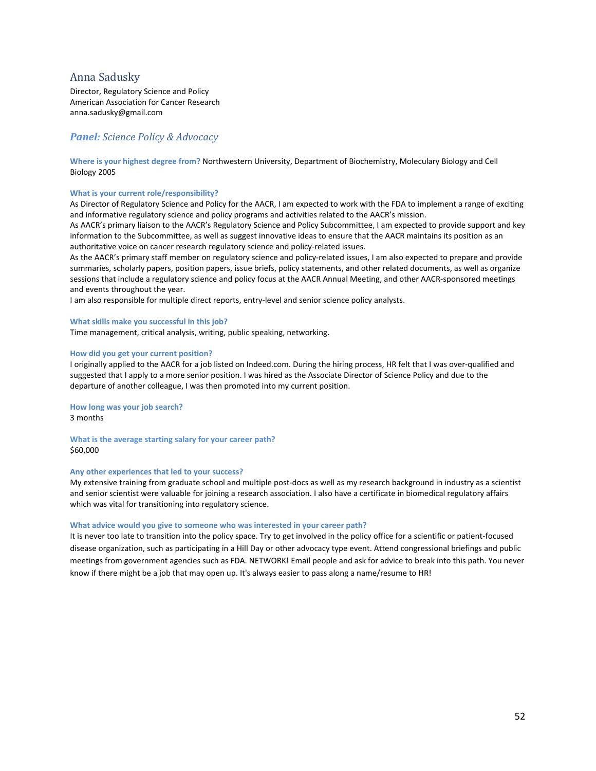## Anna Sadusky

Director, Regulatory Science and Policy
American Association for Cancer Research
anna.sadusky@gmail.com

### ***Panel:*** *Science Policy & Advocacy*

**Where is your highest degree from?** Northwestern University, Department of Biochemistry, Molecular Biology and Cell Biology 2005

**What is your current role/responsibility?**

As Director of Regulatory Science and Policy for the AACR, I am expected to work with the FDA to implement a range of exciting and informative regulatory science and policy programs and activities related to the AACR's mission.

As AACR's primary liaison to the AACR's Regulatory Science and Policy Subcommittee, I am expected to provide support and key information to the Subcommittee, as well as suggest innovative ideas to ensure that the AACR maintains its position as an authoritative voice on cancer research regulatory science and policy-related issues.

As the AACR's primary staff member on regulatory science and policy-related issues, I am also expected to prepare and provide summaries, scholarly papers, position papers, issue briefs, policy statements, and other related documents, as well as organize sessions that include a regulatory science and policy focus at the AACR Annual Meeting, and other AACR-sponsored meetings and events throughout the year.

I am also responsible for multiple direct reports, entry-level and senior science policy analysts.

**What skills make you successful in this job?**

Time management, critical analysis, writing, public speaking, networking.

**How did you get your current position?**

I originally applied to the AACR for a job listed on Indeed.com. During the hiring process, HR felt that I was over-qualified and suggested that I apply to a more senior position. I was hired as the Associate Director of Science Policy and due to the departure of another colleague, I was then promoted into my current position.

**How long was your job search?**

3 months

**What is the average starting salary for your career path?**

$60,000

**Any other experiences that led to your success?**

My extensive training from graduate school and multiple post-docs as well as my research background in industry as a scientist and senior scientist were valuable for joining a research association. I also have a certificate in biomedical regulatory affairs which was vital for transitioning into regulatory science.

**What advice would you give to someone who was interested in your career path?**

It is never too late to transition into the policy space. Try to get involved in the policy office for a scientific or patient-focused disease organization, such as participating in a Hill Day or other advocacy type event. Attend congressional briefings and public meetings from government agencies such as FDA. NETWORK! Email people and ask for advice to break into this path. You never know if there might be a job that may open up. It's always easier to pass along a name/resume to HR!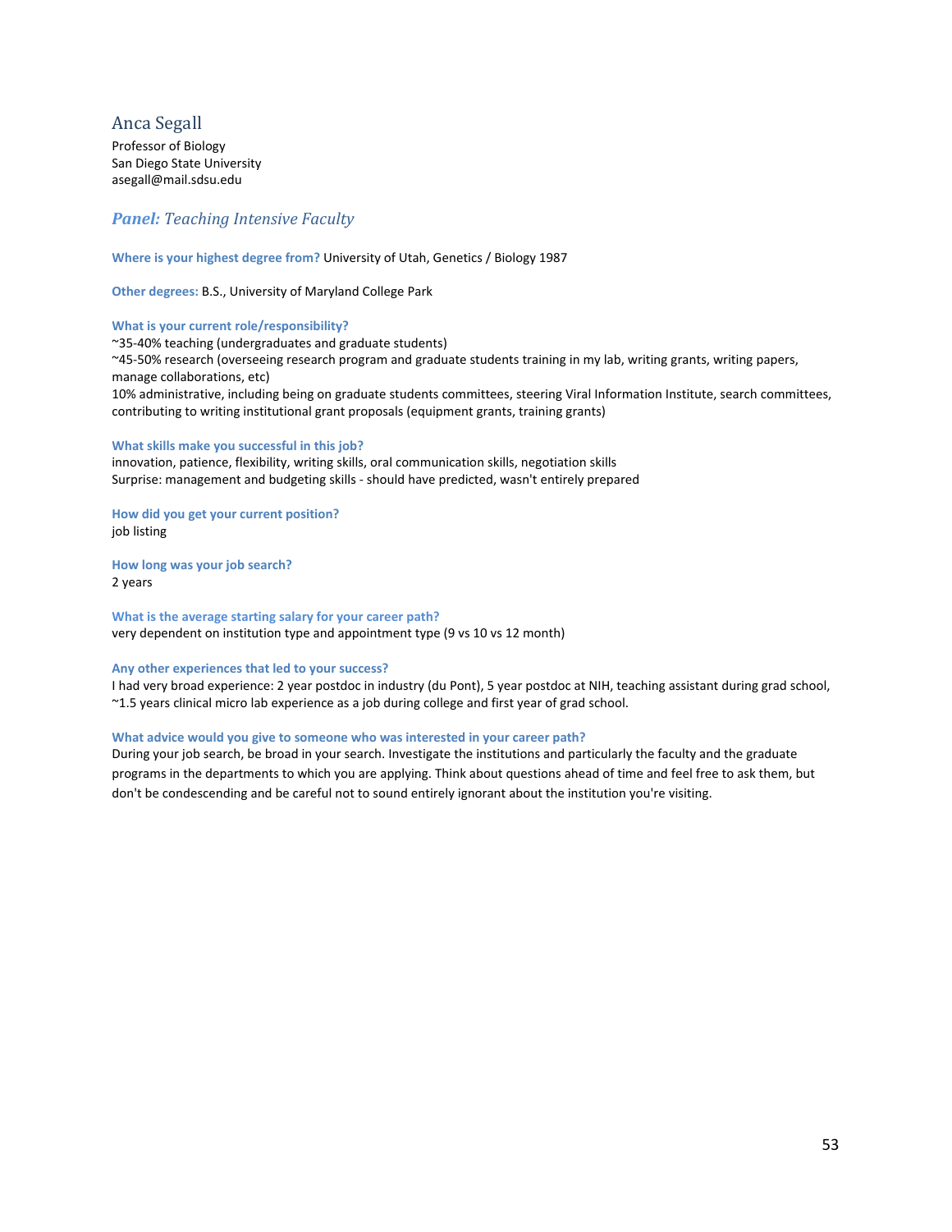## Anca Segall

Professor of Biology
San Diego State University
asegall@mail.sdsu.edu

### ***Panel:*** *Teaching Intensive Faculty*

**Where is your highest degree from?** University of Utah, Genetics / Biology 1987

**Other degrees:** B.S., University of Maryland College Park

**What is your current role/responsibility?**
~35-40% teaching (undergraduates and graduate students)
~45-50% research (overseeing research program and graduate students training in my lab, writing grants, writing papers, manage collaborations, etc)
10% administrative, including being on graduate students committees, steering Viral Information Institute, search committees, contributing to writing institutional grant proposals (equipment grants, training grants)

**What skills make you successful in this job?**
innovation, patience, flexibility, writing skills, oral communication skills, negotiation skills
Surprise: management and budgeting skills - should have predicted, wasn't entirely prepared

**How did you get your current position?**
job listing

**How long was your job search?**
2 years

**What is the average starting salary for your career path?**
very dependent on institution type and appointment type (9 vs 10 vs 12 month)

**Any other experiences that led to your success?**
I had very broad experience: 2 year postdoc in industry (du Pont), 5 year postdoc at NIH, teaching assistant during grad school, ~1.5 years clinical micro lab experience as a job during college and first year of grad school.

**What advice would you give to someone who was interested in your career path?**
During your job search, be broad in your search. Investigate the institutions and particularly the faculty and the graduate programs in the departments to which you are applying. Think about questions ahead of time and feel free to ask them, but don't be condescending and be careful not to sound entirely ignorant about the institution you're visiting.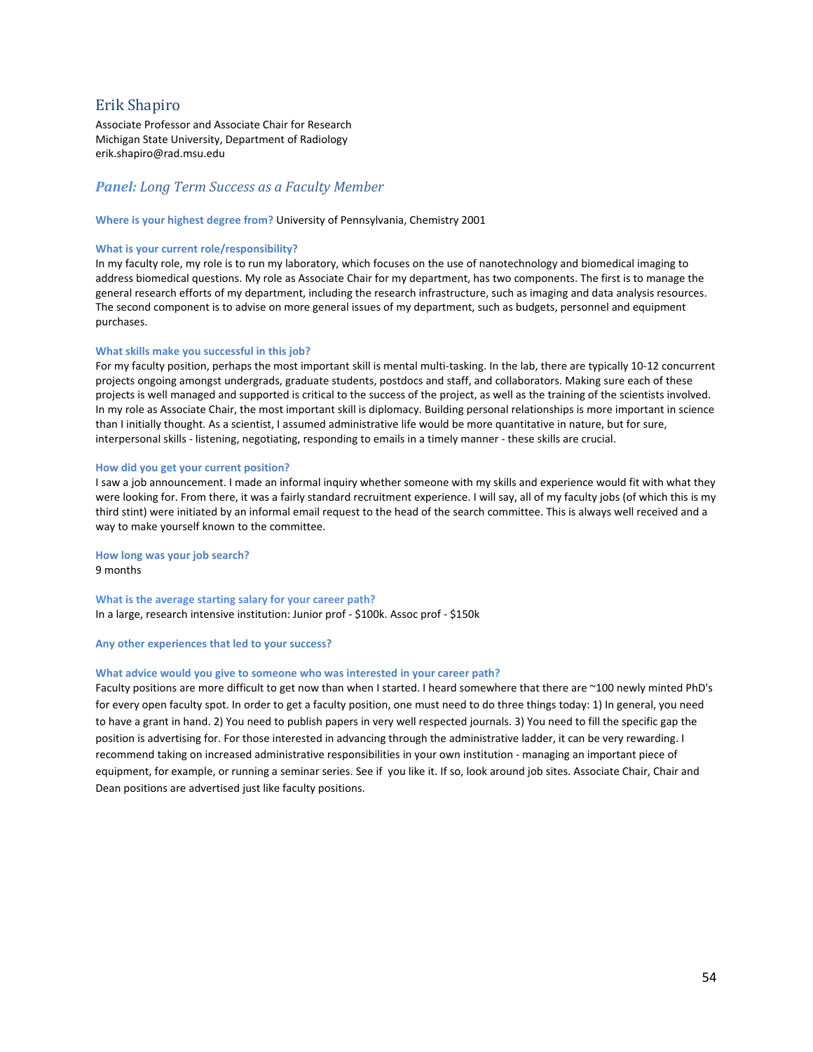## Erik Shapiro

Associate Professor and Associate Chair for Research
Michigan State University, Department of Radiology
erik.shapiro@rad.msu.edu

### ***Panel:*** *Long Term Success as a Faculty Member*

**Where is your highest degree from?** University of Pennsylvania, Chemistry 2001

**What is your current role/responsibility?**
In my faculty role, my role is to run my laboratory, which focuses on the use of nanotechnology and biomedical imaging to address biomedical questions. My role as Associate Chair for my department, has two components. The first is to manage the general research efforts of my department, including the research infrastructure, such as imaging and data analysis resources. The second component is to advise on more general issues of my department, such as budgets, personnel and equipment purchases.

**What skills make you successful in this job?**
For my faculty position, perhaps the most important skill is mental multi-tasking. In the lab, there are typically 10-12 concurrent projects ongoing amongst undergrads, graduate students, postdocs and staff, and collaborators. Making sure each of these projects is well managed and supported is critical to the success of the project, as well as the training of the scientists involved. In my role as Associate Chair, the most important skill is diplomacy. Building personal relationships is more important in science than I initially thought. As a scientist, I assumed administrative life would be more quantitative in nature, but for sure, interpersonal skills - listening, negotiating, responding to emails in a timely manner - these skills are crucial.

**How did you get your current position?**
I saw a job announcement. I made an informal inquiry whether someone with my skills and experience would fit with what they were looking for. From there, it was a fairly standard recruitment experience. I will say, all of my faculty jobs (of which this is my third stint) were initiated by an informal email request to the head of the search committee. This is always well received and a way to make yourself known to the committee.

**How long was your job search?**
9 months

**What is the average starting salary for your career path?**
In a large, research intensive institution: Junior prof - $100k. Assoc prof - $150k

**Any other experiences that led to your success?**

**What advice would you give to someone who was interested in your career path?**
Faculty positions are more difficult to get now than when I started. I heard somewhere that there are ~100 newly minted PhD's for every open faculty spot. In order to get a faculty position, one must need to do three things today: 1) In general, you need to have a grant in hand. 2) You need to publish papers in very well respected journals. 3) You need to fill the specific gap the position is advertising for. For those interested in advancing through the administrative ladder, it can be very rewarding. I recommend taking on increased administrative responsibilities in your own institution - managing an important piece of equipment, for example, or running a seminar series. See if you like it. If so, look around job sites. Associate Chair, Chair and Dean positions are advertised just like faculty positions.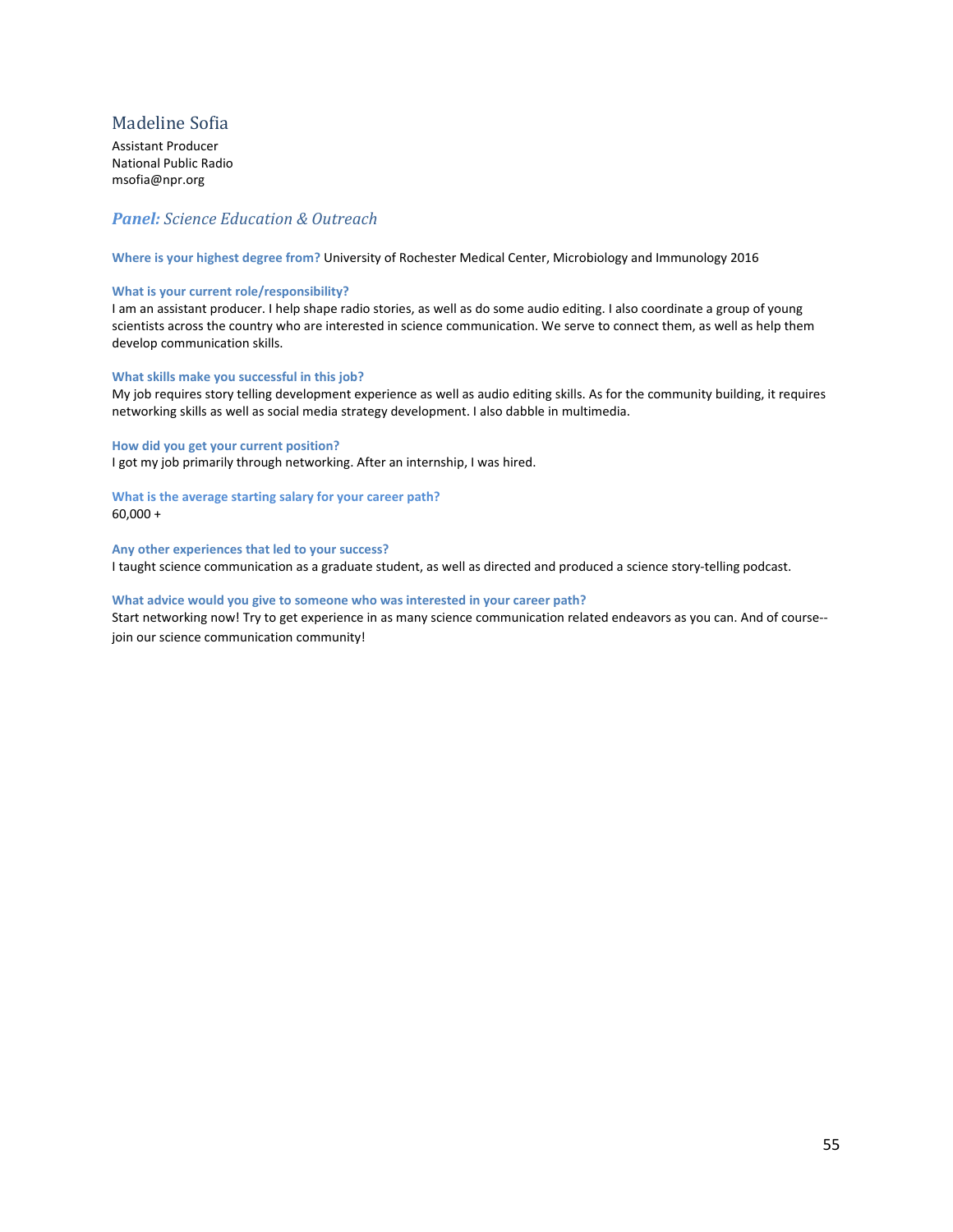## Madeline Sofia

Assistant Producer
National Public Radio
msofia@npr.org

### ***Panel:*** *Science Education & Outreach*

**Where is your highest degree from?** University of Rochester Medical Center, Microbiology and Immunology 2016

**What is your current role/responsibility?**
I am an assistant producer. I help shape radio stories, as well as do some audio editing. I also coordinate a group of young scientists across the country who are interested in science communication. We serve to connect them, as well as help them develop communication skills.

**What skills make you successful in this job?**
My job requires story telling development experience as well as audio editing skills. As for the community building, it requires networking skills as well as social media strategy development. I also dabble in multimedia.

**How did you get your current position?**
I got my job primarily through networking. After an internship, I was hired.

**What is the average starting salary for your career path?**
60,000 +

**Any other experiences that led to your success?**
I taught science communication as a graduate student, as well as directed and produced a science story-telling podcast.

**What advice would you give to someone who was interested in your career path?**
Start networking now! Try to get experience in as many science communication related endeavors as you can. And of course--join our science communication community!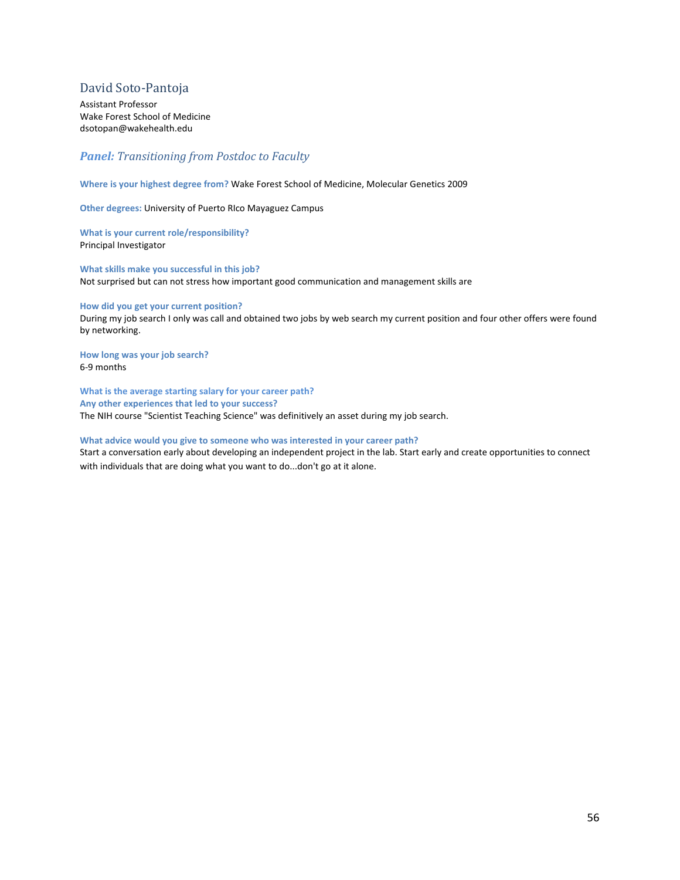## David Soto-Pantoja

Assistant Professor
Wake Forest School of Medicine
dsotopan@wakehealth.edu

### ***Panel:*** *Transitioning from Postdoc to Faculty*

**Where is your highest degree from?** Wake Forest School of Medicine, Molecular Genetics 2009

**Other degrees:** University of Puerto RIco Mayaguez Campus

**What is your current role/responsibility?**
Principal Investigator

**What skills make you successful in this job?**
Not surprised but can not stress how important good communication and management skills are

**How did you get your current position?**
During my job search I only was call and obtained two jobs by web search my current position and four other offers were found by networking.

**How long was your job search?**
6-9 months

**What is the average starting salary for your career path?**

**Any other experiences that led to your success?**
The NIH course "Scientist Teaching Science" was definitively an asset during my job search.

**What advice would you give to someone who was interested in your career path?**
Start a conversation early about developing an independent project in the lab. Start early and create opportunities to connect with individuals that are doing what you want to do...don't go at it alone.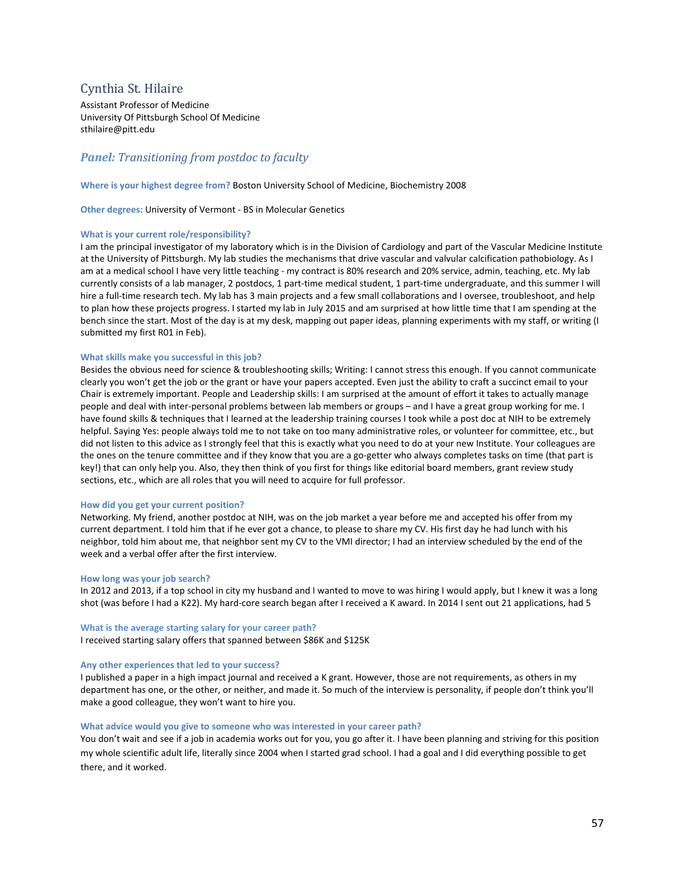## Cynthia St. Hilaire

Assistant Professor of Medicine
University Of Pittsburgh School Of Medicine
sthilaire@pitt.edu

### *Panel: Transitioning from postdoc to faculty*

**Where is your highest degree from?** Boston University School of Medicine, Biochemistry 2008

**Other degrees:** University of Vermont - BS in Molecular Genetics

**What is your current role/responsibility?**
I am the principal investigator of my laboratory which is in the Division of Cardiology and part of the Vascular Medicine Institute at the University of Pittsburgh. My lab studies the mechanisms that drive vascular and valvular calcification pathobiology. As I am at a medical school I have very little teaching - my contract is 80% research and 20% service, admin, teaching, etc. My lab currently consists of a lab manager, 2 postdocs, 1 part-time medical student, 1 part-time undergraduate, and this summer I will hire a full-time research tech. My lab has 3 main projects and a few small collaborations and I oversee, troubleshoot, and help to plan how these projects progress. I started my lab in July 2015 and am surprised at how little time that I am spending at the bench since the start. Most of the day is at my desk, mapping out paper ideas, planning experiments with my staff, or writing (I submitted my first R01 in Feb).

**What skills make you successful in this job?**
Besides the obvious need for science & troubleshooting skills; Writing: I cannot stress this enough. If you cannot communicate clearly you won't get the job or the grant or have your papers accepted. Even just the ability to craft a succinct email to your Chair is extremely important. People and Leadership skills: I am surprised at the amount of effort it takes to actually manage people and deal with inter-personal problems between lab members or groups – and I have a great group working for me. I have found skills & techniques that I learned at the leadership training courses I took while a post doc at NIH to be extremely helpful. Saying Yes: people always told me to not take on too many administrative roles, or volunteer for committee, etc., but did not listen to this advice as I strongly feel that this is exactly what you need to do at your new Institute. Your colleagues are the ones on the tenure committee and if they know that you are a go-getter who always completes tasks on time (that part is key!) that can only help you. Also, they then think of you first for things like editorial board members, grant review study sections, etc., which are all roles that you will need to acquire for full professor.

**How did you get your current position?**
Networking. My friend, another postdoc at NIH, was on the job market a year before me and accepted his offer from my current department. I told him that if he ever got a chance, to please to share my CV. His first day he had lunch with his neighbor, told him about me, that neighbor sent my CV to the VMI director; I had an interview scheduled by the end of the week and a verbal offer after the first interview.

**How long was your job search?**
In 2012 and 2013, if a top school in city my husband and I wanted to move to was hiring I would apply, but I knew it was a long shot (was before I had a K22). My hard-core search began after I received a K award. In 2014 I sent out 21 applications, had 5

**What is the average starting salary for your career path?**
I received starting salary offers that spanned between $86K and $125K

**Any other experiences that led to your success?**
I published a paper in a high impact journal and received a K grant. However, those are not requirements, as others in my department has one, or the other, or neither, and made it. So much of the interview is personality, if people don't think you'll make a good colleague, they won't want to hire you.

**What advice would you give to someone who was interested in your career path?**
You don't wait and see if a job in academia works out for you, you go after it. I have been planning and striving for this position my whole scientific adult life, literally since 2004 when I started grad school. I had a goal and I did everything possible to get there, and it worked.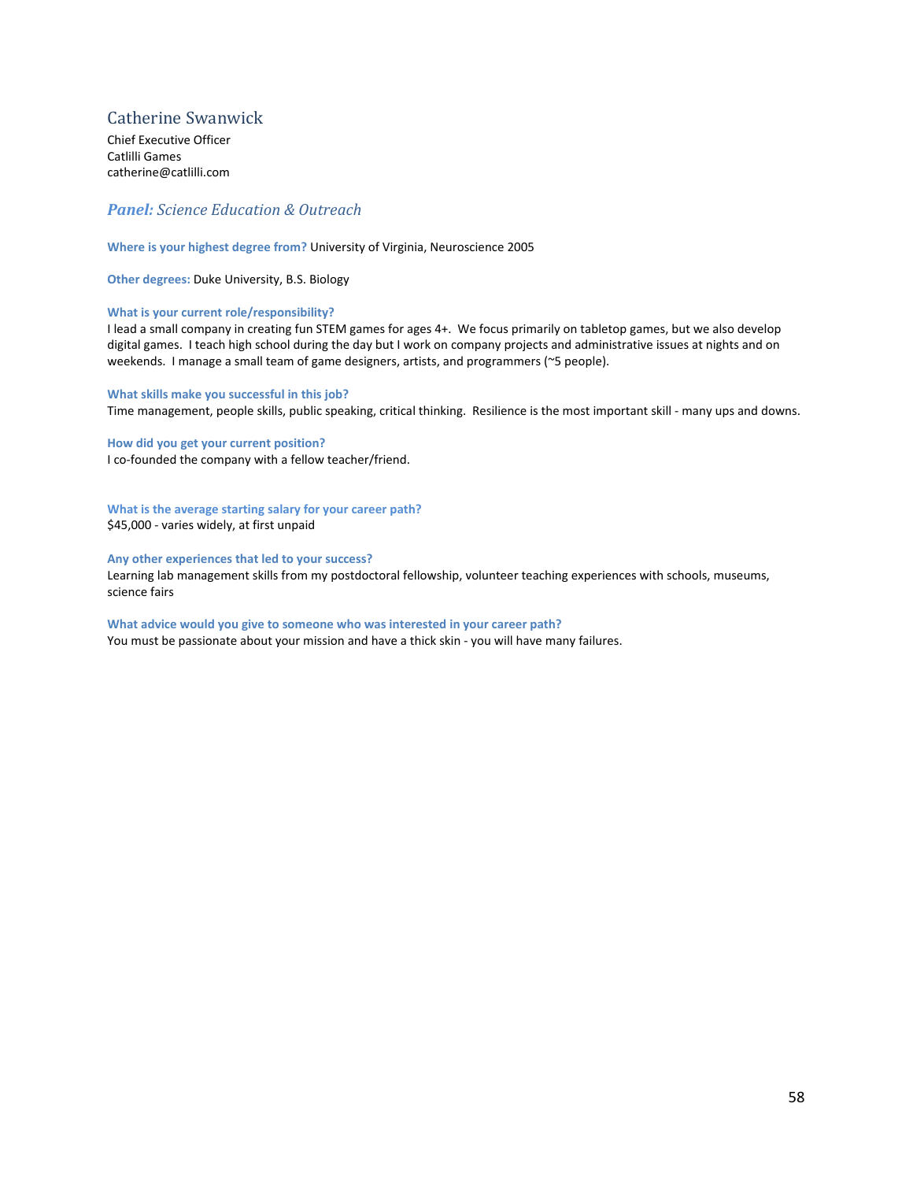## Catherine Swanwick

Chief Executive Officer
Catlilli Games
catherine@catlilli.com

### ***Panel:*** *Science Education & Outreach*

**Where is your highest degree from?** University of Virginia, Neuroscience 2005

**Other degrees:** Duke University, B.S. Biology

**What is your current role/responsibility?**
I lead a small company in creating fun STEM games for ages 4+. We focus primarily on tabletop games, but we also develop digital games. I teach high school during the day but I work on company projects and administrative issues at nights and on weekends. I manage a small team of game designers, artists, and programmers (~5 people).

**What skills make you successful in this job?**
Time management, people skills, public speaking, critical thinking. Resilience is the most important skill - many ups and downs.

**How did you get your current position?**
I co-founded the company with a fellow teacher/friend.

**What is the average starting salary for your career path?**
$45,000 - varies widely, at first unpaid

**Any other experiences that led to your success?**
Learning lab management skills from my postdoctoral fellowship, volunteer teaching experiences with schools, museums, science fairs

**What advice would you give to someone who was interested in your career path?**
You must be passionate about your mission and have a thick skin - you will have many failures.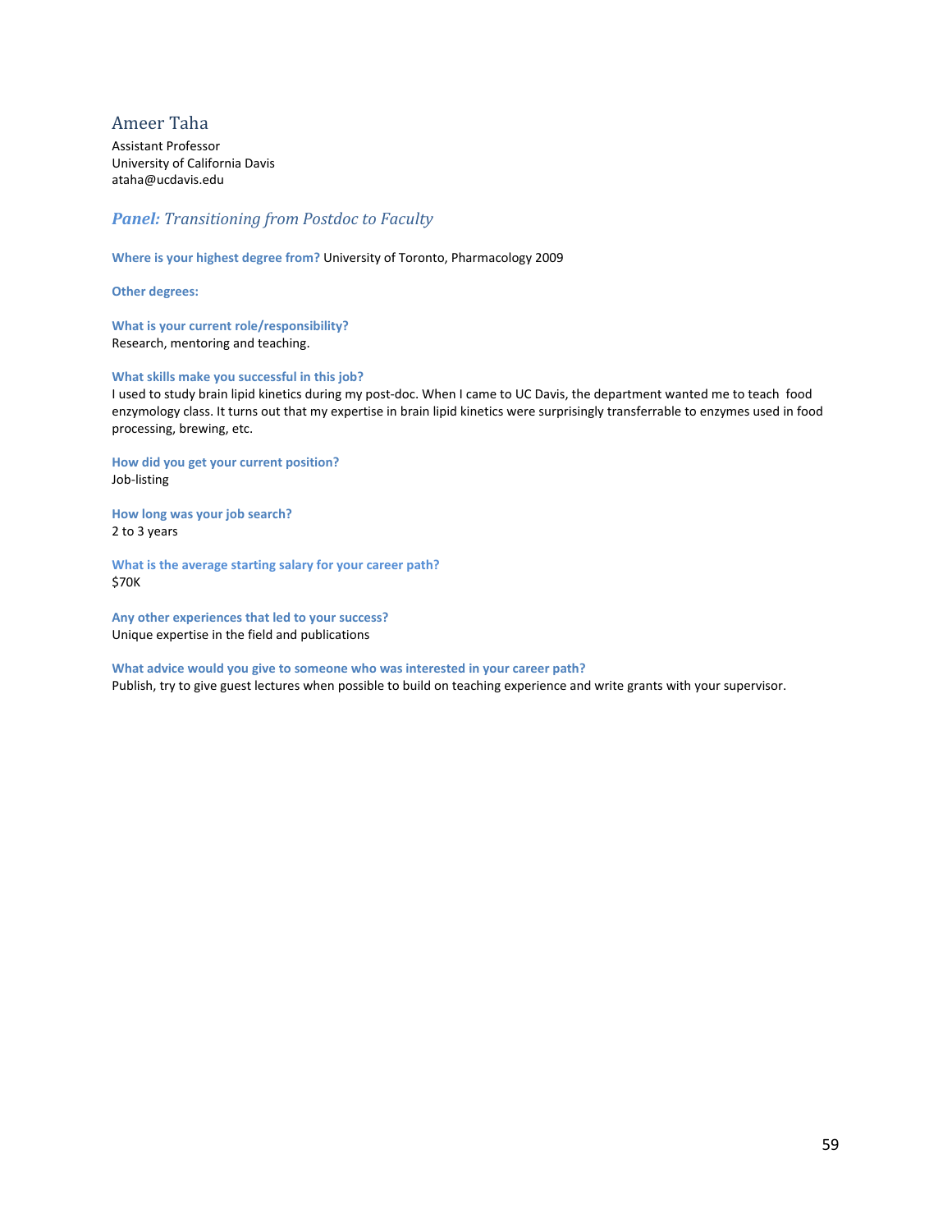## Ameer Taha

Assistant Professor
University of California Davis
ataha@ucdavis.edu

### *Panel: Transitioning from Postdoc to Faculty*

**Where is your highest degree from?** University of Toronto, Pharmacology 2009

**Other degrees:**

**What is your current role/responsibility?**
Research, mentoring and teaching.

**What skills make you successful in this job?**
I used to study brain lipid kinetics during my post-doc. When I came to UC Davis, the department wanted me to teach food enzymology class. It turns out that my expertise in brain lipid kinetics were surprisingly transferrable to enzymes used in food processing, brewing, etc.

**How did you get your current position?**
Job-listing

**How long was your job search?**
2 to 3 years

**What is the average starting salary for your career path?**
$70K

**Any other experiences that led to your success?**
Unique expertise in the field and publications

**What advice would you give to someone who was interested in your career path?**
Publish, try to give guest lectures when possible to build on teaching experience and write grants with your supervisor.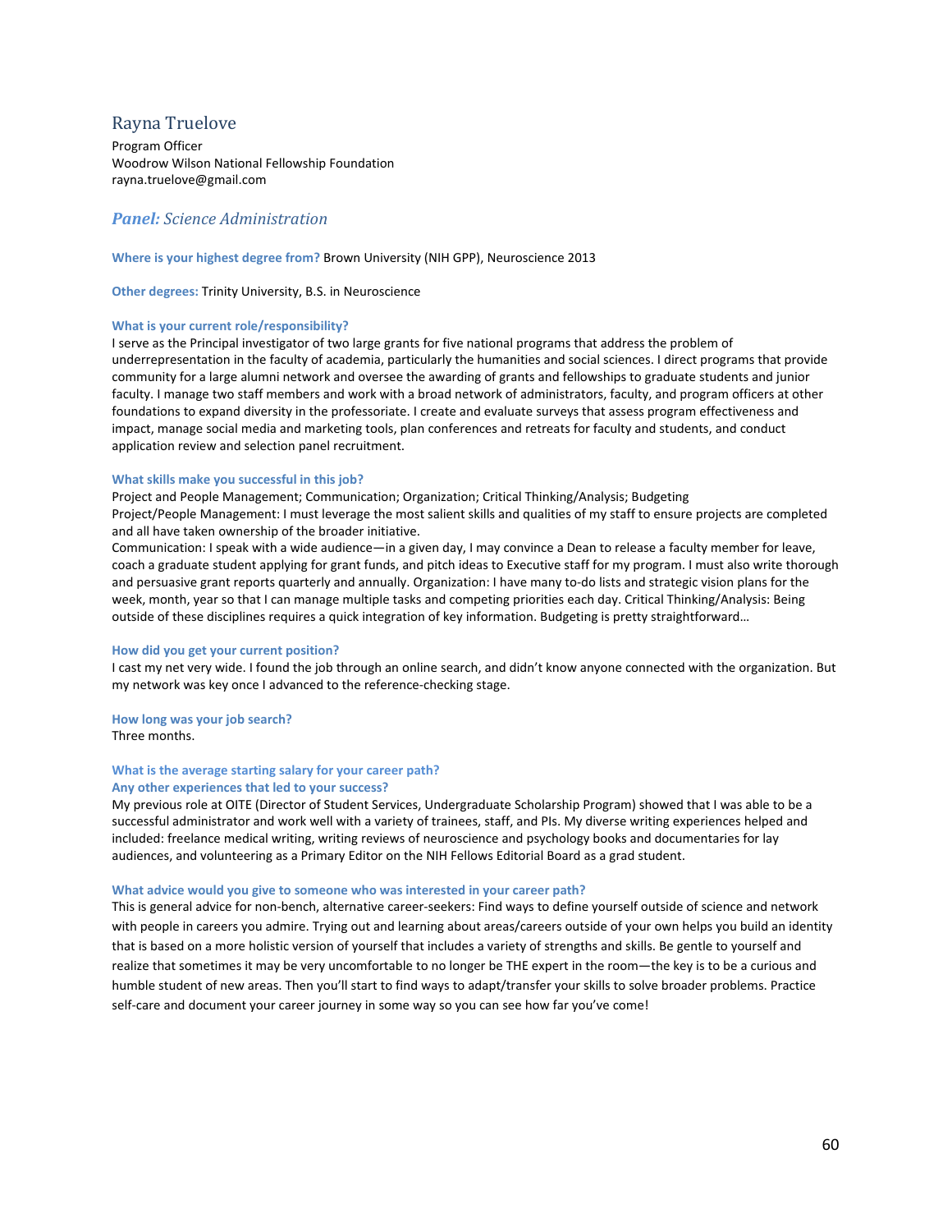## Rayna Truelove

Program Officer
Woodrow Wilson National Fellowship Foundation
rayna.truelove@gmail.com

### ***Panel:*** *Science Administration*

**Where is your highest degree from?** Brown University (NIH GPP), Neuroscience 2013

**Other degrees:** Trinity University, B.S. in Neuroscience

**What is your current role/responsibility?**
I serve as the Principal investigator of two large grants for five national programs that address the problem of underrepresentation in the faculty of academia, particularly the humanities and social sciences. I direct programs that provide community for a large alumni network and oversee the awarding of grants and fellowships to graduate students and junior faculty. I manage two staff members and work with a broad network of administrators, faculty, and program officers at other foundations to expand diversity in the professoriate. I create and evaluate surveys that assess program effectiveness and impact, manage social media and marketing tools, plan conferences and retreats for faculty and students, and conduct application review and selection panel recruitment.

**What skills make you successful in this job?**
Project and People Management; Communication; Organization; Critical Thinking/Analysis; Budgeting
Project/People Management: I must leverage the most salient skills and qualities of my staff to ensure projects are completed and all have taken ownership of the broader initiative.
Communication: I speak with a wide audience—in a given day, I may convince a Dean to release a faculty member for leave, coach a graduate student applying for grant funds, and pitch ideas to Executive staff for my program. I must also write thorough and persuasive grant reports quarterly and annually. Organization: I have many to-do lists and strategic vision plans for the week, month, year so that I can manage multiple tasks and competing priorities each day. Critical Thinking/Analysis: Being outside of these disciplines requires a quick integration of key information. Budgeting is pretty straightforward…

**How did you get your current position?**
I cast my net very wide. I found the job through an online search, and didn't know anyone connected with the organization. But my network was key once I advanced to the reference-checking stage.

**How long was your job search?**
Three months.

**What is the average starting salary for your career path?**

**Any other experiences that led to your success?**
My previous role at OITE (Director of Student Services, Undergraduate Scholarship Program) showed that I was able to be a successful administrator and work well with a variety of trainees, staff, and PIs. My diverse writing experiences helped and included: freelance medical writing, writing reviews of neuroscience and psychology books and documentaries for lay audiences, and volunteering as a Primary Editor on the NIH Fellows Editorial Board as a grad student.

**What advice would you give to someone who was interested in your career path?**
This is general advice for non-bench, alternative career-seekers: Find ways to define yourself outside of science and network with people in careers you admire. Trying out and learning about areas/careers outside of your own helps you build an identity that is based on a more holistic version of yourself that includes a variety of strengths and skills. Be gentle to yourself and realize that sometimes it may be very uncomfortable to no longer be THE expert in the room—the key is to be a curious and humble student of new areas. Then you'll start to find ways to adapt/transfer your skills to solve broader problems. Practice self-care and document your career journey in some way so you can see how far you've come!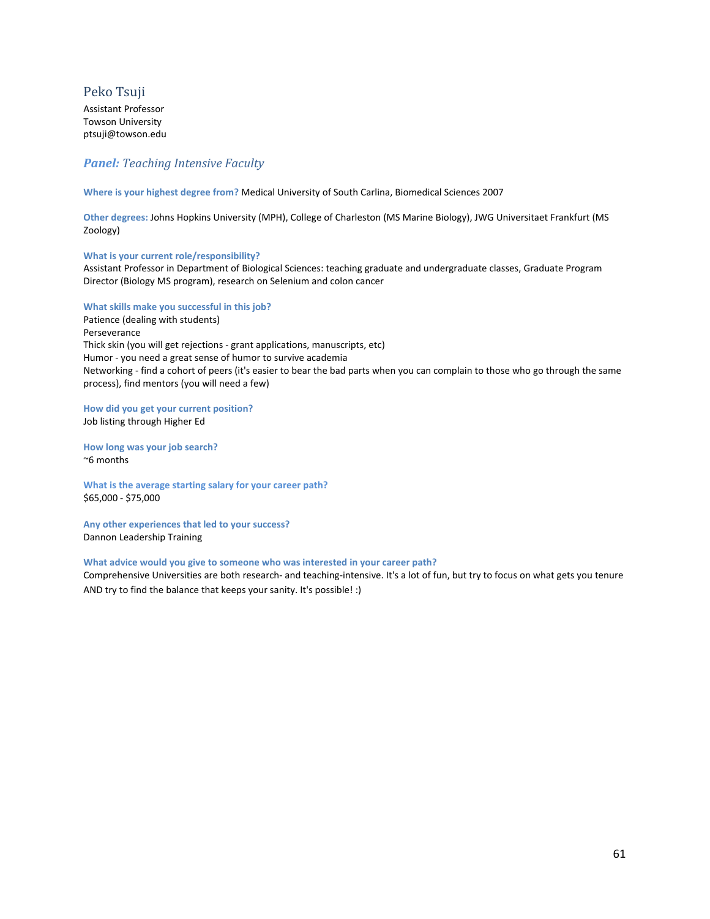## Peko Tsuji

Assistant Professor
Towson University
ptsuji@towson.edu

### *Panel: Teaching Intensive Faculty*

**Where is your highest degree from?** Medical University of South Carlina, Biomedical Sciences 2007

**Other degrees:** Johns Hopkins University (MPH), College of Charleston (MS Marine Biology), JWG Universitaet Frankfurt (MS Zoology)

**What is your current role/responsibility?**
Assistant Professor in Department of Biological Sciences: teaching graduate and undergraduate classes, Graduate Program Director (Biology MS program), research on Selenium and colon cancer

**What skills make you successful in this job?**
Patience (dealing with students)
Perseverance
Thick skin (you will get rejections - grant applications, manuscripts, etc)
Humor - you need a great sense of humor to survive academia
Networking - find a cohort of peers (it's easier to bear the bad parts when you can complain to those who go through the same process), find mentors (you will need a few)

**How did you get your current position?**
Job listing through Higher Ed

**How long was your job search?**
~6 months

**What is the average starting salary for your career path?**
$65,000 - $75,000

**Any other experiences that led to your success?**
Dannon Leadership Training

**What advice would you give to someone who was interested in your career path?**
Comprehensive Universities are both research- and teaching-intensive. It's a lot of fun, but try to focus on what gets you tenure AND try to find the balance that keeps your sanity. It's possible! :)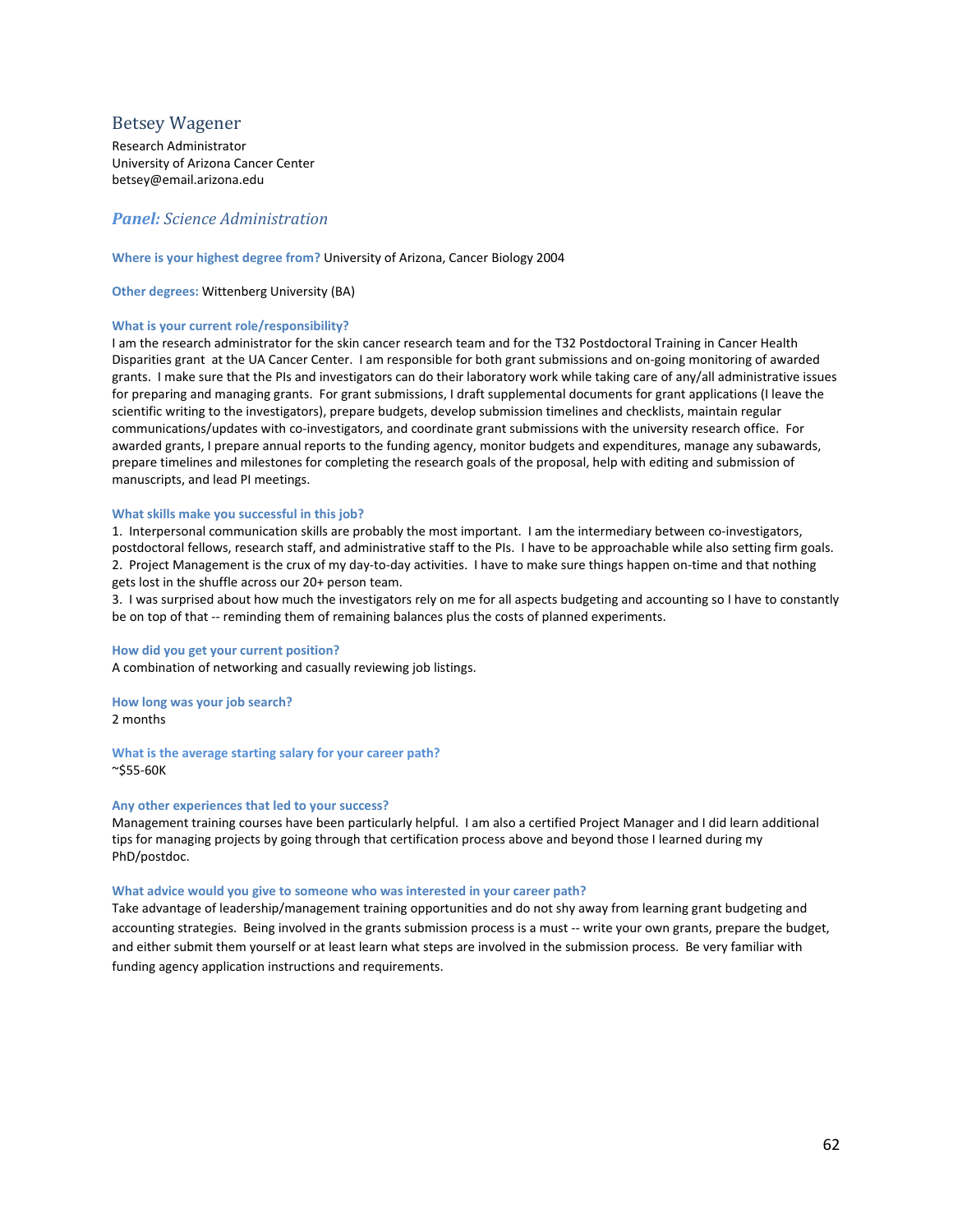## Betsey Wagener

Research Administrator
University of Arizona Cancer Center
betsey@email.arizona.edu

### ***Panel:*** *Science Administration*

**Where is your highest degree from?** University of Arizona, Cancer Biology 2004

**Other degrees:** Wittenberg University (BA)

**What is your current role/responsibility?**
I am the research administrator for the skin cancer research team and for the T32 Postdoctoral Training in Cancer Health Disparities grant at the UA Cancer Center. I am responsible for both grant submissions and on-going monitoring of awarded grants. I make sure that the PIs and investigators can do their laboratory work while taking care of any/all administrative issues for preparing and managing grants. For grant submissions, I draft supplemental documents for grant applications (I leave the scientific writing to the investigators), prepare budgets, develop submission timelines and checklists, maintain regular communications/updates with co-investigators, and coordinate grant submissions with the university research office. For awarded grants, I prepare annual reports to the funding agency, monitor budgets and expenditures, manage any subawards, prepare timelines and milestones for completing the research goals of the proposal, help with editing and submission of manuscripts, and lead PI meetings.

**What skills make you successful in this job?**

1. Interpersonal communication skills are probably the most important. I am the intermediary between co-investigators, postdoctoral fellows, research staff, and administrative staff to the PIs. I have to be approachable while also setting firm goals.
2. Project Management is the crux of my day-to-day activities. I have to make sure things happen on-time and that nothing gets lost in the shuffle across our 20+ person team.
3. I was surprised about how much the investigators rely on me for all aspects budgeting and accounting so I have to constantly be on top of that -- reminding them of remaining balances plus the costs of planned experiments.

**How did you get your current position?**
A combination of networking and casually reviewing job listings.

**How long was your job search?**
2 months

**What is the average starting salary for your career path?**
~$55-60K

**Any other experiences that led to your success?**
Management training courses have been particularly helpful. I am also a certified Project Manager and I did learn additional tips for managing projects by going through that certification process above and beyond those I learned during my PhD/postdoc.

**What advice would you give to someone who was interested in your career path?**
Take advantage of leadership/management training opportunities and do not shy away from learning grant budgeting and accounting strategies. Being involved in the grants submission process is a must -- write your own grants, prepare the budget, and either submit them yourself or at least learn what steps are involved in the submission process. Be very familiar with funding agency application instructions and requirements.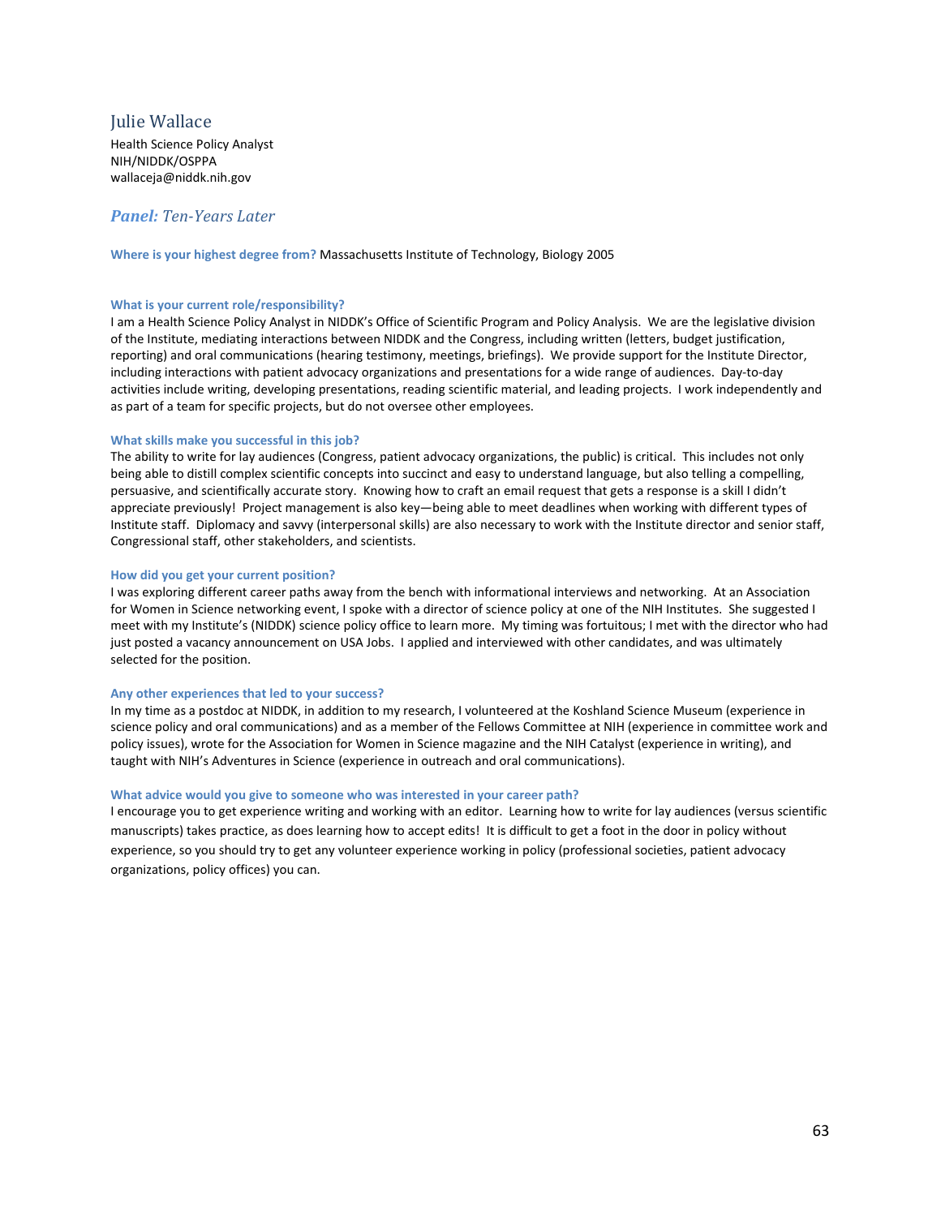## Julie Wallace

Health Science Policy Analyst
NIH/NIDDK/OSPPA
wallaceja@niddk.nih.gov

### *Panel: Ten-Years Later*

**Where is your highest degree from?** Massachusetts Institute of Technology, Biology 2005

**What is your current role/responsibility?**
I am a Health Science Policy Analyst in NIDDK's Office of Scientific Program and Policy Analysis. We are the legislative division of the Institute, mediating interactions between NIDDK and the Congress, including written (letters, budget justification, reporting) and oral communications (hearing testimony, meetings, briefings). We provide support for the Institute Director, including interactions with patient advocacy organizations and presentations for a wide range of audiences. Day-to-day activities include writing, developing presentations, reading scientific material, and leading projects. I work independently and as part of a team for specific projects, but do not oversee other employees.

**What skills make you successful in this job?**
The ability to write for lay audiences (Congress, patient advocacy organizations, the public) is critical. This includes not only being able to distill complex scientific concepts into succinct and easy to understand language, but also telling a compelling, persuasive, and scientifically accurate story. Knowing how to craft an email request that gets a response is a skill I didn't appreciate previously! Project management is also key—being able to meet deadlines when working with different types of Institute staff. Diplomacy and savvy (interpersonal skills) are also necessary to work with the Institute director and senior staff, Congressional staff, other stakeholders, and scientists.

**How did you get your current position?**
I was exploring different career paths away from the bench with informational interviews and networking. At an Association for Women in Science networking event, I spoke with a director of science policy at one of the NIH Institutes. She suggested I meet with my Institute's (NIDDK) science policy office to learn more. My timing was fortuitous; I met with the director who had just posted a vacancy announcement on USA Jobs. I applied and interviewed with other candidates, and was ultimately selected for the position.

**Any other experiences that led to your success?**
In my time as a postdoc at NIDDK, in addition to my research, I volunteered at the Koshland Science Museum (experience in science policy and oral communications) and as a member of the Fellows Committee at NIH (experience in committee work and policy issues), wrote for the Association for Women in Science magazine and the NIH Catalyst (experience in writing), and taught with NIH's Adventures in Science (experience in outreach and oral communications).

**What advice would you give to someone who was interested in your career path?**
I encourage you to get experience writing and working with an editor. Learning how to write for lay audiences (versus scientific manuscripts) takes practice, as does learning how to accept edits! It is difficult to get a foot in the door in policy without experience, so you should try to get any volunteer experience working in policy (professional societies, patient advocacy organizations, policy offices) you can.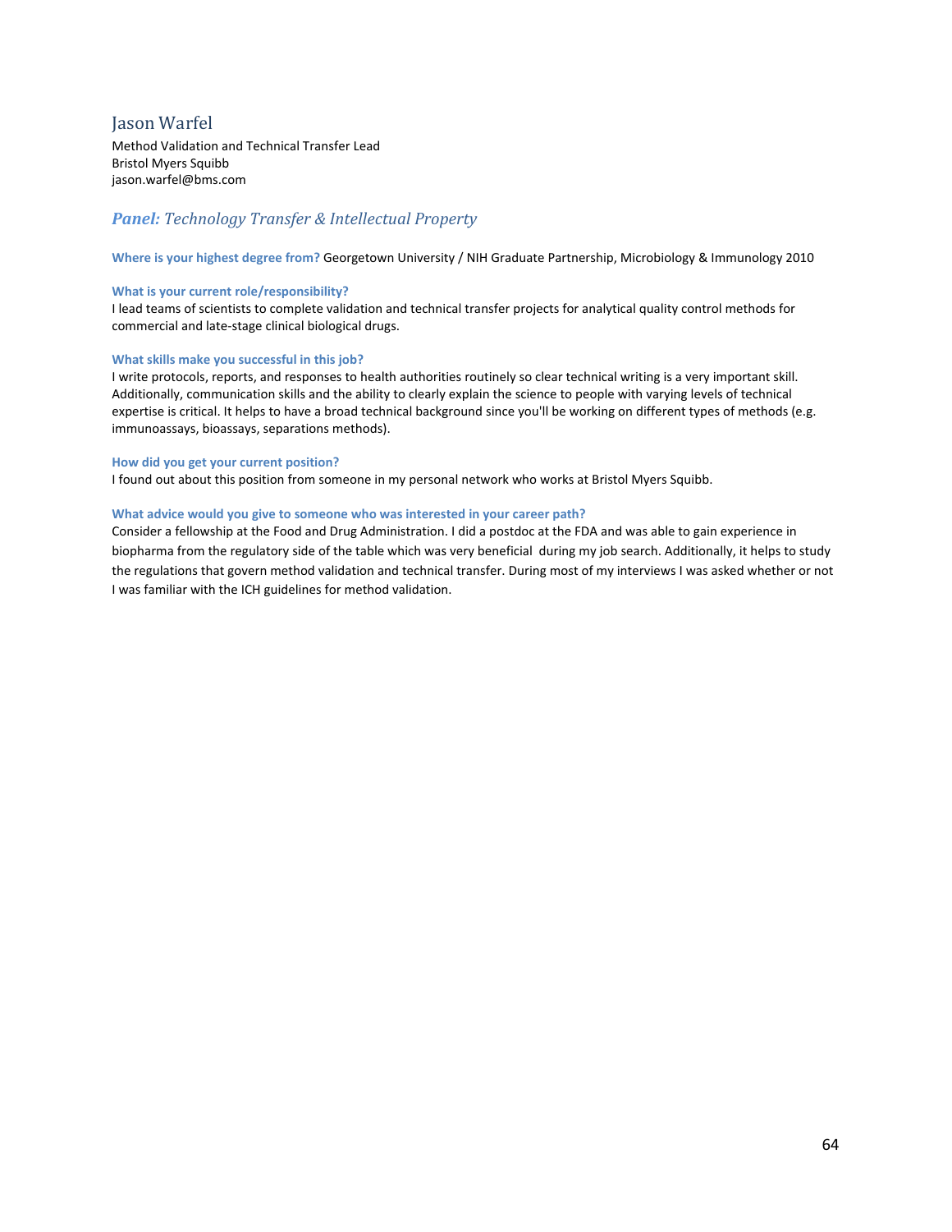## Jason Warfel

Method Validation and Technical Transfer Lead
Bristol Myers Squibb
jason.warfel@bms.com

### ***Panel:*** *Technology Transfer & Intellectual Property*

**Where is your highest degree from?** Georgetown University / NIH Graduate Partnership, Microbiology & Immunology 2010

**What is your current role/responsibility?**
I lead teams of scientists to complete validation and technical transfer projects for analytical quality control methods for commercial and late-stage clinical biological drugs.

**What skills make you successful in this job?**
I write protocols, reports, and responses to health authorities routinely so clear technical writing is a very important skill. Additionally, communication skills and the ability to clearly explain the science to people with varying levels of technical expertise is critical. It helps to have a broad technical background since you'll be working on different types of methods (e.g. immunoassays, bioassays, separations methods).

**How did you get your current position?**
I found out about this position from someone in my personal network who works at Bristol Myers Squibb.

**What advice would you give to someone who was interested in your career path?**
Consider a fellowship at the Food and Drug Administration. I did a postdoc at the FDA and was able to gain experience in biopharma from the regulatory side of the table which was very beneficial during my job search. Additionally, it helps to study the regulations that govern method validation and technical transfer. During most of my interviews I was asked whether or not I was familiar with the ICH guidelines for method validation.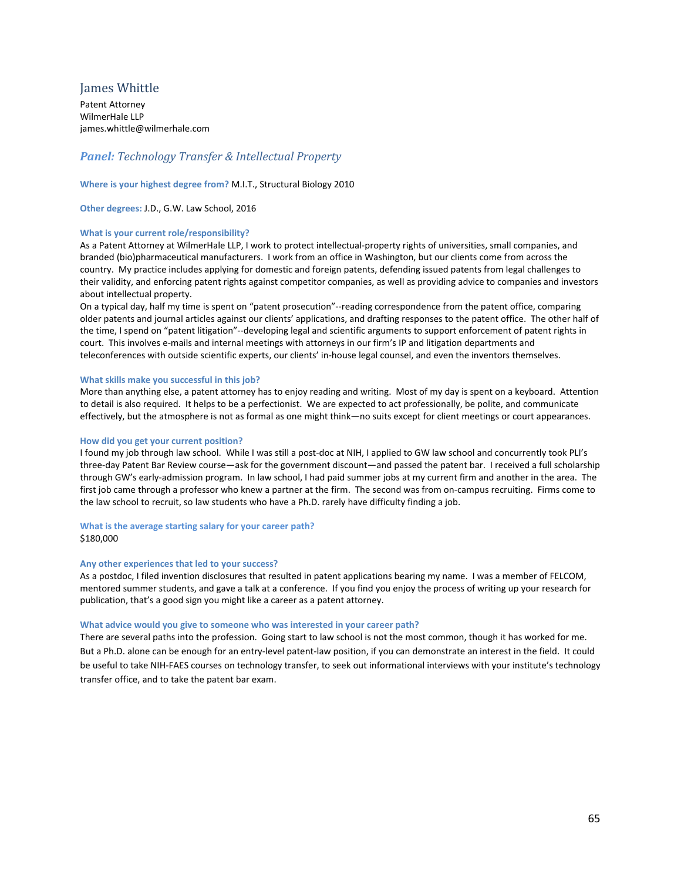## James Whittle

Patent Attorney
WilmerHale LLP
james.whittle@wilmerhale.com

### *Panel:* *Technology Transfer & Intellectual Property*

**Where is your highest degree from?** M.I.T., Structural Biology 2010

**Other degrees:** J.D., G.W. Law School, 2016

**What is your current role/responsibility?**

As a Patent Attorney at WilmerHale LLP, I work to protect intellectual-property rights of universities, small companies, and branded (bio)pharmaceutical manufacturers. I work from an office in Washington, but our clients come from across the country. My practice includes applying for domestic and foreign patents, defending issued patents from legal challenges to their validity, and enforcing patent rights against competitor companies, as well as providing advice to companies and investors about intellectual property.

On a typical day, half my time is spent on "patent prosecution"--reading correspondence from the patent office, comparing older patents and journal articles against our clients' applications, and drafting responses to the patent office. The other half of the time, I spend on "patent litigation"--developing legal and scientific arguments to support enforcement of patent rights in court. This involves e-mails and internal meetings with attorneys in our firm's IP and litigation departments and teleconferences with outside scientific experts, our clients' in-house legal counsel, and even the inventors themselves.

**What skills make you successful in this job?**

More than anything else, a patent attorney has to enjoy reading and writing. Most of my day is spent on a keyboard. Attention to detail is also required. It helps to be a perfectionist. We are expected to act professionally, be polite, and communicate effectively, but the atmosphere is not as formal as one might think—no suits except for client meetings or court appearances.

**How did you get your current position?**

I found my job through law school. While I was still a post-doc at NIH, I applied to GW law school and concurrently took PLI's three-day Patent Bar Review course—ask for the government discount—and passed the patent bar. I received a full scholarship through GW's early-admission program. In law school, I had paid summer jobs at my current firm and another in the area. The first job came through a professor who knew a partner at the firm. The second was from on-campus recruiting. Firms come to the law school to recruit, so law students who have a Ph.D. rarely have difficulty finding a job.

**What is the average starting salary for your career path?**

$180,000

**Any other experiences that led to your success?**

As a postdoc, I filed invention disclosures that resulted in patent applications bearing my name. I was a member of FELCOM, mentored summer students, and gave a talk at a conference. If you find you enjoy the process of writing up your research for publication, that's a good sign you might like a career as a patent attorney.

**What advice would you give to someone who was interested in your career path?**

There are several paths into the profession. Going start to law school is not the most common, though it has worked for me. But a Ph.D. alone can be enough for an entry-level patent-law position, if you can demonstrate an interest in the field. It could be useful to take NIH-FAES courses on technology transfer, to seek out informational interviews with your institute's technology transfer office, and to take the patent bar exam.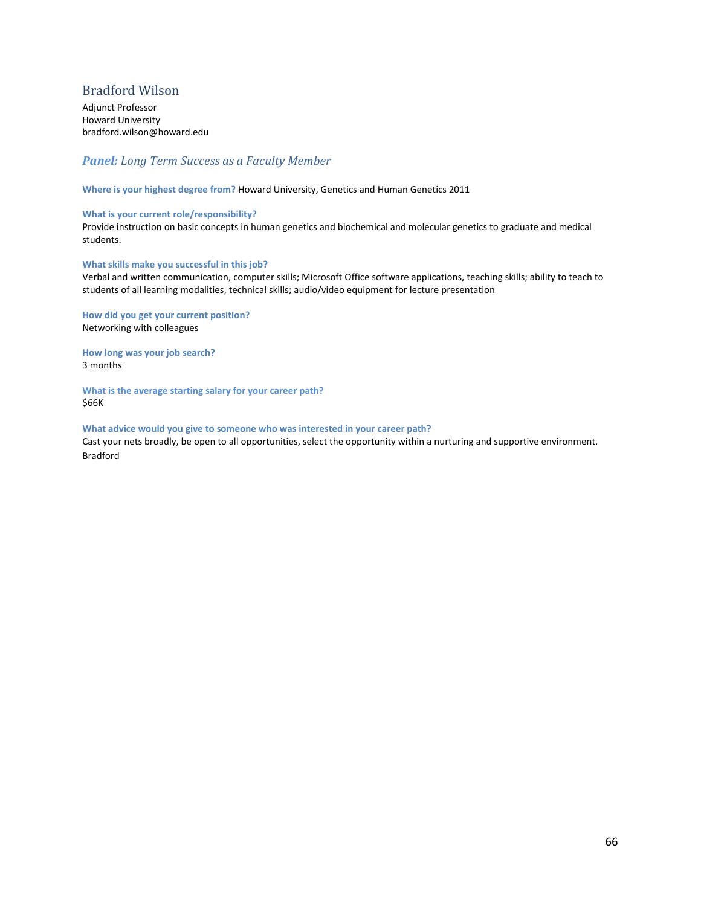## Bradford Wilson

Adjunct Professor
Howard University
bradford.wilson@howard.edu

### ***Panel:*** *Long Term Success as a Faculty Member*

**Where is your highest degree from?** Howard University, Genetics and Human Genetics 2011

**What is your current role/responsibility?**
Provide instruction on basic concepts in human genetics and biochemical and molecular genetics to graduate and medical students.

**What skills make you successful in this job?**
Verbal and written communication, computer skills; Microsoft Office software applications, teaching skills; ability to teach to students of all learning modalities, technical skills; audio/video equipment for lecture presentation

**How did you get your current position?**
Networking with colleagues

**How long was your job search?**
3 months

**What is the average starting salary for your career path?**
$66K

**What advice would you give to someone who was interested in your career path?**
Cast your nets broadly, be open to all opportunities, select the opportunity within a nurturing and supportive environment.
Bradford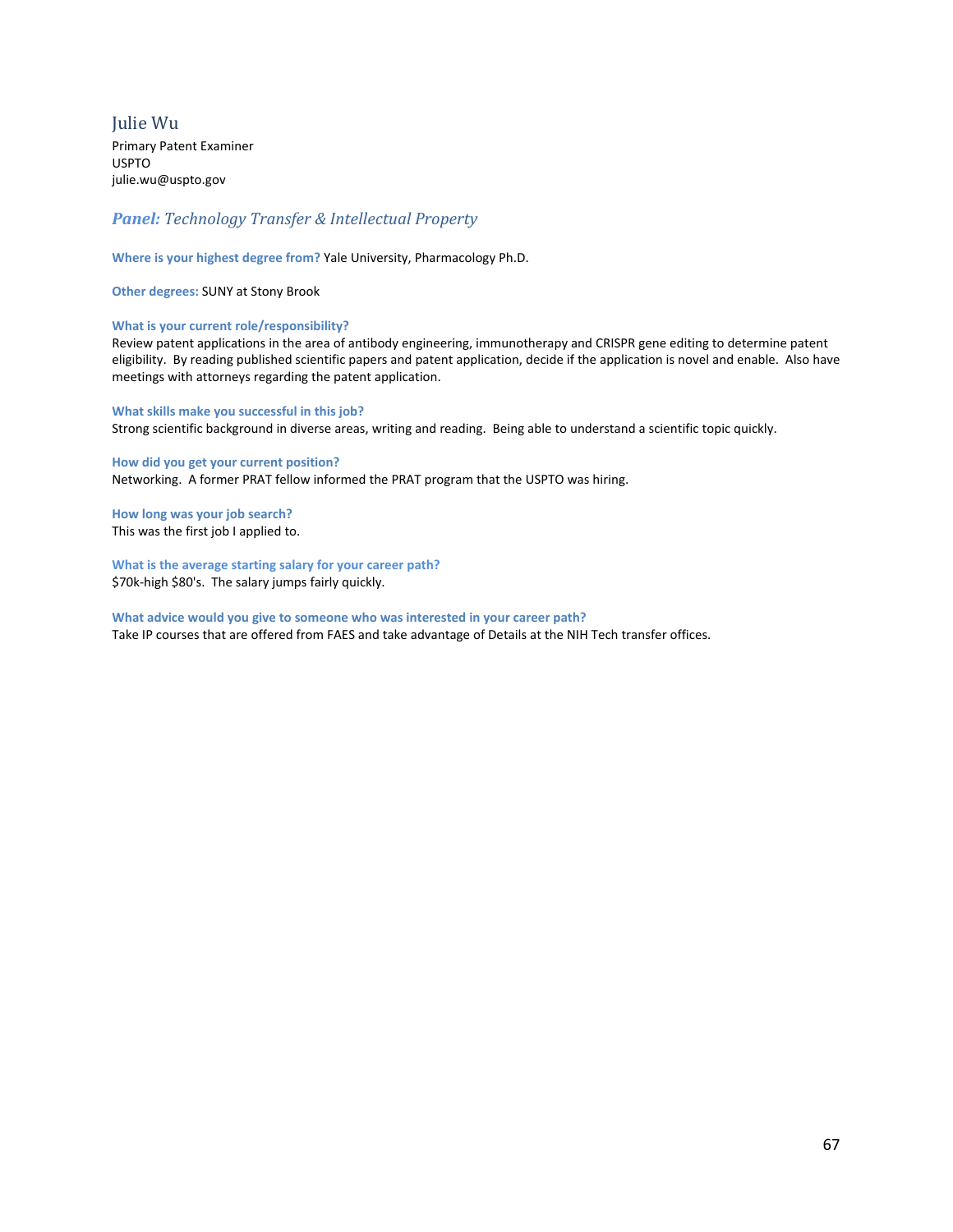## Julie Wu

Primary Patent Examiner
USPTO
julie.wu@uspto.gov

### *Panel: Technology Transfer & Intellectual Property*

**Where is your highest degree from?** Yale University, Pharmacology Ph.D.

**Other degrees:** SUNY at Stony Brook

**What is your current role/responsibility?**
Review patent applications in the area of antibody engineering, immunotherapy and CRISPR gene editing to determine patent eligibility. By reading published scientific papers and patent application, decide if the application is novel and enable. Also have meetings with attorneys regarding the patent application.

**What skills make you successful in this job?**
Strong scientific background in diverse areas, writing and reading. Being able to understand a scientific topic quickly.

**How did you get your current position?**
Networking. A former PRAT fellow informed the PRAT program that the USPTO was hiring.

**How long was your job search?**
This was the first job I applied to.

**What is the average starting salary for your career path?**
$70k-high $80's. The salary jumps fairly quickly.

**What advice would you give to someone who was interested in your career path?**
Take IP courses that are offered from FAES and take advantage of Details at the NIH Tech transfer offices.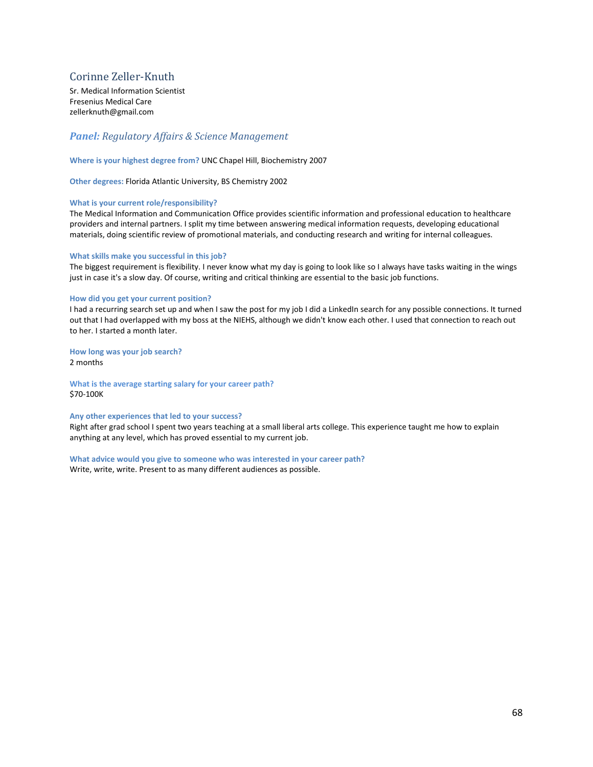## Corinne Zeller-Knuth

Sr. Medical Information Scientist
Fresenius Medical Care
zellerknuth@gmail.com

### ***Panel:*** *Regulatory Affairs & Science Management*

**Where is your highest degree from?** UNC Chapel Hill, Biochemistry 2007

**Other degrees:** Florida Atlantic University, BS Chemistry 2002

**What is your current role/responsibility?**
The Medical Information and Communication Office provides scientific information and professional education to healthcare providers and internal partners. I split my time between answering medical information requests, developing educational materials, doing scientific review of promotional materials, and conducting research and writing for internal colleagues.

**What skills make you successful in this job?**
The biggest requirement is flexibility. I never know what my day is going to look like so I always have tasks waiting in the wings just in case it's a slow day. Of course, writing and critical thinking are essential to the basic job functions.

**How did you get your current position?**
I had a recurring search set up and when I saw the post for my job I did a LinkedIn search for any possible connections. It turned out that I had overlapped with my boss at the NIEHS, although we didn't know each other. I used that connection to reach out to her. I started a month later.

**How long was your job search?**
2 months

**What is the average starting salary for your career path?**
$70-100K

**Any other experiences that led to your success?**
Right after grad school I spent two years teaching at a small liberal arts college. This experience taught me how to explain anything at any level, which has proved essential to my current job.

**What advice would you give to someone who was interested in your career path?**
Write, write, write. Present to as many different audiences as possible.